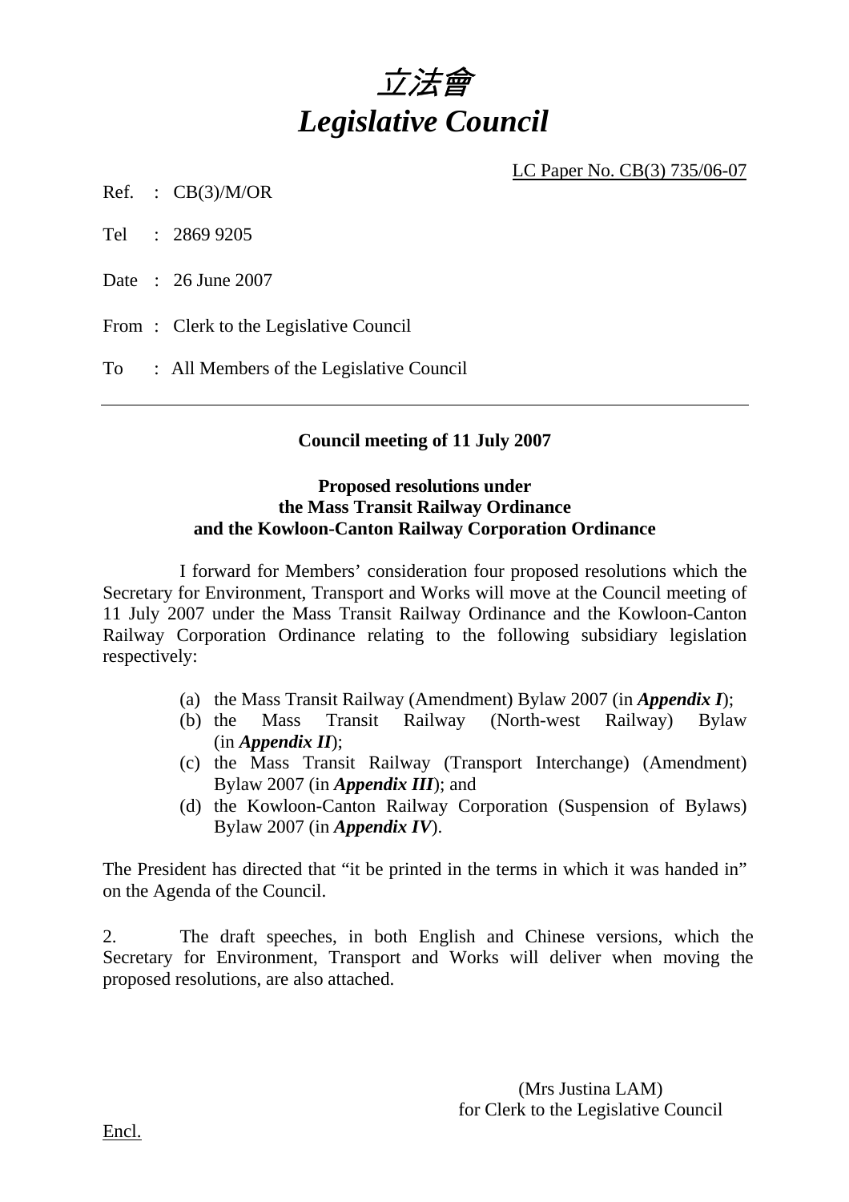# *立法會*
# *Legislative Council*

LC Paper No. CB(3) 735/06-07

Ref. : CB(3)/M/OR

Tel : 2869 9205

Date : 26 June 2007

From : Clerk to the Legislative Council

To : All Members of the Legislative Council

---

**Council meeting of 11 July 2007**

**Proposed resolutions under**
**the Mass Transit Railway Ordinance**
**and the Kowloon-Canton Railway Corporation Ordinance**

I forward for Members' consideration four proposed resolutions which the Secretary for Environment, Transport and Works will move at the Council meeting of 11 July 2007 under the Mass Transit Railway Ordinance and the Kowloon-Canton Railway Corporation Ordinance relating to the following subsidiary legislation respectively:

(a) the Mass Transit Railway (Amendment) Bylaw 2007 (in ***Appendix I***);
(b) the Mass Transit Railway (North-west Railway) Bylaw (in ***Appendix II***);
(c) the Mass Transit Railway (Transport Interchange) (Amendment) Bylaw 2007 (in ***Appendix III***); and
(d) the Kowloon-Canton Railway Corporation (Suspension of Bylaws) Bylaw 2007 (in ***Appendix IV***).

The President has directed that "it be printed in the terms in which it was handed in" on the Agenda of the Council.

2. The draft speeches, in both English and Chinese versions, which the Secretary for Environment, Transport and Works will deliver when moving the proposed resolutions, are also attached.

(Mrs Justina LAM)
for Clerk to the Legislative Council

Encl.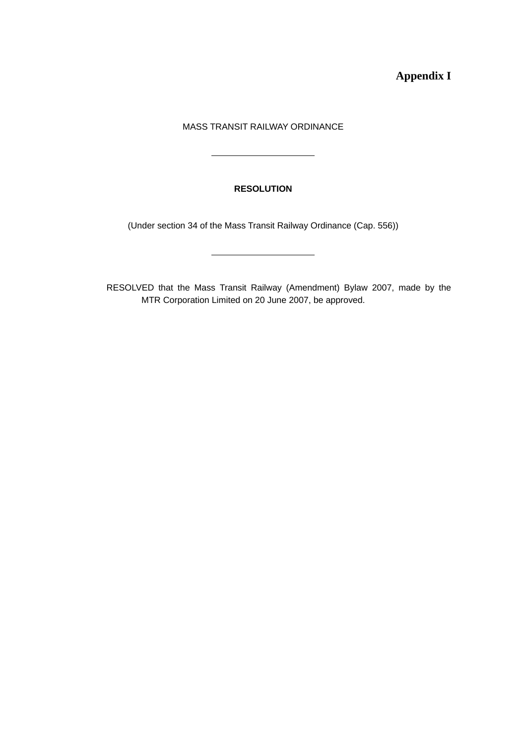**Appendix I**

MASS TRANSIT RAILWAY ORDINANCE

---

**RESOLUTION**

(Under section 34 of the Mass Transit Railway Ordinance (Cap. 556))

---

RESOLVED that the Mass Transit Railway (Amendment) Bylaw 2007, made by the MTR Corporation Limited on 20 June 2007, be approved.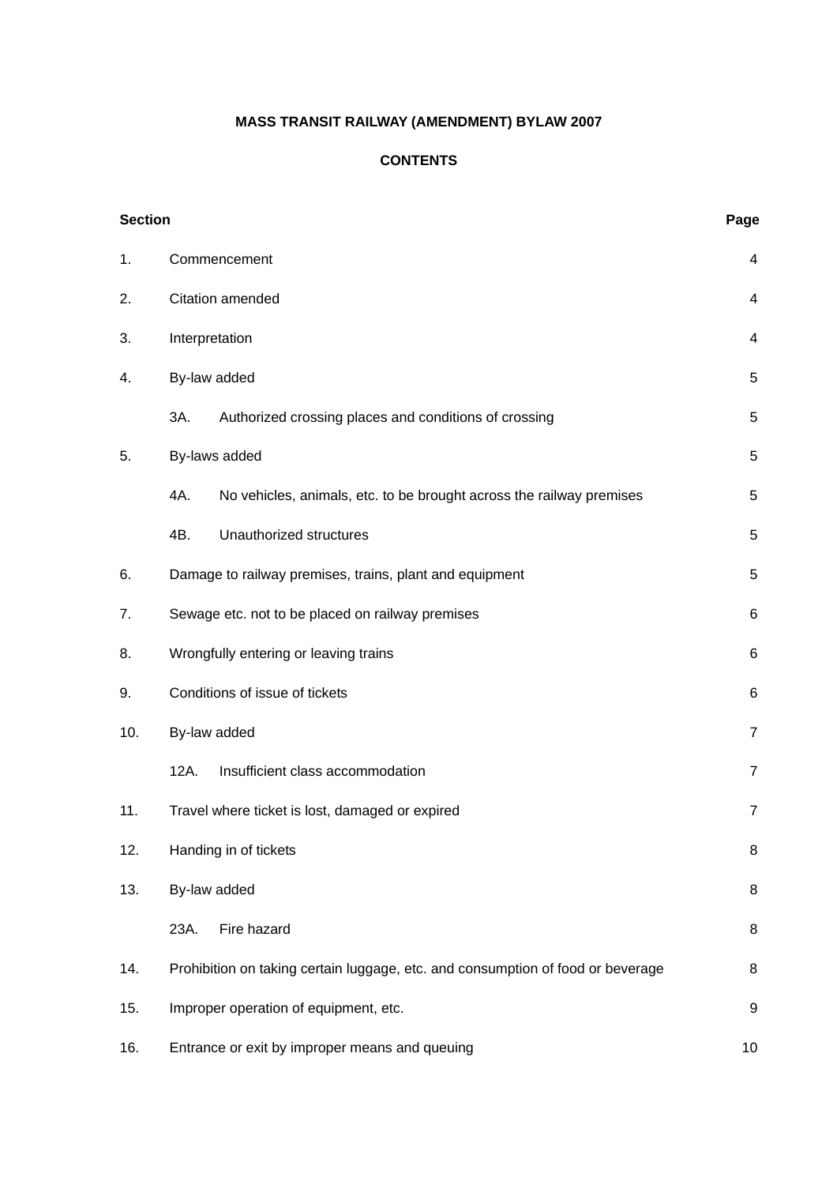**MASS TRANSIT RAILWAY (AMENDMENT) BYLAW 2007**

**CONTENTS**

| Section | | Page |
|---|---|---|
| 1. | Commencement | 4 |
| 2. | Citation amended | 4 |
| 3. | Interpretation | 4 |
| 4. | By-law added | 5 |
| | 3A. Authorized crossing places and conditions of crossing | 5 |
| 5. | By-laws added | 5 |
| | 4A. No vehicles, animals, etc. to be brought across the railway premises | 5 |
| | 4B. Unauthorized structures | 5 |
| 6. | Damage to railway premises, trains, plant and equipment | 5 |
| 7. | Sewage etc. not to be placed on railway premises | 6 |
| 8. | Wrongfully entering or leaving trains | 6 |
| 9. | Conditions of issue of tickets | 6 |
| 10. | By-law added | 7 |
| | 12A. Insufficient class accommodation | 7 |
| 11. | Travel where ticket is lost, damaged or expired | 7 |
| 12. | Handing in of tickets | 8 |
| 13. | By-law added | 8 |
| | 23A. Fire hazard | 8 |
| 14. | Prohibition on taking certain luggage, etc. and consumption of food or beverage | 8 |
| 15. | Improper operation of equipment, etc. | 9 |
| 16. | Entrance or exit by improper means and queuing | 10 |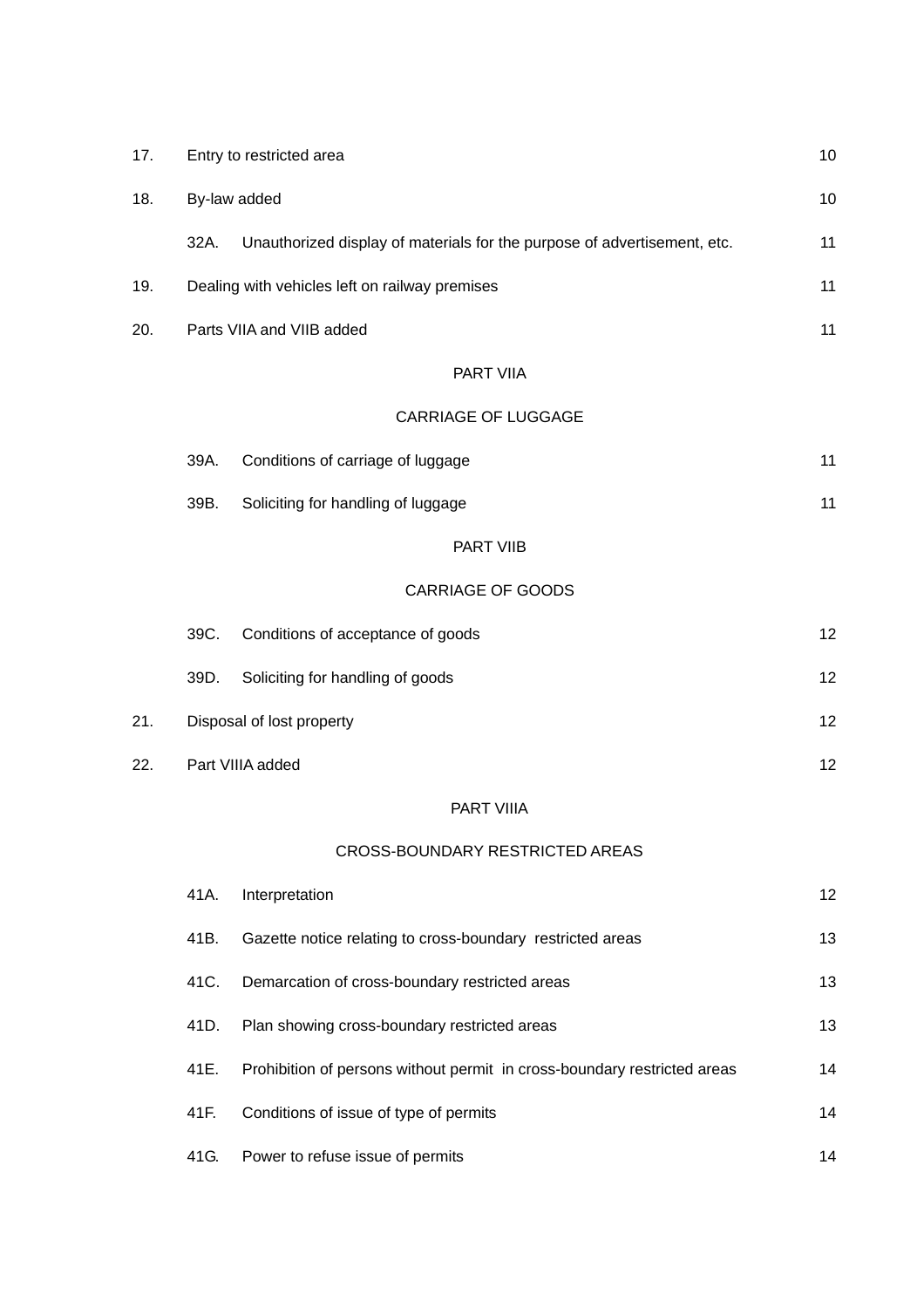| | | | |
|---|---|---|---|
| 17. | Entry to restricted area | | 10 |
| 18. | By-law added | | 10 |
| | 32A. | Unauthorized display of materials for the purpose of advertisement, etc. | 11 |
| 19. | Dealing with vehicles left on railway premises | | 11 |
| 20. | Parts VIIA and VIIB added | | 11 |

PART VIIA

CARRIAGE OF LUGGAGE

| | | | |
|---|---|---|---|
| | 39A. | Conditions of carriage of luggage | 11 |
| | 39B. | Soliciting for handling of luggage | 11 |

PART VIIB

CARRIAGE OF GOODS

| | | | |
|---|---|---|---|
| | 39C. | Conditions of acceptance of goods | 12 |
| | 39D. | Soliciting for handling of goods | 12 |
| 21. | Disposal of lost property | | 12 |
| 22. | Part VIIIA added | | 12 |

PART VIIIA

CROSS-BOUNDARY RESTRICTED AREAS

| | | | |
|---|---|---|---|
| | 41A. | Interpretation | 12 |
| | 41B. | Gazette notice relating to cross-boundary restricted areas | 13 |
| | 41C. | Demarcation of cross-boundary restricted areas | 13 |
| | 41D. | Plan showing cross-boundary restricted areas | 13 |
| | 41E. | Prohibition of persons without permit in cross-boundary restricted areas | 14 |
| | 41F. | Conditions of issue of type of permits | 14 |
| | 41G. | Power to refuse issue of permits | 14 |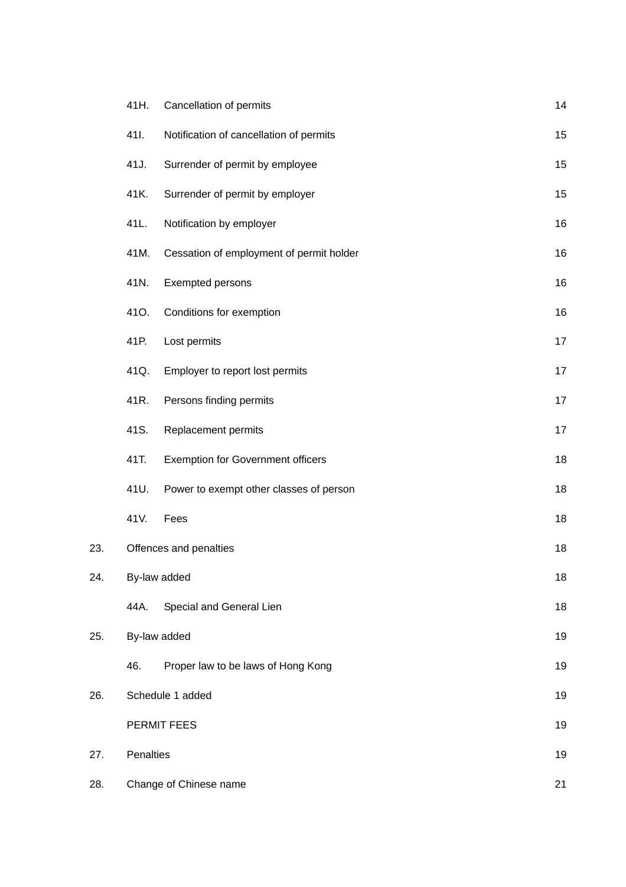| | | | |
|---|---|---|---|
| | 41H. | Cancellation of permits | 14 |
| | 41I. | Notification of cancellation of permits | 15 |
| | 41J. | Surrender of permit by employee | 15 |
| | 41K. | Surrender of permit by employer | 15 |
| | 41L. | Notification by employer | 16 |
| | 41M. | Cessation of employment of permit holder | 16 |
| | 41N. | Exempted persons | 16 |
| | 41O. | Conditions for exemption | 16 |
| | 41P. | Lost permits | 17 |
| | 41Q. | Employer to report lost permits | 17 |
| | 41R. | Persons finding permits | 17 |
| | 41S. | Replacement permits | 17 |
| | 41T. | Exemption for Government officers | 18 |
| | 41U. | Power to exempt other classes of person | 18 |
| | 41V. | Fees | 18 |
| 23. | Offences and penalties | | 18 |
| 24. | By-law added | | 18 |
| | 44A. | Special and General Lien | 18 |
| 25. | By-law added | | 19 |
| | 46. | Proper law to be laws of Hong Kong | 19 |
| 26. | Schedule 1 added | | 19 |
| | PERMIT FEES | | 19 |
| 27. | Penalties | | 19 |
| 28. | Change of Chinese name | | 21 |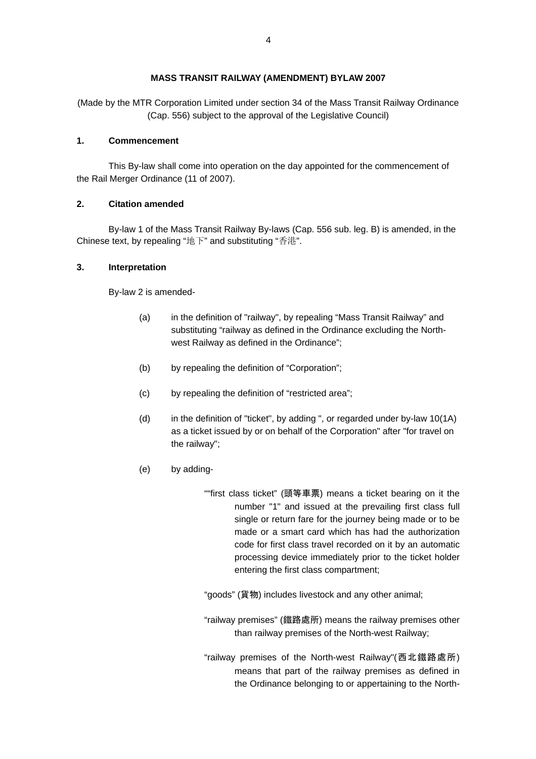**MASS TRANSIT RAILWAY (AMENDMENT) BYLAW 2007**

(Made by the MTR Corporation Limited under section 34 of the Mass Transit Railway Ordinance (Cap. 556) subject to the approval of the Legislative Council)

**1. Commencement**

This By-law shall come into operation on the day appointed for the commencement of the Rail Merger Ordinance (11 of 2007).

**2. Citation amended**

By-law 1 of the Mass Transit Railway By-laws (Cap. 556 sub. leg. B) is amended, in the Chinese text, by repealing "地下" and substituting "香港".

**3. Interpretation**

By-law 2 is amended-

(a) in the definition of "railway", by repealing "Mass Transit Railway" and substituting "railway as defined in the Ordinance excluding the North-west Railway as defined in the Ordinance";

(b) by repealing the definition of "Corporation";

(c) by repealing the definition of "restricted area";

(d) in the definition of "ticket", by adding ", or regarded under by-law 10(1A) as a ticket issued by or on behalf of the Corporation" after "for travel on the railway";

(e) by adding-

""first class ticket" (頭等車票) means a ticket bearing on it the number "1" and issued at the prevailing first class full single or return fare for the journey being made or to be made or a smart card which has had the authorization code for first class travel recorded on it by an automatic processing device immediately prior to the ticket holder entering the first class compartment;

"goods" (貨物) includes livestock and any other animal;

"railway premises" (鐵路處所) means the railway premises other than railway premises of the North-west Railway;

"railway premises of the North-west Railway"(西北鐵路處所) means that part of the railway premises as defined in the Ordinance belonging to or appertaining to the North-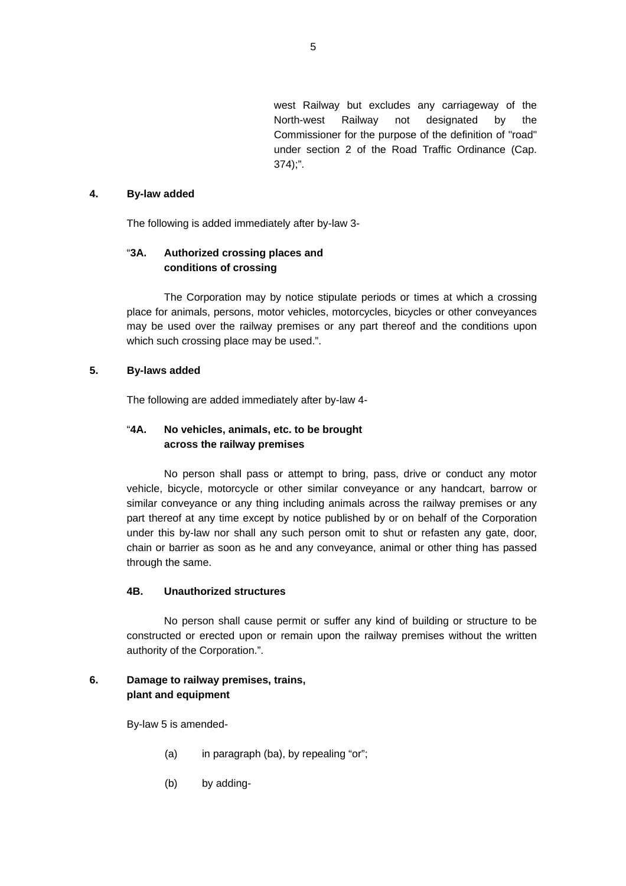west Railway but excludes any carriageway of the North-west Railway not designated by the Commissioner for the purpose of the definition of "road" under section 2 of the Road Traffic Ordinance (Cap. 374);".

**4. By-law added**

The following is added immediately after by-law 3-

"**3A. Authorized crossing places and conditions of crossing**

The Corporation may by notice stipulate periods or times at which a crossing place for animals, persons, motor vehicles, motorcycles, bicycles or other conveyances may be used over the railway premises or any part thereof and the conditions upon which such crossing place may be used.".

**5. By-laws added**

The following are added immediately after by-law 4-

"**4A. No vehicles, animals, etc. to be brought across the railway premises**

No person shall pass or attempt to bring, pass, drive or conduct any motor vehicle, bicycle, motorcycle or other similar conveyance or any handcart, barrow or similar conveyance or any thing including animals across the railway premises or any part thereof at any time except by notice published by or on behalf of the Corporation under this by-law nor shall any such person omit to shut or refasten any gate, door, chain or barrier as soon as he and any conveyance, animal or other thing has passed through the same.

**4B. Unauthorized structures**

No person shall cause permit or suffer any kind of building or structure to be constructed or erected upon or remain upon the railway premises without the written authority of the Corporation.".

**6. Damage to railway premises, trains, plant and equipment**

By-law 5 is amended-

(a) in paragraph (ba), by repealing "or";

(b) by adding-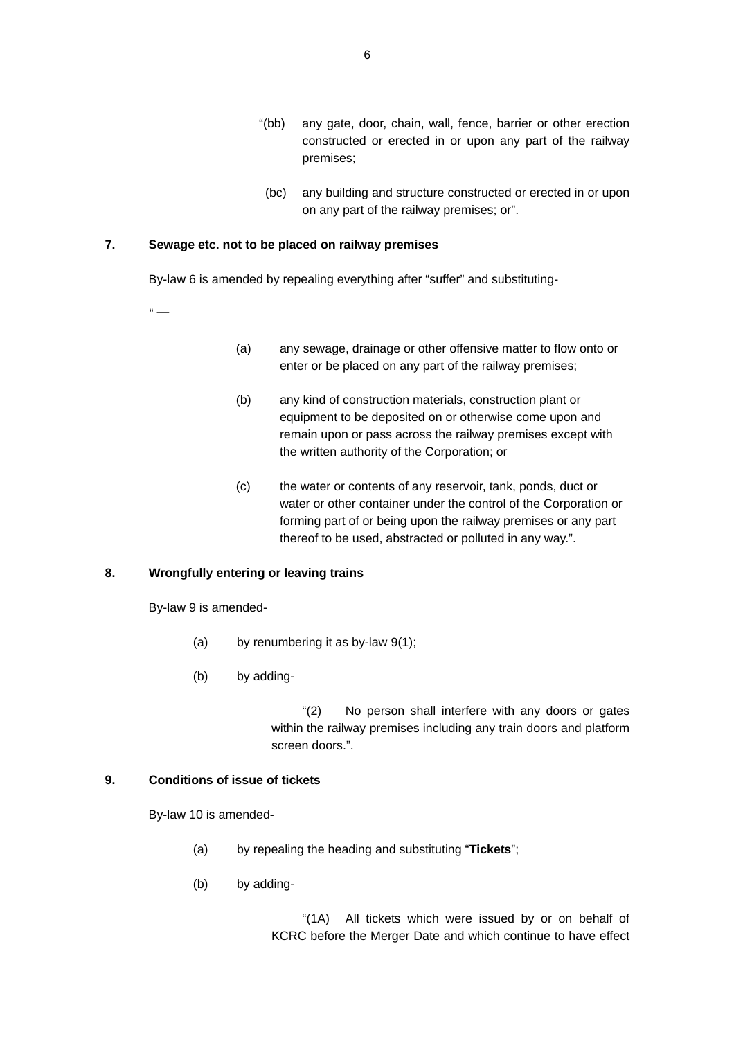"(bb) any gate, door, chain, wall, fence, barrier or other erection constructed or erected in or upon any part of the railway premises;

(bc) any building and structure constructed or erected in or upon on any part of the railway premises; or".

**7. Sewage etc. not to be placed on railway premises**

By-law 6 is amended by repealing everything after "suffer" and substituting-

" —

(a) any sewage, drainage or other offensive matter to flow onto or enter or be placed on any part of the railway premises;

(b) any kind of construction materials, construction plant or equipment to be deposited on or otherwise come upon and remain upon or pass across the railway premises except with the written authority of the Corporation; or

(c) the water or contents of any reservoir, tank, ponds, duct or water or other container under the control of the Corporation or forming part of or being upon the railway premises or any part thereof to be used, abstracted or polluted in any way.".

**8. Wrongfully entering or leaving trains**

By-law 9 is amended-

(a) by renumbering it as by-law 9(1);

(b) by adding-

"(2) No person shall interfere with any doors or gates within the railway premises including any train doors and platform screen doors.".

**9. Conditions of issue of tickets**

By-law 10 is amended-

(a) by repealing the heading and substituting "**Tickets**";

(b) by adding-

"(1A) All tickets which were issued by or on behalf of KCRC before the Merger Date and which continue to have effect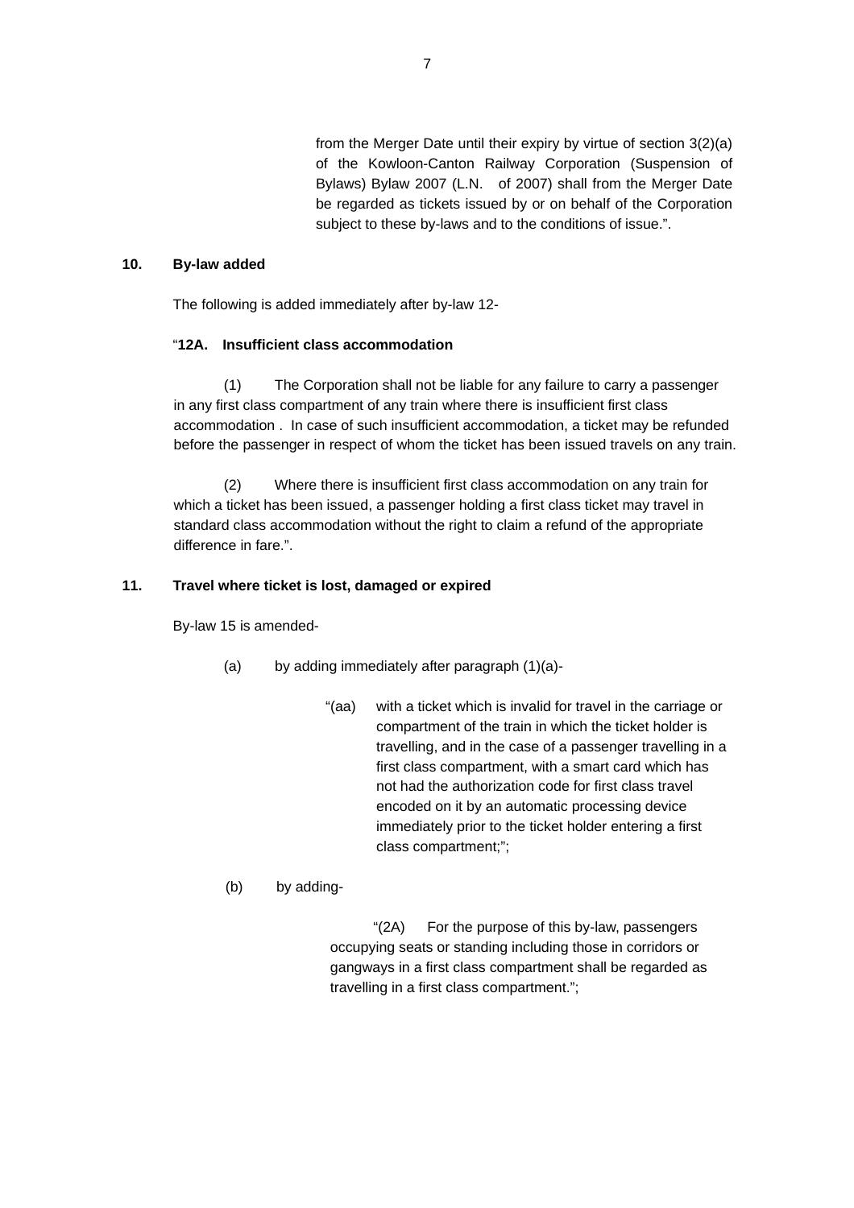from the Merger Date until their expiry by virtue of section 3(2)(a) of the Kowloon-Canton Railway Corporation (Suspension of Bylaws) Bylaw 2007 (L.N. of 2007) shall from the Merger Date be regarded as tickets issued by or on behalf of the Corporation subject to these by-laws and to the conditions of issue.".

**10. By-law added**

The following is added immediately after by-law 12-

"**12A. Insufficient class accommodation**

(1) The Corporation shall not be liable for any failure to carry a passenger in any first class compartment of any train where there is insufficient first class accommodation . In case of such insufficient accommodation, a ticket may be refunded before the passenger in respect of whom the ticket has been issued travels on any train.

(2) Where there is insufficient first class accommodation on any train for which a ticket has been issued, a passenger holding a first class ticket may travel in standard class accommodation without the right to claim a refund of the appropriate difference in fare.".

**11. Travel where ticket is lost, damaged or expired**

By-law 15 is amended-

(a) by adding immediately after paragraph (1)(a)-

"(aa) with a ticket which is invalid for travel in the carriage or compartment of the train in which the ticket holder is travelling, and in the case of a passenger travelling in a first class compartment, with a smart card which has not had the authorization code for first class travel encoded on it by an automatic processing device immediately prior to the ticket holder entering a first class compartment;";

(b) by adding-

"(2A) For the purpose of this by-law, passengers occupying seats or standing including those in corridors or gangways in a first class compartment shall be regarded as travelling in a first class compartment.";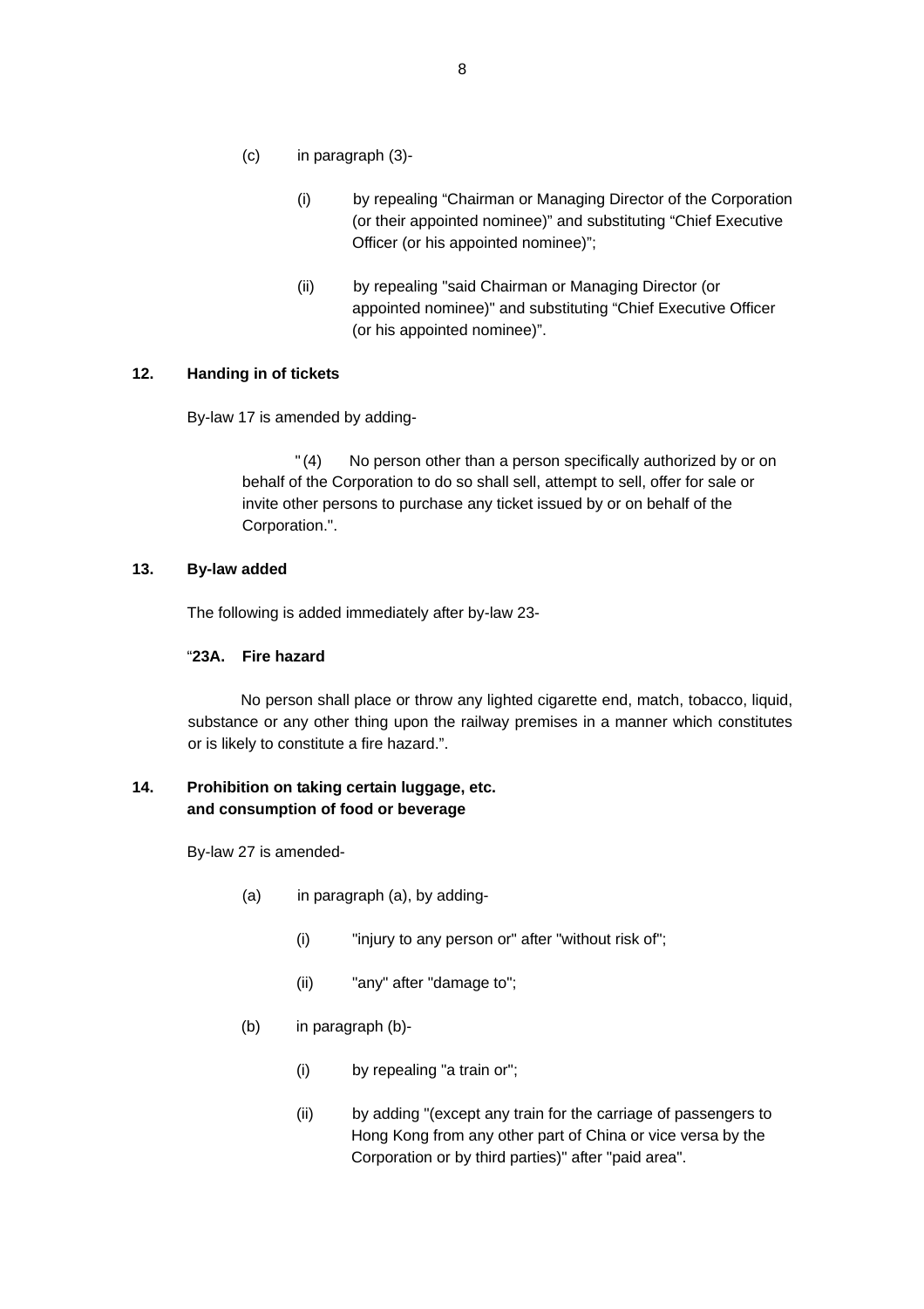(c) in paragraph (3)-

(i) by repealing “Chairman or Managing Director of the Corporation (or their appointed nominee)” and substituting “Chief Executive Officer (or his appointed nominee)”;

(ii) by repealing "said Chairman or Managing Director (or appointed nominee)" and substituting “Chief Executive Officer (or his appointed nominee)”.

**12. Handing in of tickets**

By-law 17 is amended by adding-

"(4) No person other than a person specifically authorized by or on behalf of the Corporation to do so shall sell, attempt to sell, offer for sale or invite other persons to purchase any ticket issued by or on behalf of the Corporation.".

**13. By-law added**

The following is added immediately after by-law 23-

“**23A. Fire hazard**

No person shall place or throw any lighted cigarette end, match, tobacco, liquid, substance or any other thing upon the railway premises in a manner which constitutes or is likely to constitute a fire hazard.”.

**14. Prohibition on taking certain luggage, etc. and consumption of food or beverage**

By-law 27 is amended-

(a) in paragraph (a), by adding-

(i) "injury to any person or" after "without risk of";

(ii) "any" after "damage to";

(b) in paragraph (b)-

(i) by repealing "a train or";

(ii) by adding "(except any train for the carriage of passengers to Hong Kong from any other part of China or vice versa by the Corporation or by third parties)" after "paid area".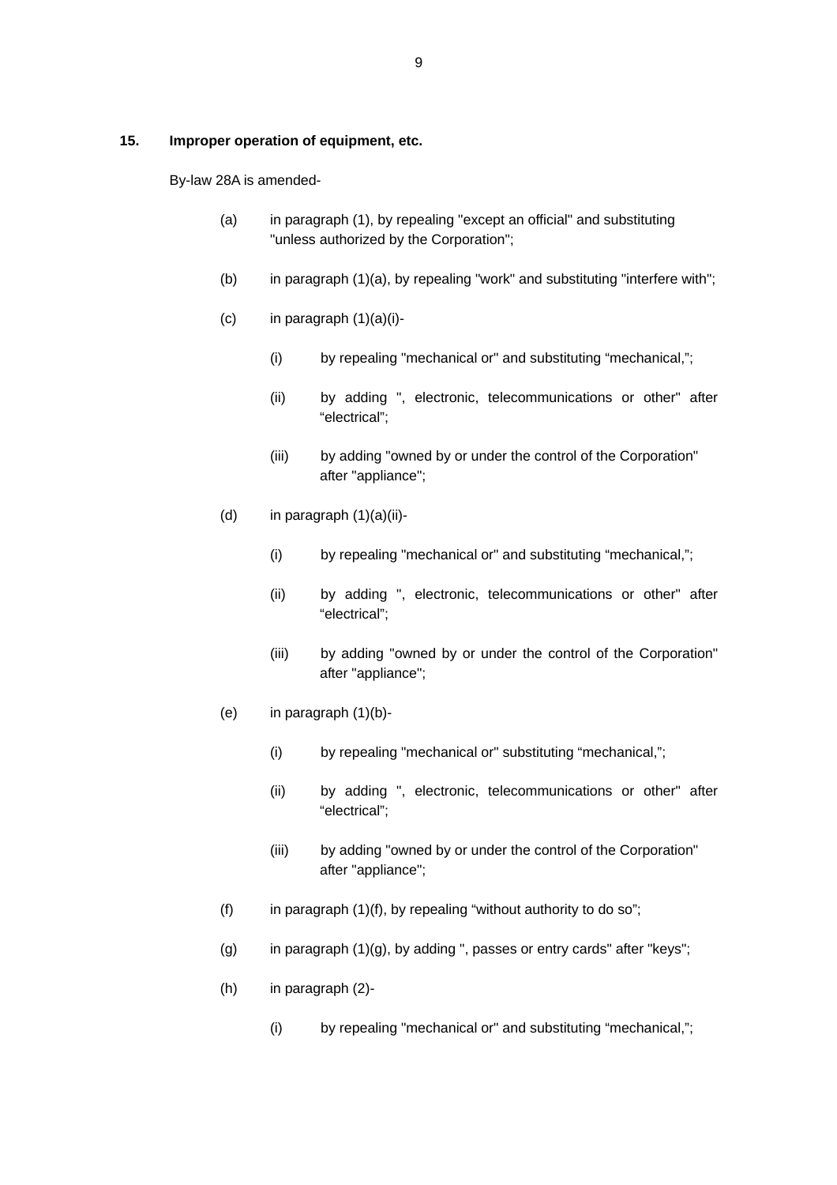**15. Improper operation of equipment, etc.**

By-law 28A is amended-

(a) in paragraph (1), by repealing "except an official" and substituting "unless authorized by the Corporation";

(b) in paragraph (1)(a), by repealing "work" and substituting "interfere with";

(c) in paragraph (1)(a)(i)-

  (i) by repealing "mechanical or" and substituting “mechanical,”;

  (ii) by adding ", electronic, telecommunications or other" after “electrical”;

  (iii) by adding "owned by or under the control of the Corporation" after "appliance";

(d) in paragraph (1)(a)(ii)-

  (i) by repealing "mechanical or" and substituting “mechanical,”;

  (ii) by adding ", electronic, telecommunications or other" after “electrical”;

  (iii) by adding "owned by or under the control of the Corporation" after "appliance";

(e) in paragraph (1)(b)-

  (i) by repealing "mechanical or" substituting “mechanical,”;

  (ii) by adding ", electronic, telecommunications or other" after “electrical”;

  (iii) by adding "owned by or under the control of the Corporation" after "appliance";

(f) in paragraph (1)(f), by repealing “without authority to do so”;

(g) in paragraph (1)(g), by adding ", passes or entry cards" after "keys";

(h) in paragraph (2)-

  (i) by repealing "mechanical or" and substituting “mechanical,”;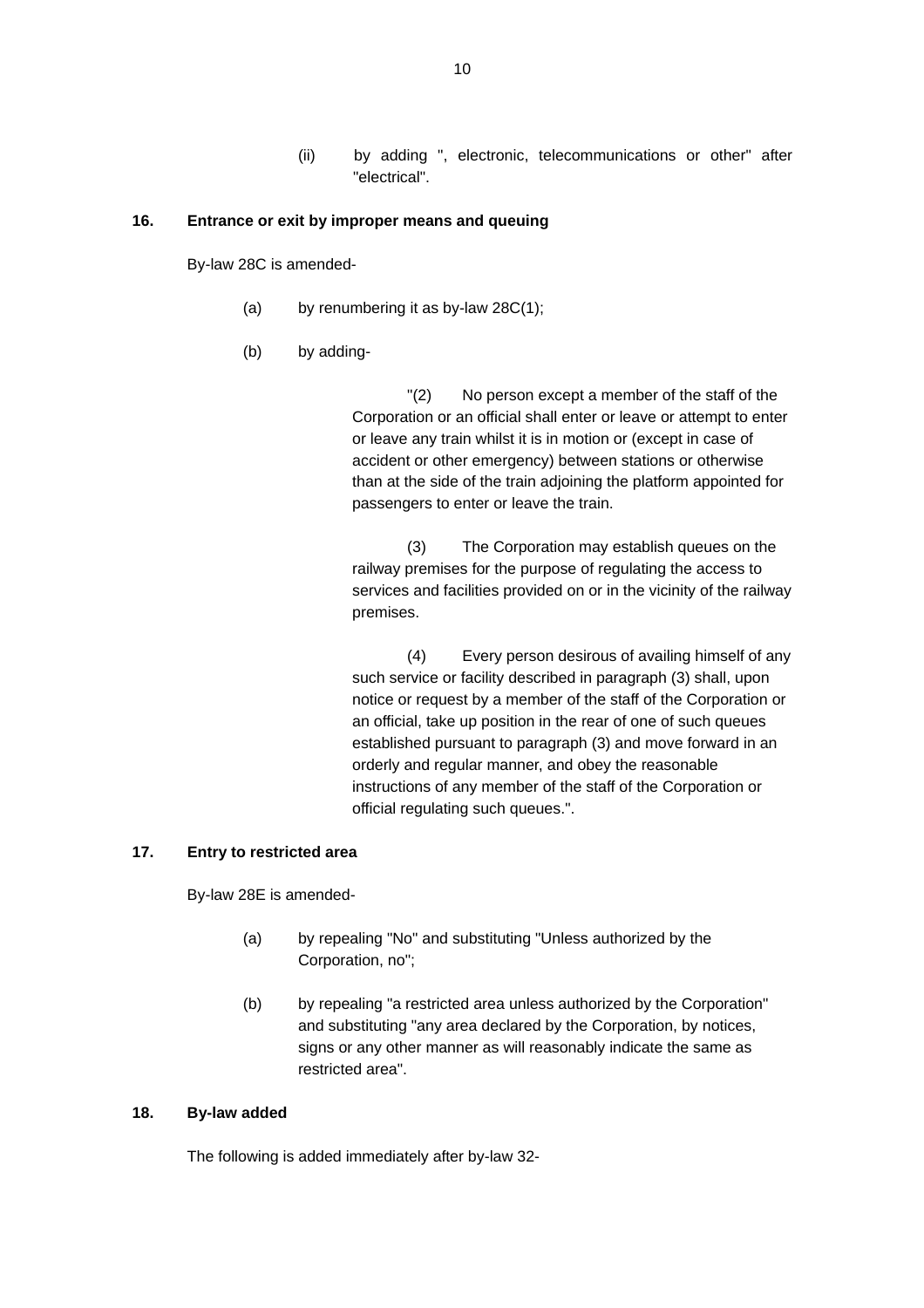(ii) by adding ", electronic, telecommunications or other" after "electrical".

**16. Entrance or exit by improper means and queuing**

By-law 28C is amended-

(a) by renumbering it as by-law 28C(1);

(b) by adding-

> "(2) No person except a member of the staff of the Corporation or an official shall enter or leave or attempt to enter or leave any train whilst it is in motion or (except in case of accident or other emergency) between stations or otherwise than at the side of the train adjoining the platform appointed for passengers to enter or leave the train.
>
> (3) The Corporation may establish queues on the railway premises for the purpose of regulating the access to services and facilities provided on or in the vicinity of the railway premises.
>
> (4) Every person desirous of availing himself of any such service or facility described in paragraph (3) shall, upon notice or request by a member of the staff of the Corporation or an official, take up position in the rear of one of such queues established pursuant to paragraph (3) and move forward in an orderly and regular manner, and obey the reasonable instructions of any member of the staff of the Corporation or official regulating such queues.".

**17. Entry to restricted area**

By-law 28E is amended-

(a) by repealing "No" and substituting "Unless authorized by the Corporation, no";

(b) by repealing "a restricted area unless authorized by the Corporation" and substituting "any area declared by the Corporation, by notices, signs or any other manner as will reasonably indicate the same as restricted area".

**18. By-law added**

The following is added immediately after by-law 32-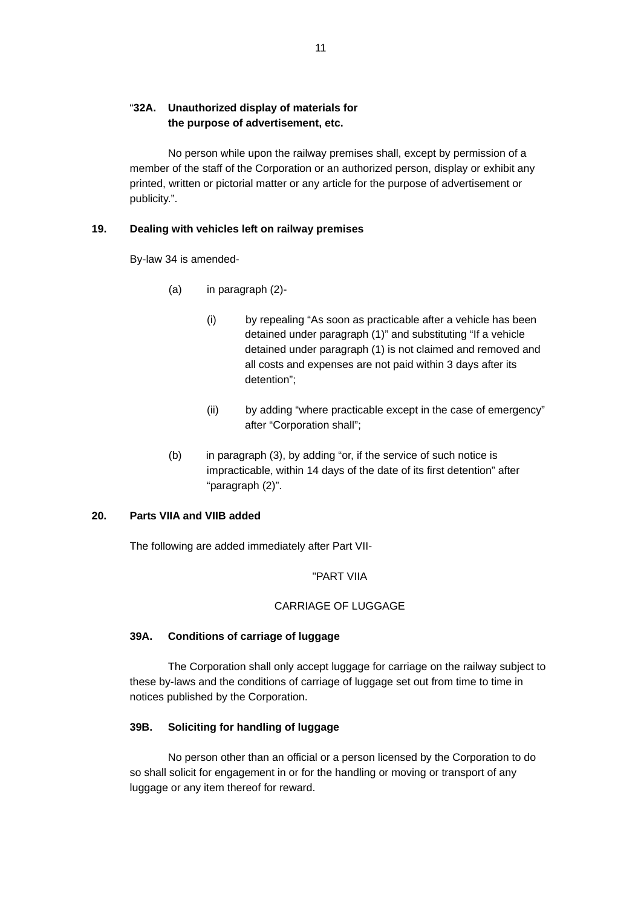"**32A. Unauthorized display of materials for the purpose of advertisement, etc.**

No person while upon the railway premises shall, except by permission of a member of the staff of the Corporation or an authorized person, display or exhibit any printed, written or pictorial matter or any article for the purpose of advertisement or publicity.".

**19. Dealing with vehicles left on railway premises**

By-law 34 is amended-

(a) in paragraph (2)-

(i) by repealing "As soon as practicable after a vehicle has been detained under paragraph (1)" and substituting "If a vehicle detained under paragraph (1) is not claimed and removed and all costs and expenses are not paid within 3 days after its detention";

(ii) by adding "where practicable except in the case of emergency" after "Corporation shall";

(b) in paragraph (3), by adding "or, if the service of such notice is impracticable, within 14 days of the date of its first detention" after "paragraph (2)".

**20. Parts VIIA and VIIB added**

The following are added immediately after Part VII-

"PART VIIA

CARRIAGE OF LUGGAGE

**39A. Conditions of carriage of luggage**

The Corporation shall only accept luggage for carriage on the railway subject to these by-laws and the conditions of carriage of luggage set out from time to time in notices published by the Corporation.

**39B. Soliciting for handling of luggage**

No person other than an official or a person licensed by the Corporation to do so shall solicit for engagement in or for the handling or moving or transport of any luggage or any item thereof for reward.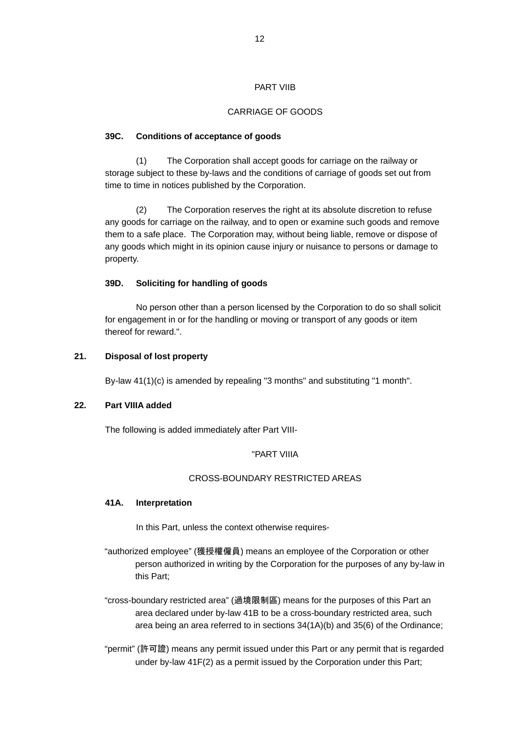PART VIIB

CARRIAGE OF GOODS

**39C. Conditions of acceptance of goods**

(1) The Corporation shall accept goods for carriage on the railway or storage subject to these by-laws and the conditions of carriage of goods set out from time to time in notices published by the Corporation.

(2) The Corporation reserves the right at its absolute discretion to refuse any goods for carriage on the railway, and to open or examine such goods and remove them to a safe place. The Corporation may, without being liable, remove or dispose of any goods which might in its opinion cause injury or nuisance to persons or damage to property.

**39D. Soliciting for handling of goods**

No person other than a person licensed by the Corporation to do so shall solicit for engagement in or for the handling or moving or transport of any goods or item thereof for reward.".

**21. Disposal of lost property**

By-law 41(1)(c) is amended by repealing "3 months" and substituting "1 month".

**22. Part VIIIA added**

The following is added immediately after Part VIII-

"PART VIIIA

CROSS-BOUNDARY RESTRICTED AREAS

**41A. Interpretation**

In this Part, unless the context otherwise requires-

“authorized employee” (獲授權僱員) means an employee of the Corporation or other person authorized in writing by the Corporation for the purposes of any by-law in this Part;

“cross-boundary restricted area” (過境限制區) means for the purposes of this Part an area declared under by-law 41B to be a cross-boundary restricted area, such area being an area referred to in sections 34(1A)(b) and 35(6) of the Ordinance;

“permit” (許可證) means any permit issued under this Part or any permit that is regarded under by-law 41F(2) as a permit issued by the Corporation under this Part;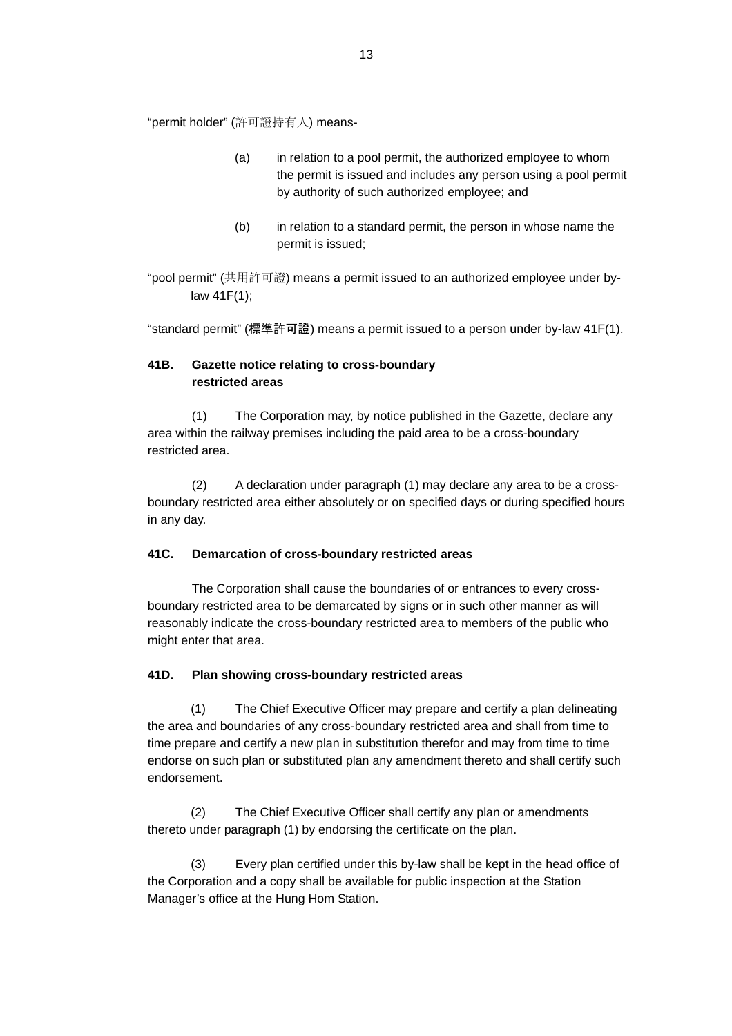"permit holder" (許可證持有人) means-

(a) in relation to a pool permit, the authorized employee to whom the permit is issued and includes any person using a pool permit by authority of such authorized employee; and

(b) in relation to a standard permit, the person in whose name the permit is issued;

"pool permit" (共用許可證) means a permit issued to an authorized employee under by-law 41F(1);

"standard permit" (**標準許可證**) means a permit issued to a person under by-law 41F(1).

**41B. Gazette notice relating to cross-boundary restricted areas**

(1) The Corporation may, by notice published in the Gazette, declare any area within the railway premises including the paid area to be a cross-boundary restricted area.

(2) A declaration under paragraph (1) may declare any area to be a cross-boundary restricted area either absolutely or on specified days or during specified hours in any day.

**41C. Demarcation of cross-boundary restricted areas**

The Corporation shall cause the boundaries of or entrances to every cross-boundary restricted area to be demarcated by signs or in such other manner as will reasonably indicate the cross-boundary restricted area to members of the public who might enter that area.

**41D. Plan showing cross-boundary restricted areas**

(1) The Chief Executive Officer may prepare and certify a plan delineating the area and boundaries of any cross-boundary restricted area and shall from time to time prepare and certify a new plan in substitution therefor and may from time to time endorse on such plan or substituted plan any amendment thereto and shall certify such endorsement.

(2) The Chief Executive Officer shall certify any plan or amendments thereto under paragraph (1) by endorsing the certificate on the plan.

(3) Every plan certified under this by-law shall be kept in the head office of the Corporation and a copy shall be available for public inspection at the Station Manager's office at the Hung Hom Station.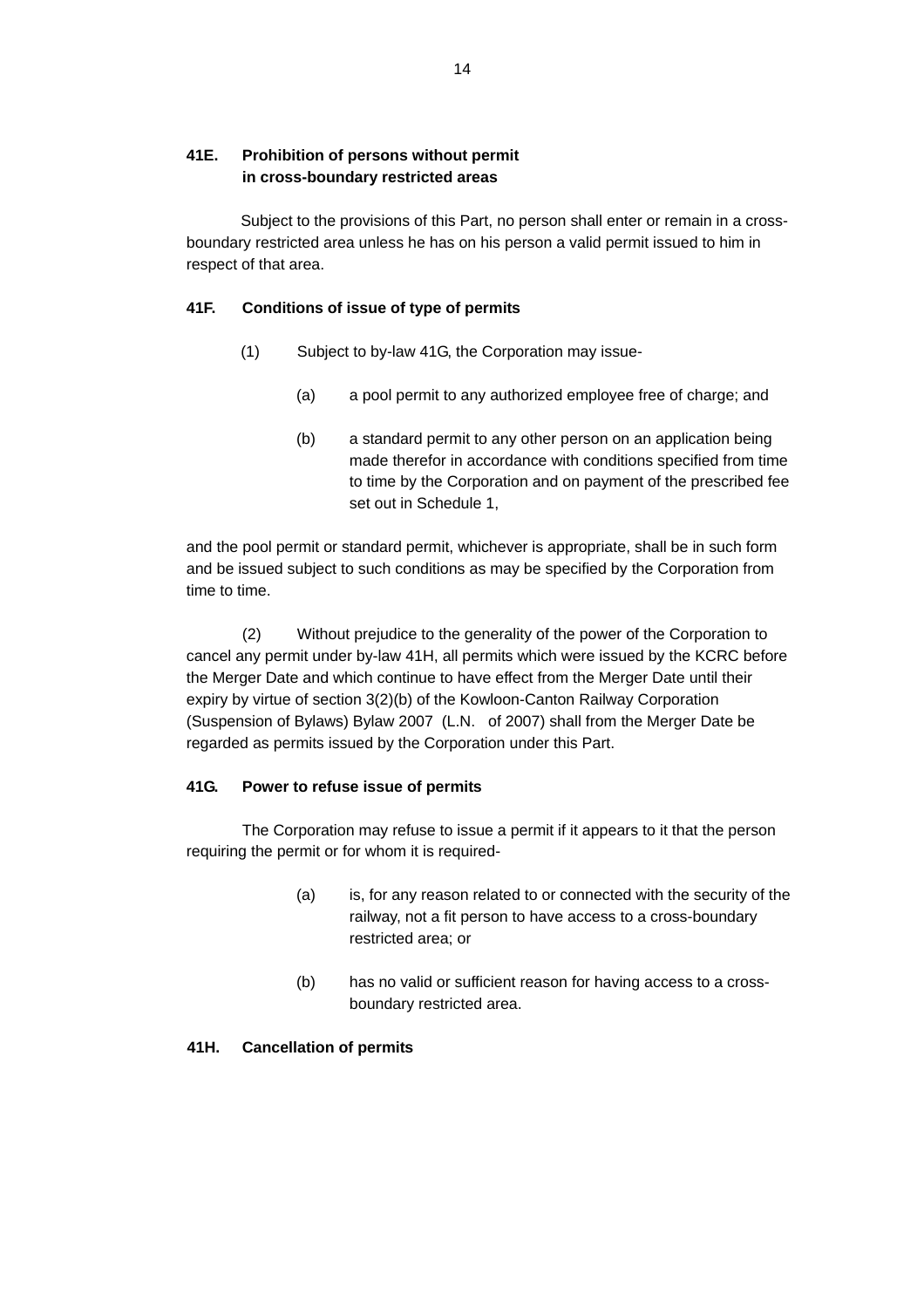**41E. Prohibition of persons without permit in cross-boundary restricted areas**

Subject to the provisions of this Part, no person shall enter or remain in a cross-boundary restricted area unless he has on his person a valid permit issued to him in respect of that area.

**41F. Conditions of issue of type of permits**

(1) Subject to by-law 41G, the Corporation may issue-

(a) a pool permit to any authorized employee free of charge; and

(b) a standard permit to any other person on an application being made therefor in accordance with conditions specified from time to time by the Corporation and on payment of the prescribed fee set out in Schedule 1,

and the pool permit or standard permit, whichever is appropriate, shall be in such form and be issued subject to such conditions as may be specified by the Corporation from time to time.

(2) Without prejudice to the generality of the power of the Corporation to cancel any permit under by-law 41H, all permits which were issued by the KCRC before the Merger Date and which continue to have effect from the Merger Date until their expiry by virtue of section 3(2)(b) of the Kowloon-Canton Railway Corporation (Suspension of Bylaws) Bylaw 2007 (L.N. of 2007) shall from the Merger Date be regarded as permits issued by the Corporation under this Part.

**41G. Power to refuse issue of permits**

The Corporation may refuse to issue a permit if it appears to it that the person requiring the permit or for whom it is required-

(a) is, for any reason related to or connected with the security of the railway, not a fit person to have access to a cross-boundary restricted area; or

(b) has no valid or sufficient reason for having access to a cross-boundary restricted area.

**41H. Cancellation of permits**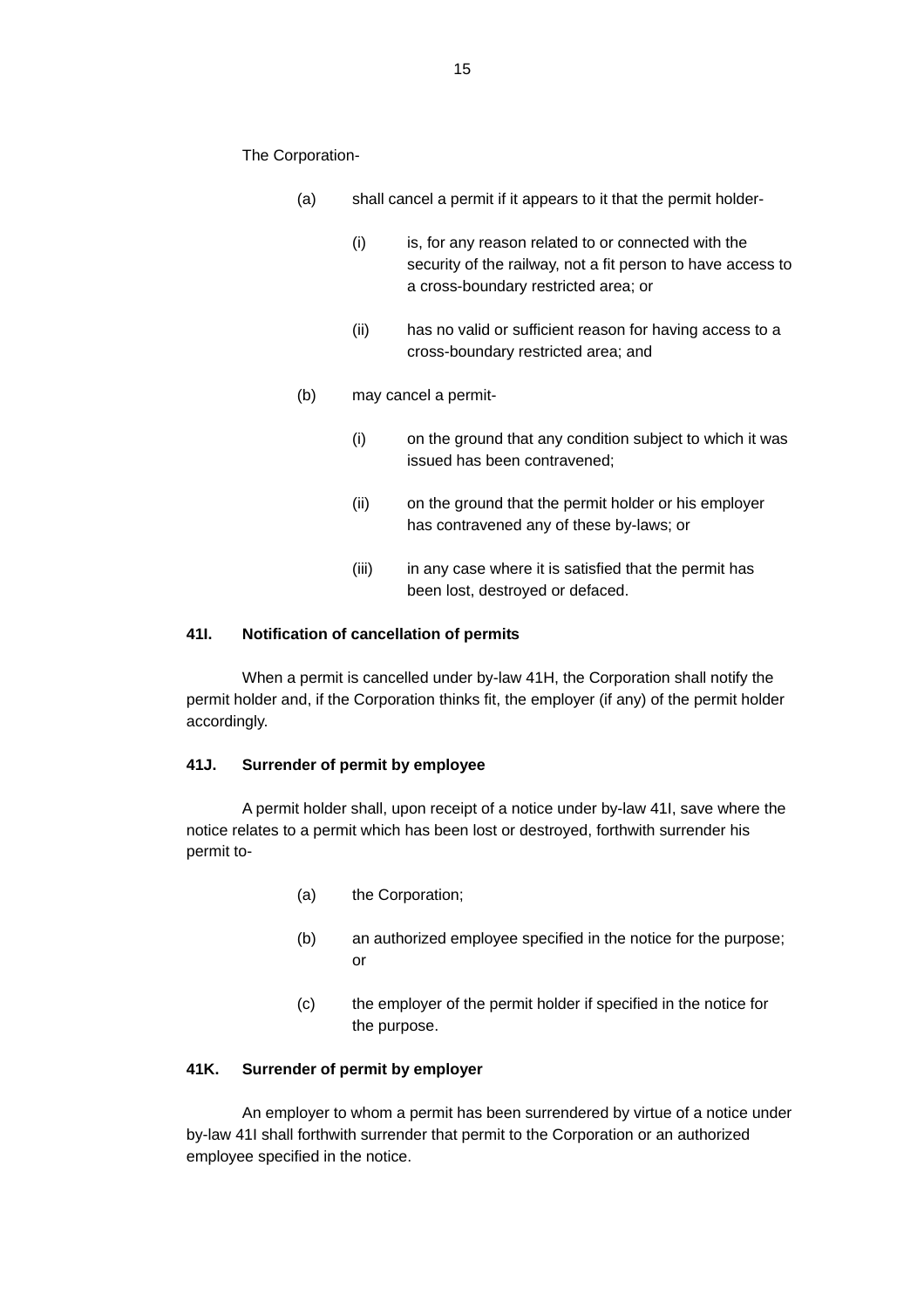The Corporation-

- (a) shall cancel a permit if it appears to it that the permit holder-
  - (i) is, for any reason related to or connected with the security of the railway, not a fit person to have access to a cross-boundary restricted area; or
  - (ii) has no valid or sufficient reason for having access to a cross-boundary restricted area; and
- (b) may cancel a permit-
  - (i) on the ground that any condition subject to which it was issued has been contravened;
  - (ii) on the ground that the permit holder or his employer has contravened any of these by-laws; or
  - (iii) in any case where it is satisfied that the permit has been lost, destroyed or defaced.

**41I. Notification of cancellation of permits**

When a permit is cancelled under by-law 41H, the Corporation shall notify the permit holder and, if the Corporation thinks fit, the employer (if any) of the permit holder accordingly.

**41J. Surrender of permit by employee**

A permit holder shall, upon receipt of a notice under by-law 41I, save where the notice relates to a permit which has been lost or destroyed, forthwith surrender his permit to-

- (a) the Corporation;
- (b) an authorized employee specified in the notice for the purpose; or
- (c) the employer of the permit holder if specified in the notice for the purpose.

**41K. Surrender of permit by employer**

An employer to whom a permit has been surrendered by virtue of a notice under by-law 41I shall forthwith surrender that permit to the Corporation or an authorized employee specified in the notice.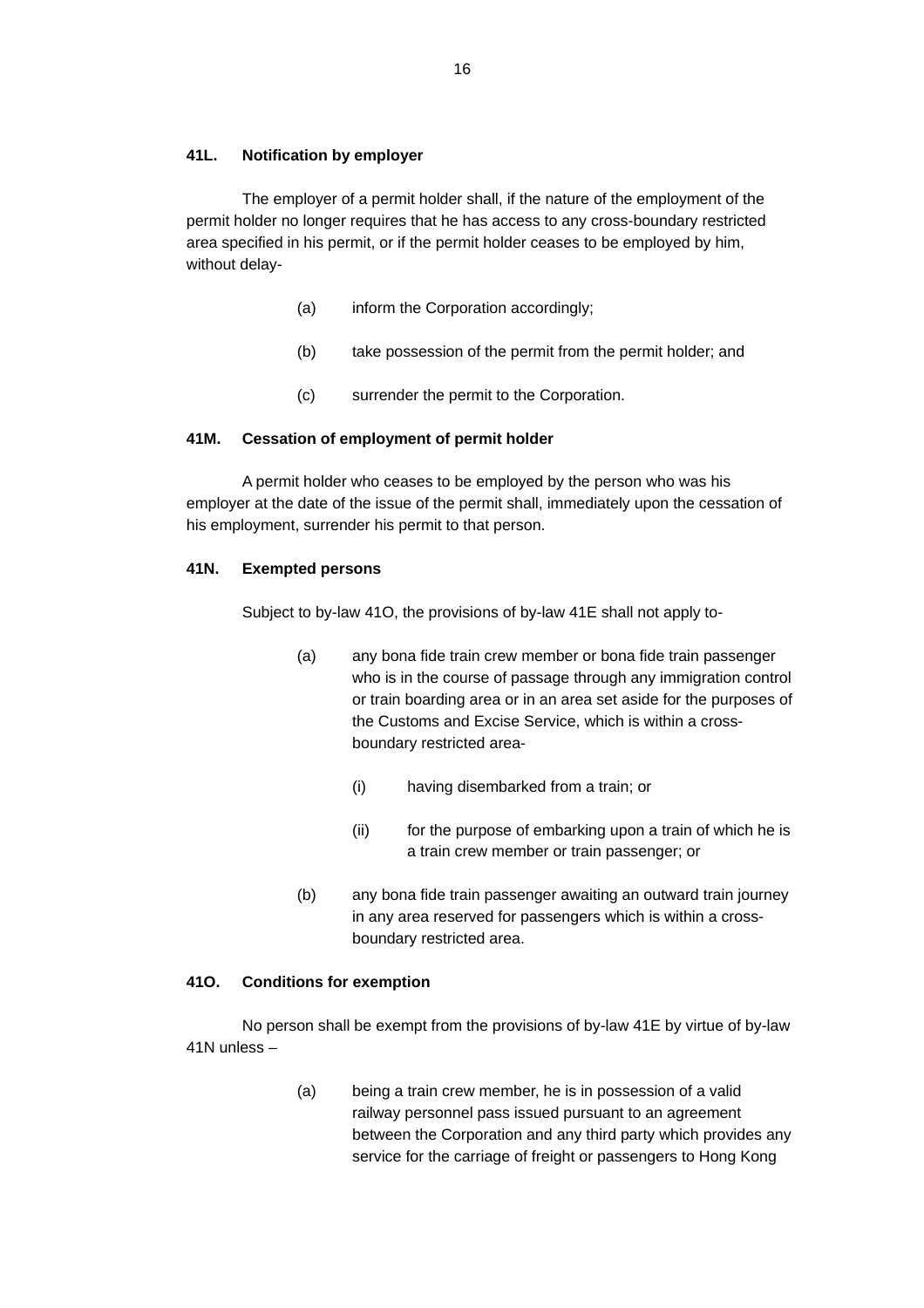**41L. Notification by employer**

The employer of a permit holder shall, if the nature of the employment of the permit holder no longer requires that he has access to any cross-boundary restricted area specified in his permit, or if the permit holder ceases to be employed by him, without delay-

(a) inform the Corporation accordingly;

(b) take possession of the permit from the permit holder; and

(c) surrender the permit to the Corporation.

**41M. Cessation of employment of permit holder**

A permit holder who ceases to be employed by the person who was his employer at the date of the issue of the permit shall, immediately upon the cessation of his employment, surrender his permit to that person.

**41N. Exempted persons**

Subject to by-law 41O, the provisions of by-law 41E shall not apply to-

(a) any bona fide train crew member or bona fide train passenger who is in the course of passage through any immigration control or train boarding area or in an area set aside for the purposes of the Customs and Excise Service, which is within a cross-boundary restricted area-

  (i) having disembarked from a train; or

  (ii) for the purpose of embarking upon a train of which he is a train crew member or train passenger; or

(b) any bona fide train passenger awaiting an outward train journey in any area reserved for passengers which is within a cross-boundary restricted area.

**41O. Conditions for exemption**

No person shall be exempt from the provisions of by-law 41E by virtue of by-law 41N unless –

(a) being a train crew member, he is in possession of a valid railway personnel pass issued pursuant to an agreement between the Corporation and any third party which provides any service for the carriage of freight or passengers to Hong Kong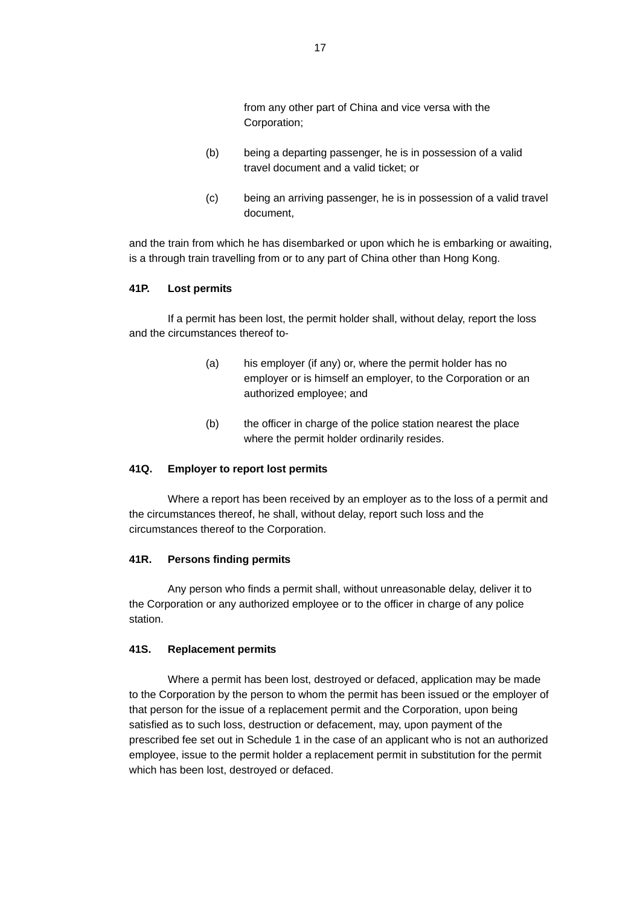from any other part of China and vice versa with the Corporation;

(b) being a departing passenger, he is in possession of a valid travel document and a valid ticket; or

(c) being an arriving passenger, he is in possession of a valid travel document,

and the train from which he has disembarked or upon which he is embarking or awaiting, is a through train travelling from or to any part of China other than Hong Kong.

**41P. Lost permits**

If a permit has been lost, the permit holder shall, without delay, report the loss and the circumstances thereof to-

(a) his employer (if any) or, where the permit holder has no employer or is himself an employer, to the Corporation or an authorized employee; and

(b) the officer in charge of the police station nearest the place where the permit holder ordinarily resides.

**41Q. Employer to report lost permits**

Where a report has been received by an employer as to the loss of a permit and the circumstances thereof, he shall, without delay, report such loss and the circumstances thereof to the Corporation.

**41R. Persons finding permits**

Any person who finds a permit shall, without unreasonable delay, deliver it to the Corporation or any authorized employee or to the officer in charge of any police station.

**41S. Replacement permits**

Where a permit has been lost, destroyed or defaced, application may be made to the Corporation by the person to whom the permit has been issued or the employer of that person for the issue of a replacement permit and the Corporation, upon being satisfied as to such loss, destruction or defacement, may, upon payment of the prescribed fee set out in Schedule 1 in the case of an applicant who is not an authorized employee, issue to the permit holder a replacement permit in substitution for the permit which has been lost, destroyed or defaced.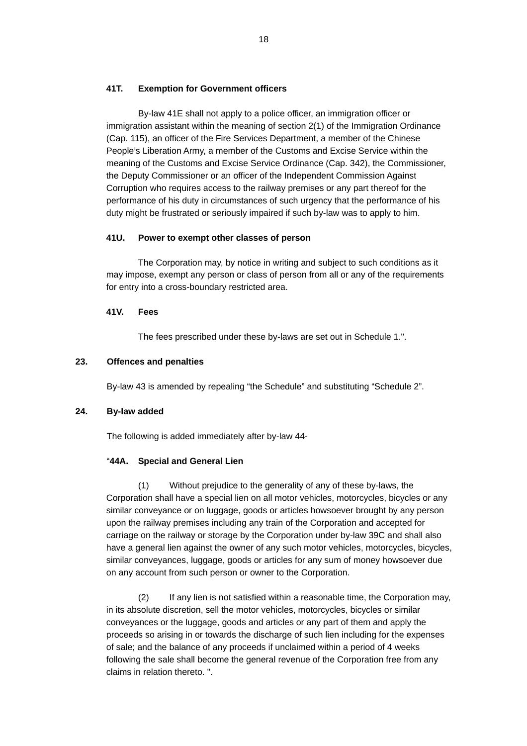**41T. Exemption for Government officers**

By-law 41E shall not apply to a police officer, an immigration officer or immigration assistant within the meaning of section 2(1) of the Immigration Ordinance (Cap. 115), an officer of the Fire Services Department, a member of the Chinese People's Liberation Army, a member of the Customs and Excise Service within the meaning of the Customs and Excise Service Ordinance (Cap. 342), the Commissioner, the Deputy Commissioner or an officer of the Independent Commission Against Corruption who requires access to the railway premises or any part thereof for the performance of his duty in circumstances of such urgency that the performance of his duty might be frustrated or seriously impaired if such by-law was to apply to him.

**41U. Power to exempt other classes of person**

The Corporation may, by notice in writing and subject to such conditions as it may impose, exempt any person or class of person from all or any of the requirements for entry into a cross-boundary restricted area.

**41V. Fees**

The fees prescribed under these by-laws are set out in Schedule 1.".

**23. Offences and penalties**

By-law 43 is amended by repealing "the Schedule" and substituting "Schedule 2".

**24. By-law added**

The following is added immediately after by-law 44-

"**44A. Special and General Lien**

(1) Without prejudice to the generality of any of these by-laws, the Corporation shall have a special lien on all motor vehicles, motorcycles, bicycles or any similar conveyance or on luggage, goods or articles howsoever brought by any person upon the railway premises including any train of the Corporation and accepted for carriage on the railway or storage by the Corporation under by-law 39C and shall also have a general lien against the owner of any such motor vehicles, motorcycles, bicycles, similar conveyances, luggage, goods or articles for any sum of money howsoever due on any account from such person or owner to the Corporation.

(2) If any lien is not satisfied within a reasonable time, the Corporation may, in its absolute discretion, sell the motor vehicles, motorcycles, bicycles or similar conveyances or the luggage, goods and articles or any part of them and apply the proceeds so arising in or towards the discharge of such lien including for the expenses of sale; and the balance of any proceeds if unclaimed within a period of 4 weeks following the sale shall become the general revenue of the Corporation free from any claims in relation thereto. ".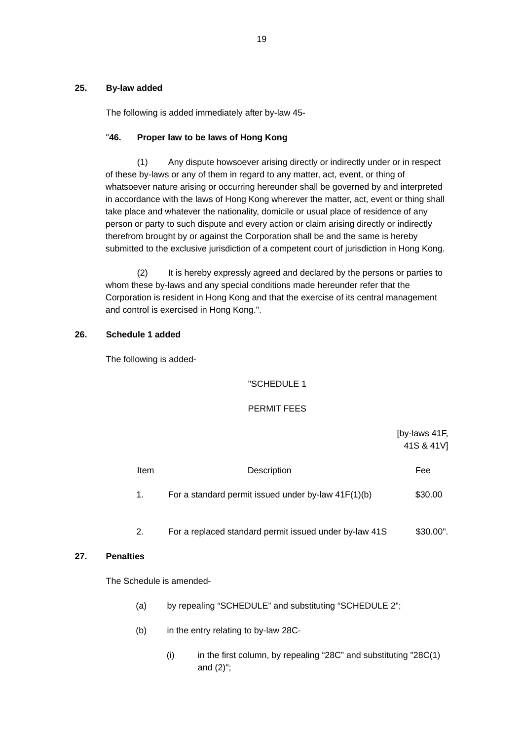**25. By-law added**

The following is added immediately after by-law 45-

"**46. Proper law to be laws of Hong Kong**

(1) Any dispute howsoever arising directly or indirectly under or in respect of these by-laws or any of them in regard to any matter, act, event, or thing of whatsoever nature arising or occurring hereunder shall be governed by and interpreted in accordance with the laws of Hong Kong wherever the matter, act, event or thing shall take place and whatever the nationality, domicile or usual place of residence of any person or party to such dispute and every action or claim arising directly or indirectly therefrom brought by or against the Corporation shall be and the same is hereby submitted to the exclusive jurisdiction of a competent court of jurisdiction in Hong Kong.

(2) It is hereby expressly agreed and declared by the persons or parties to whom these by-laws and any special conditions made hereunder refer that the Corporation is resident in Hong Kong and that the exercise of its central management and control is exercised in Hong Kong.".

**26. Schedule 1 added**

The following is added-

"SCHEDULE 1

PERMIT FEES

[by-laws 41F, 41S & 41V]

| Item | Description | Fee |
|---|---|---|
| 1. | For a standard permit issued under by-law 41F(1)(b) | $30.00 |
| 2. | For a replaced standard permit issued under by-law 41S | $30.00". |

**27. Penalties**

The Schedule is amended-

(a) by repealing “SCHEDULE” and substituting “SCHEDULE 2”;

(b) in the entry relating to by-law 28C-

(i) in the first column, by repealing “28C” and substituting "28C(1) and (2)";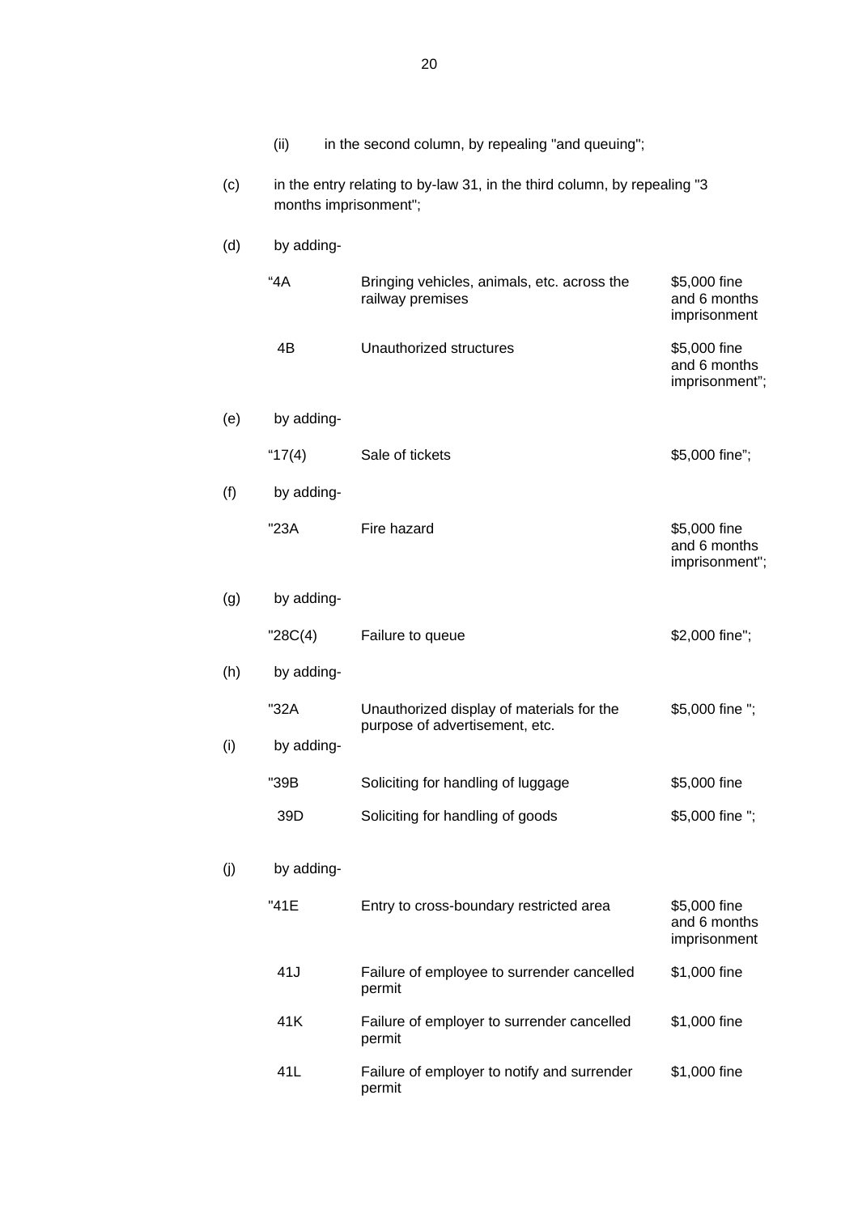(ii) in the second column, by repealing "and queuing";

(c) in the entry relating to by-law 31, in the third column, by repealing "3 months imprisonment";

(d) by adding-

| | | |
|---|---|---|
| "4A | Bringing vehicles, animals, etc. across the railway premises | $5,000 fine and 6 months imprisonment |
| 4B | Unauthorized structures | $5,000 fine and 6 months imprisonment"; |

(e) by adding-

| | | |
|---|---|---|
| "17(4) | Sale of tickets | $5,000 fine"; |

(f) by adding-

| | | |
|---|---|---|
| "23A | Fire hazard | $5,000 fine and 6 months imprisonment"; |

(g) by adding-

| | | |
|---|---|---|
| "28C(4) | Failure to queue | $2,000 fine"; |

(h) by adding-

| | | |
|---|---|---|
| "32A | Unauthorized display of materials for the purpose of advertisement, etc. | $5,000 fine "; |

(i) by adding-

| | | |
|---|---|---|
| "39B | Soliciting for handling of luggage | $5,000 fine |
| 39D | Soliciting for handling of goods | $5,000 fine "; |

(j) by adding-

| | | |
|---|---|---|
| "41E | Entry to cross-boundary restricted area | $5,000 fine and 6 months imprisonment |
| 41J | Failure of employee to surrender cancelled permit | $1,000 fine |
| 41K | Failure of employer to surrender cancelled permit | $1,000 fine |
| 41L | Failure of employer to notify and surrender permit | $1,000 fine |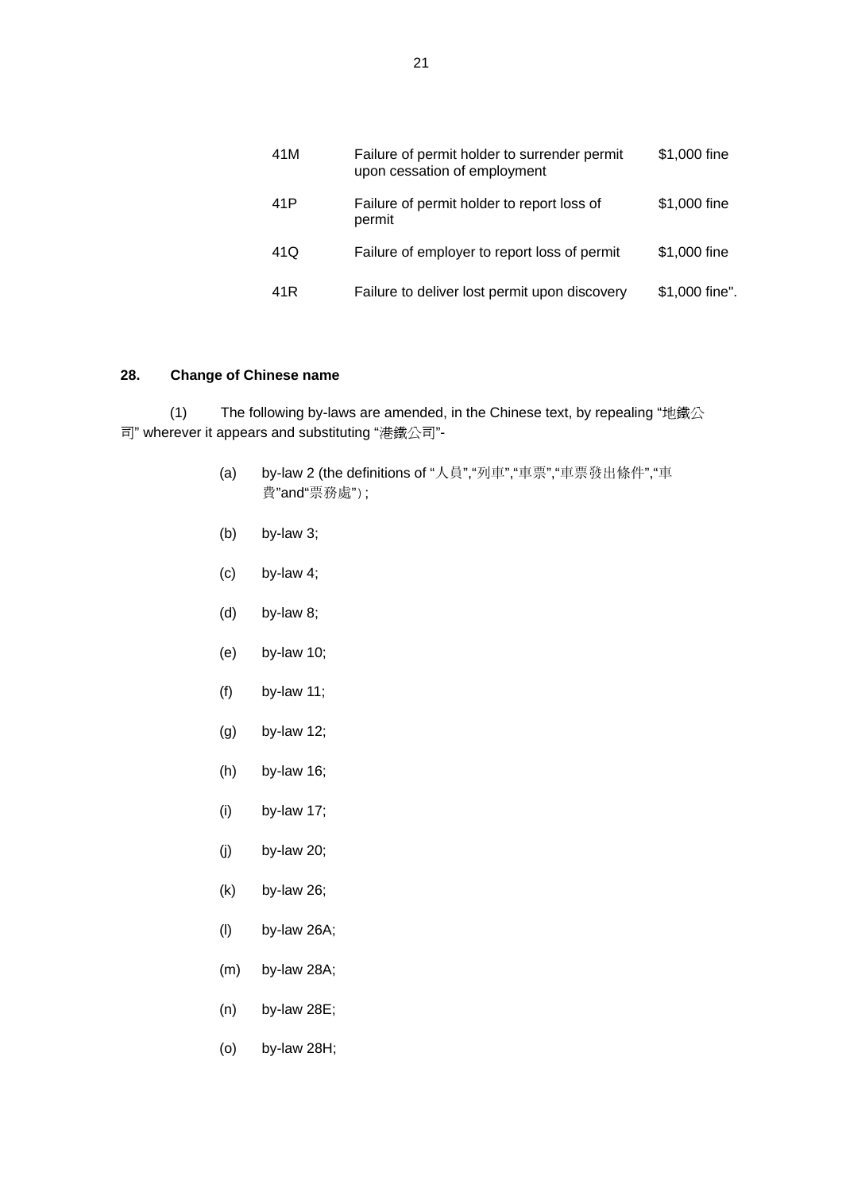| | | |
|---|---|---|
| 41M | Failure of permit holder to surrender permit upon cessation of employment | $1,000 fine |
| 41P | Failure of permit holder to report loss of permit | $1,000 fine |
| 41Q | Failure of employer to report loss of permit | $1,000 fine |
| 41R | Failure to deliver lost permit upon discovery | $1,000 fine". |

**28. Change of Chinese name**

(1) The following by-laws are amended, in the Chinese text, by repealing "地鐵公司" wherever it appears and substituting "港鐵公司"-

(a) by-law 2 (the definitions of "人員","列車","車票","車票發出條件","車費"and"票務處")；

(b) by-law 3;

(c) by-law 4;

(d) by-law 8;

(e) by-law 10;

(f) by-law 11;

(g) by-law 12;

(h) by-law 16;

(i) by-law 17;

(j) by-law 20;

(k) by-law 26;

(l) by-law 26A;

(m) by-law 28A;

(n) by-law 28E;

(o) by-law 28H;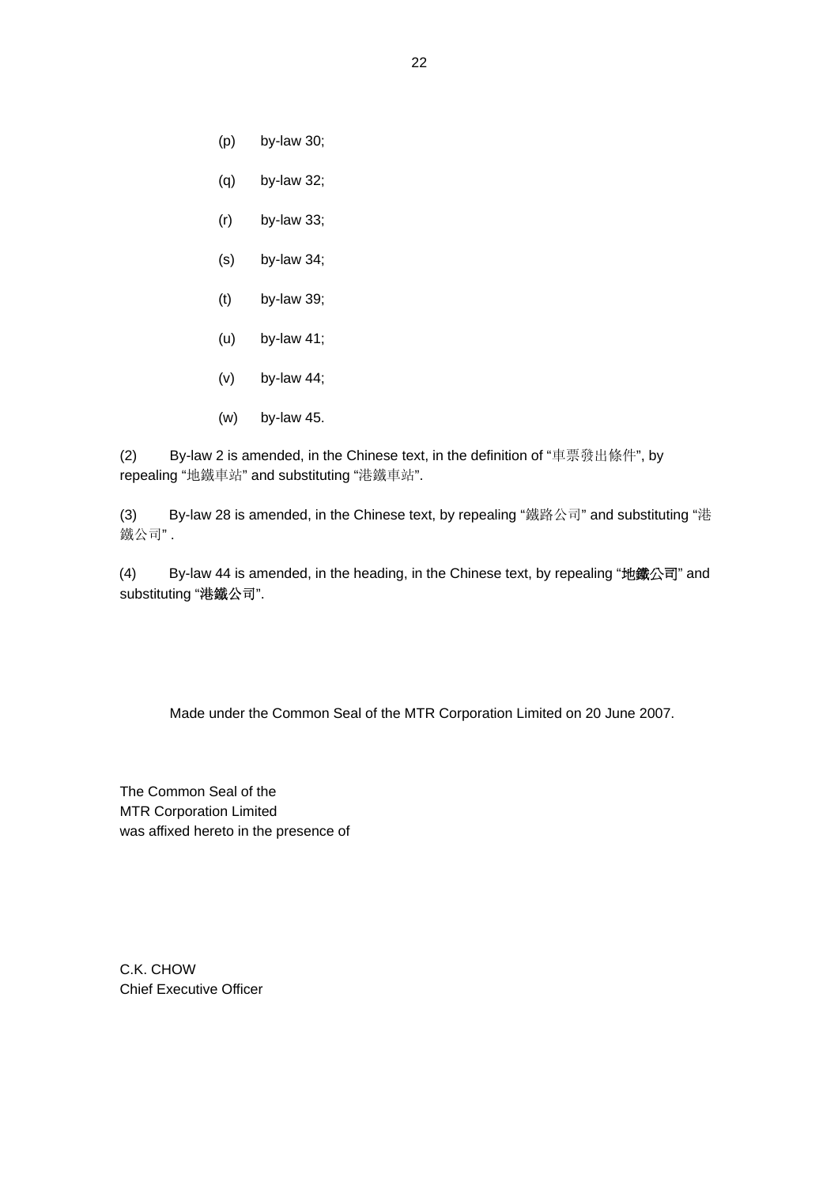(p) by-law 30;

(q) by-law 32;

(r) by-law 33;

(s) by-law 34;

(t) by-law 39;

(u) by-law 41;

(v) by-law 44;

(w) by-law 45.

(2) By-law 2 is amended, in the Chinese text, in the definition of "車票發出條件", by repealing "地鐵車站" and substituting "港鐵車站".

(3) By-law 28 is amended, in the Chinese text, by repealing "鐵路公司" and substituting "港鐵公司" .

(4) By-law 44 is amended, in the heading, in the Chinese text, by repealing "**地鐵公司**" and substituting "**港鐵公司**".

Made under the Common Seal of the MTR Corporation Limited on 20 June 2007.

The Common Seal of the
MTR Corporation Limited
was affixed hereto in the presence of

C.K. CHOW
Chief Executive Officer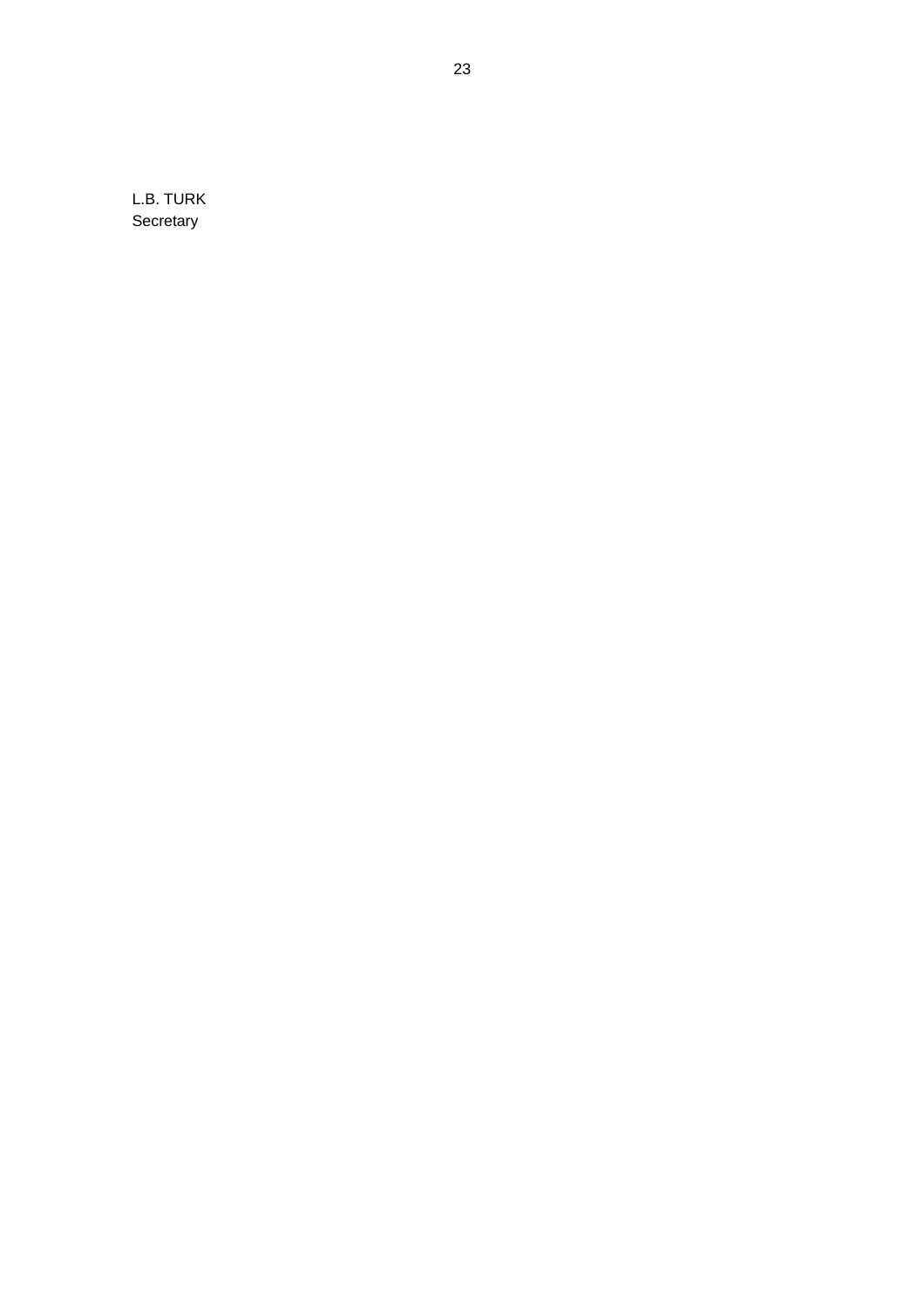L.B. TURK
Secretary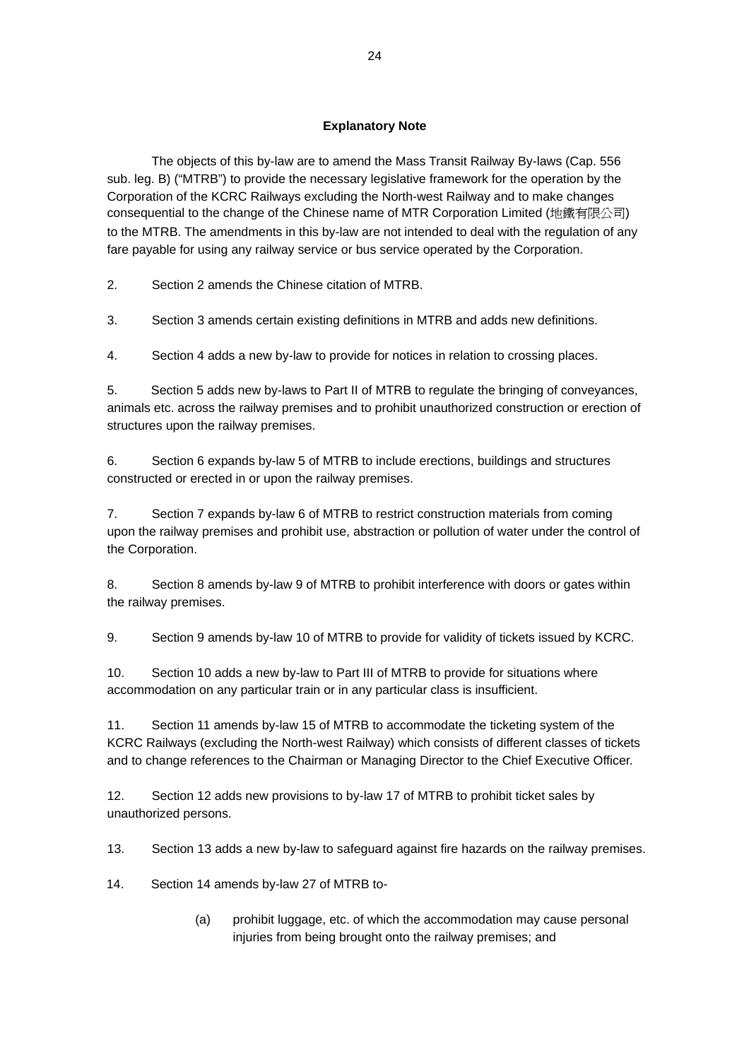## Explanatory Note

The objects of this by-law are to amend the Mass Transit Railway By-laws (Cap. 556 sub. leg. B) ("MTRB") to provide the necessary legislative framework for the operation by the Corporation of the KCRC Railways excluding the North-west Railway and to make changes consequential to the change of the Chinese name of MTR Corporation Limited (地鐵有限公司) to the MTRB. The amendments in this by-law are not intended to deal with the regulation of any fare payable for using any railway service or bus service operated by the Corporation.

2. Section 2 amends the Chinese citation of MTRB.

3. Section 3 amends certain existing definitions in MTRB and adds new definitions.

4. Section 4 adds a new by-law to provide for notices in relation to crossing places.

5. Section 5 adds new by-laws to Part II of MTRB to regulate the bringing of conveyances, animals etc. across the railway premises and to prohibit unauthorized construction or erection of structures upon the railway premises.

6. Section 6 expands by-law 5 of MTRB to include erections, buildings and structures constructed or erected in or upon the railway premises.

7. Section 7 expands by-law 6 of MTRB to restrict construction materials from coming upon the railway premises and prohibit use, abstraction or pollution of water under the control of the Corporation.

8. Section 8 amends by-law 9 of MTRB to prohibit interference with doors or gates within the railway premises.

9. Section 9 amends by-law 10 of MTRB to provide for validity of tickets issued by KCRC.

10. Section 10 adds a new by-law to Part III of MTRB to provide for situations where accommodation on any particular train or in any particular class is insufficient.

11. Section 11 amends by-law 15 of MTRB to accommodate the ticketing system of the KCRC Railways (excluding the North-west Railway) which consists of different classes of tickets and to change references to the Chairman or Managing Director to the Chief Executive Officer.

12. Section 12 adds new provisions to by-law 17 of MTRB to prohibit ticket sales by unauthorized persons.

13. Section 13 adds a new by-law to safeguard against fire hazards on the railway premises.

14. Section 14 amends by-law 27 of MTRB to-

(a) prohibit luggage, etc. of which the accommodation may cause personal injuries from being brought onto the railway premises; and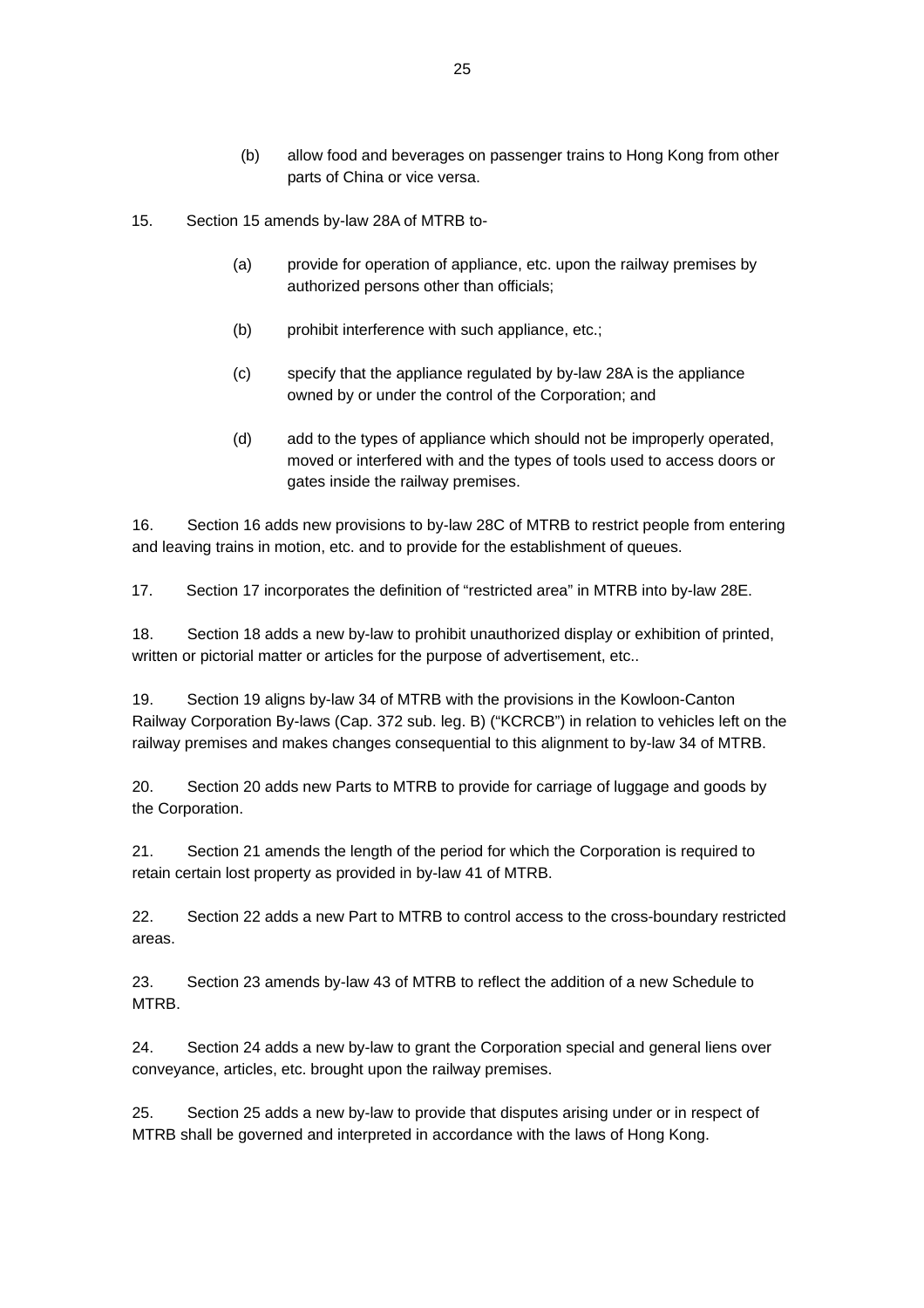(b) allow food and beverages on passenger trains to Hong Kong from other parts of China or vice versa.

15. Section 15 amends by-law 28A of MTRB to-

(a) provide for operation of appliance, etc. upon the railway premises by authorized persons other than officials;

(b) prohibit interference with such appliance, etc.;

(c) specify that the appliance regulated by by-law 28A is the appliance owned by or under the control of the Corporation; and

(d) add to the types of appliance which should not be improperly operated, moved or interfered with and the types of tools used to access doors or gates inside the railway premises.

16. Section 16 adds new provisions to by-law 28C of MTRB to restrict people from entering and leaving trains in motion, etc. and to provide for the establishment of queues.

17. Section 17 incorporates the definition of “restricted area” in MTRB into by-law 28E.

18. Section 18 adds a new by-law to prohibit unauthorized display or exhibition of printed, written or pictorial matter or articles for the purpose of advertisement, etc..

19. Section 19 aligns by-law 34 of MTRB with the provisions in the Kowloon-Canton Railway Corporation By-laws (Cap. 372 sub. leg. B) (“KCRCB”) in relation to vehicles left on the railway premises and makes changes consequential to this alignment to by-law 34 of MTRB.

20. Section 20 adds new Parts to MTRB to provide for carriage of luggage and goods by the Corporation.

21. Section 21 amends the length of the period for which the Corporation is required to retain certain lost property as provided in by-law 41 of MTRB.

22. Section 22 adds a new Part to MTRB to control access to the cross-boundary restricted areas.

23. Section 23 amends by-law 43 of MTRB to reflect the addition of a new Schedule to MTRB.

24. Section 24 adds a new by-law to grant the Corporation special and general liens over conveyance, articles, etc. brought upon the railway premises.

25. Section 25 adds a new by-law to provide that disputes arising under or in respect of MTRB shall be governed and interpreted in accordance with the laws of Hong Kong.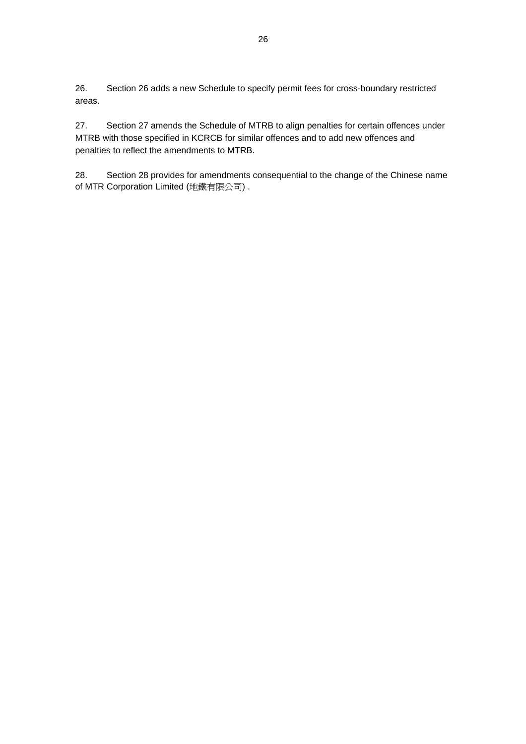26. Section 26 adds a new Schedule to specify permit fees for cross-boundary restricted areas.

27. Section 27 amends the Schedule of MTRB to align penalties for certain offences under MTRB with those specified in KCRCB for similar offences and to add new offences and penalties to reflect the amendments to MTRB.

28. Section 28 provides for amendments consequential to the change of the Chinese name of MTR Corporation Limited (地鐵有限公司) .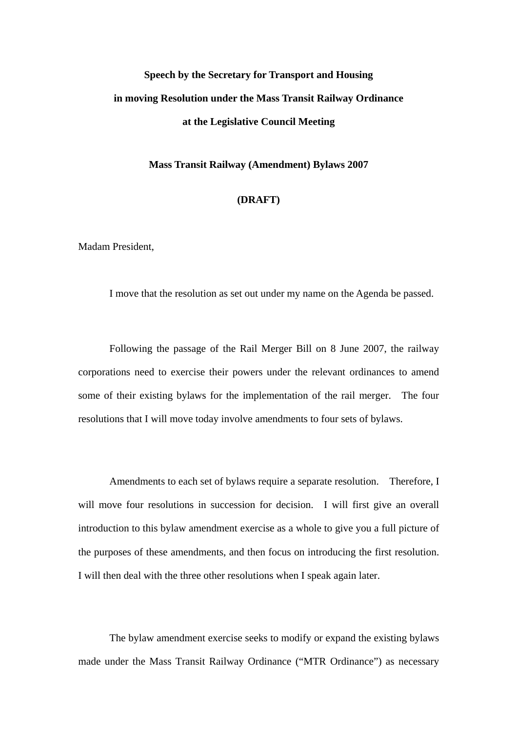**Speech by the Secretary for Transport and Housing**

**in moving Resolution under the Mass Transit Railway Ordinance**

**at the Legislative Council Meeting**

**Mass Transit Railway (Amendment) Bylaws 2007**

**(DRAFT)**

Madam President,

I move that the resolution as set out under my name on the Agenda be passed.

Following the passage of the Rail Merger Bill on 8 June 2007, the railway corporations need to exercise their powers under the relevant ordinances to amend some of their existing bylaws for the implementation of the rail merger. The four resolutions that I will move today involve amendments to four sets of bylaws.

Amendments to each set of bylaws require a separate resolution. Therefore, I will move four resolutions in succession for decision. I will first give an overall introduction to this bylaw amendment exercise as a whole to give you a full picture of the purposes of these amendments, and then focus on introducing the first resolution. I will then deal with the three other resolutions when I speak again later.

The bylaw amendment exercise seeks to modify or expand the existing bylaws made under the Mass Transit Railway Ordinance ("MTR Ordinance") as necessary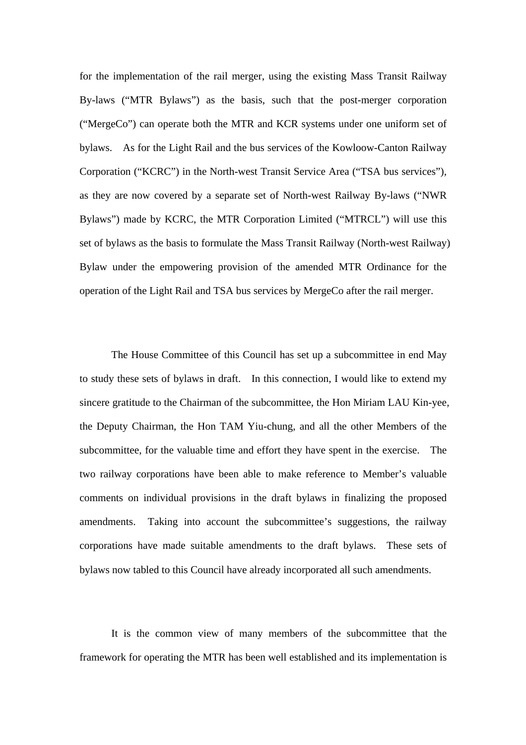for the implementation of the rail merger, using the existing Mass Transit Railway By-laws ("MTR Bylaws") as the basis, such that the post-merger corporation ("MergeCo") can operate both the MTR and KCR systems under one uniform set of bylaws. As for the Light Rail and the bus services of the Kowloow-Canton Railway Corporation ("KCRC") in the North-west Transit Service Area ("TSA bus services"), as they are now covered by a separate set of North-west Railway By-laws ("NWR Bylaws") made by KCRC, the MTR Corporation Limited ("MTRCL") will use this set of bylaws as the basis to formulate the Mass Transit Railway (North-west Railway) Bylaw under the empowering provision of the amended MTR Ordinance for the operation of the Light Rail and TSA bus services by MergeCo after the rail merger.

The House Committee of this Council has set up a subcommittee in end May to study these sets of bylaws in draft. In this connection, I would like to extend my sincere gratitude to the Chairman of the subcommittee, the Hon Miriam LAU Kin-yee, the Deputy Chairman, the Hon TAM Yiu-chung, and all the other Members of the subcommittee, for the valuable time and effort they have spent in the exercise. The two railway corporations have been able to make reference to Member's valuable comments on individual provisions in the draft bylaws in finalizing the proposed amendments. Taking into account the subcommittee's suggestions, the railway corporations have made suitable amendments to the draft bylaws. These sets of bylaws now tabled to this Council have already incorporated all such amendments.

It is the common view of many members of the subcommittee that the framework for operating the MTR has been well established and its implementation is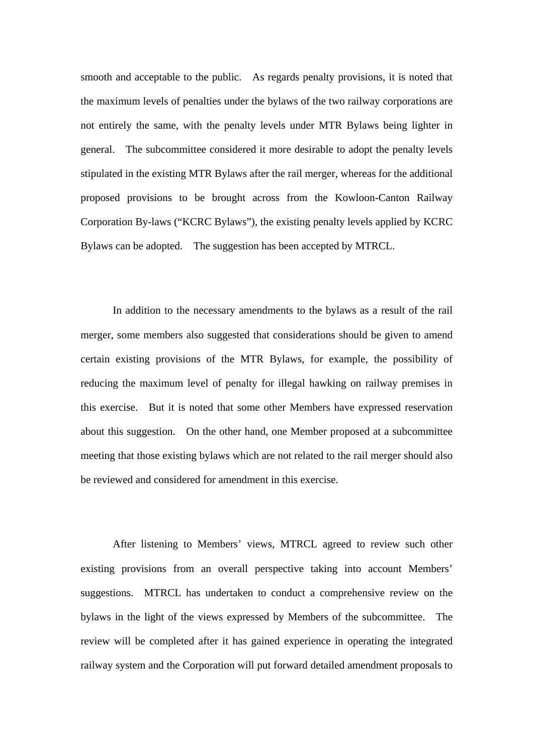smooth and acceptable to the public. As regards penalty provisions, it is noted that the maximum levels of penalties under the bylaws of the two railway corporations are not entirely the same, with the penalty levels under MTR Bylaws being lighter in general. The subcommittee considered it more desirable to adopt the penalty levels stipulated in the existing MTR Bylaws after the rail merger, whereas for the additional proposed provisions to be brought across from the Kowloon-Canton Railway Corporation By-laws ("KCRC Bylaws"), the existing penalty levels applied by KCRC Bylaws can be adopted. The suggestion has been accepted by MTRCL.

In addition to the necessary amendments to the bylaws as a result of the rail merger, some members also suggested that considerations should be given to amend certain existing provisions of the MTR Bylaws, for example, the possibility of reducing the maximum level of penalty for illegal hawking on railway premises in this exercise. But it is noted that some other Members have expressed reservation about this suggestion. On the other hand, one Member proposed at a subcommittee meeting that those existing bylaws which are not related to the rail merger should also be reviewed and considered for amendment in this exercise.

After listening to Members' views, MTRCL agreed to review such other existing provisions from an overall perspective taking into account Members' suggestions. MTRCL has undertaken to conduct a comprehensive review on the bylaws in the light of the views expressed by Members of the subcommittee. The review will be completed after it has gained experience in operating the integrated railway system and the Corporation will put forward detailed amendment proposals to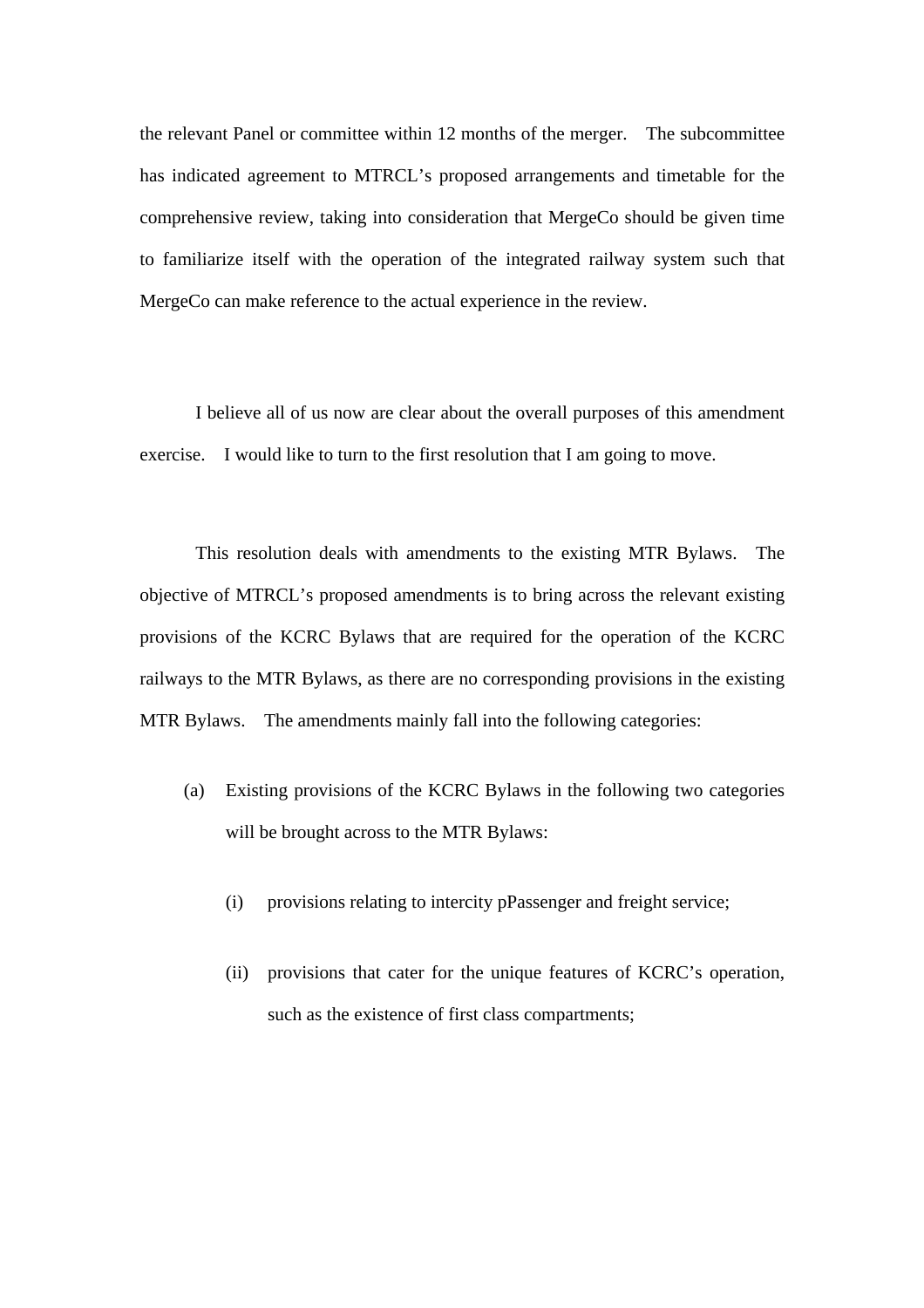the relevant Panel or committee within 12 months of the merger. The subcommittee has indicated agreement to MTRCL's proposed arrangements and timetable for the comprehensive review, taking into consideration that MergeCo should be given time to familiarize itself with the operation of the integrated railway system such that MergeCo can make reference to the actual experience in the review.

I believe all of us now are clear about the overall purposes of this amendment exercise. I would like to turn to the first resolution that I am going to move.

This resolution deals with amendments to the existing MTR Bylaws. The objective of MTRCL's proposed amendments is to bring across the relevant existing provisions of the KCRC Bylaws that are required for the operation of the KCRC railways to the MTR Bylaws, as there are no corresponding provisions in the existing MTR Bylaws. The amendments mainly fall into the following categories:

(a) Existing provisions of the KCRC Bylaws in the following two categories will be brought across to the MTR Bylaws:

  (i) provisions relating to intercity pPassenger and freight service;

  (ii) provisions that cater for the unique features of KCRC's operation, such as the existence of first class compartments;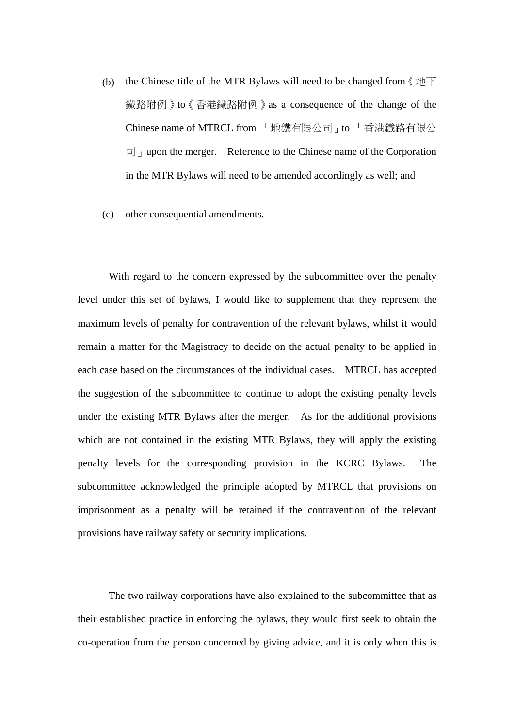(b) the Chinese title of the MTR Bylaws will need to be changed from《地下鐵路附例》to《香港鐵路附例》as a consequence of the change of the Chinese name of MTRCL from 「地鐵有限公司」to 「香港鐵路有限公司」upon the merger. Reference to the Chinese name of the Corporation in the MTR Bylaws will need to be amended accordingly as well; and

(c) other consequential amendments.

With regard to the concern expressed by the subcommittee over the penalty level under this set of bylaws, I would like to supplement that they represent the maximum levels of penalty for contravention of the relevant bylaws, whilst it would remain a matter for the Magistracy to decide on the actual penalty to be applied in each case based on the circumstances of the individual cases. MTRCL has accepted the suggestion of the subcommittee to continue to adopt the existing penalty levels under the existing MTR Bylaws after the merger. As for the additional provisions which are not contained in the existing MTR Bylaws, they will apply the existing penalty levels for the corresponding provision in the KCRC Bylaws. The subcommittee acknowledged the principle adopted by MTRCL that provisions on imprisonment as a penalty will be retained if the contravention of the relevant provisions have railway safety or security implications.

The two railway corporations have also explained to the subcommittee that as their established practice in enforcing the bylaws, they would first seek to obtain the co-operation from the person concerned by giving advice, and it is only when this is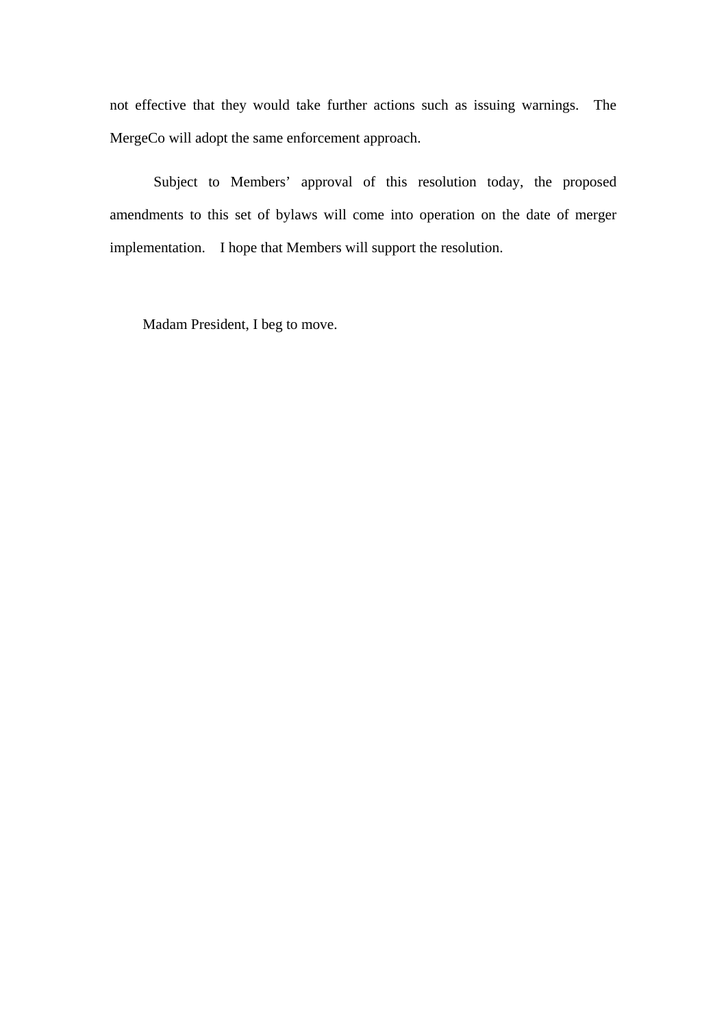not effective that they would take further actions such as issuing warnings. The MergeCo will adopt the same enforcement approach.

Subject to Members' approval of this resolution today, the proposed amendments to this set of bylaws will come into operation on the date of merger implementation. I hope that Members will support the resolution.

Madam President, I beg to move.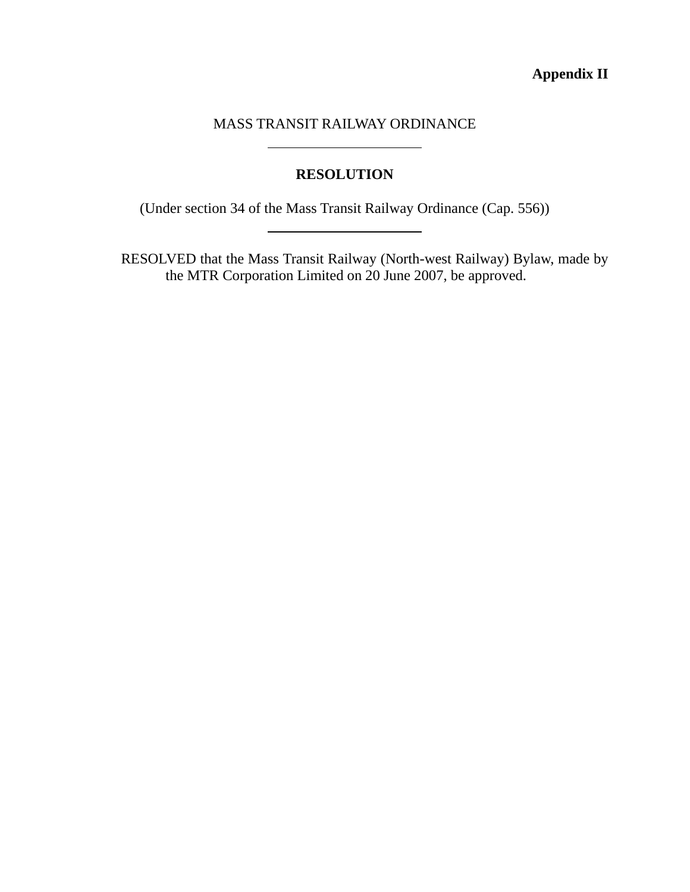**Appendix II**

MASS TRANSIT RAILWAY ORDINANCE

---

**RESOLUTION**

(Under section 34 of the Mass Transit Railway Ordinance (Cap. 556))

---

RESOLVED that the Mass Transit Railway (North-west Railway) Bylaw, made by the MTR Corporation Limited on 20 June 2007, be approved.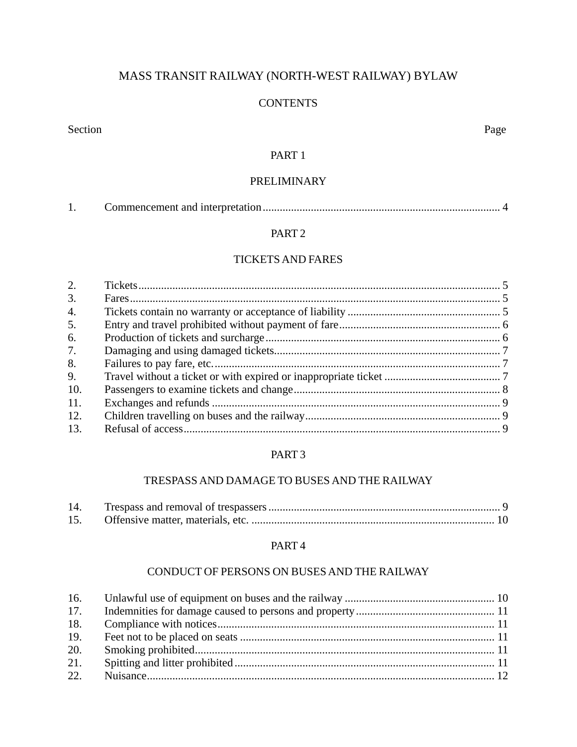# MASS TRANSIT RAILWAY (NORTH-WEST RAILWAY) BYLAW

## CONTENTS

| Section | | Page |
|---|---|---|
| | **PART 1** | |
| | **PRELIMINARY** | |
| 1. | Commencement and interpretation | 4 |
| | **PART 2** | |
| | **TICKETS AND FARES** | |
| 2. | Tickets | 5 |
| 3. | Fares | 5 |
| 4. | Tickets contain no warranty or acceptance of liability | 5 |
| 5. | Entry and travel prohibited without payment of fare | 6 |
| 6. | Production of tickets and surcharge | 6 |
| 7. | Damaging and using damaged tickets | 7 |
| 8. | Failures to pay fare, etc. | 7 |
| 9. | Travel without a ticket or with expired or inappropriate ticket | 7 |
| 10. | Passengers to examine tickets and change | 8 |
| 11. | Exchanges and refunds | 9 |
| 12. | Children travelling on buses and the railway | 9 |
| 13. | Refusal of access | 9 |
| | **PART 3** | |
| | **TRESPASS AND DAMAGE TO BUSES AND THE RAILWAY** | |
| 14. | Trespass and removal of trespassers | 9 |
| 15. | Offensive matter, materials, etc. | 10 |
| | **PART 4** | |
| | **CONDUCT OF PERSONS ON BUSES AND THE RAILWAY** | |
| 16. | Unlawful use of equipment on buses and the railway | 10 |
| 17. | Indemnities for damage caused to persons and property | 11 |
| 18. | Compliance with notices | 11 |
| 19. | Feet not to be placed on seats | 11 |
| 20. | Smoking prohibited | 11 |
| 21. | Spitting and litter prohibited | 11 |
| 22. | Nuisance | 12 |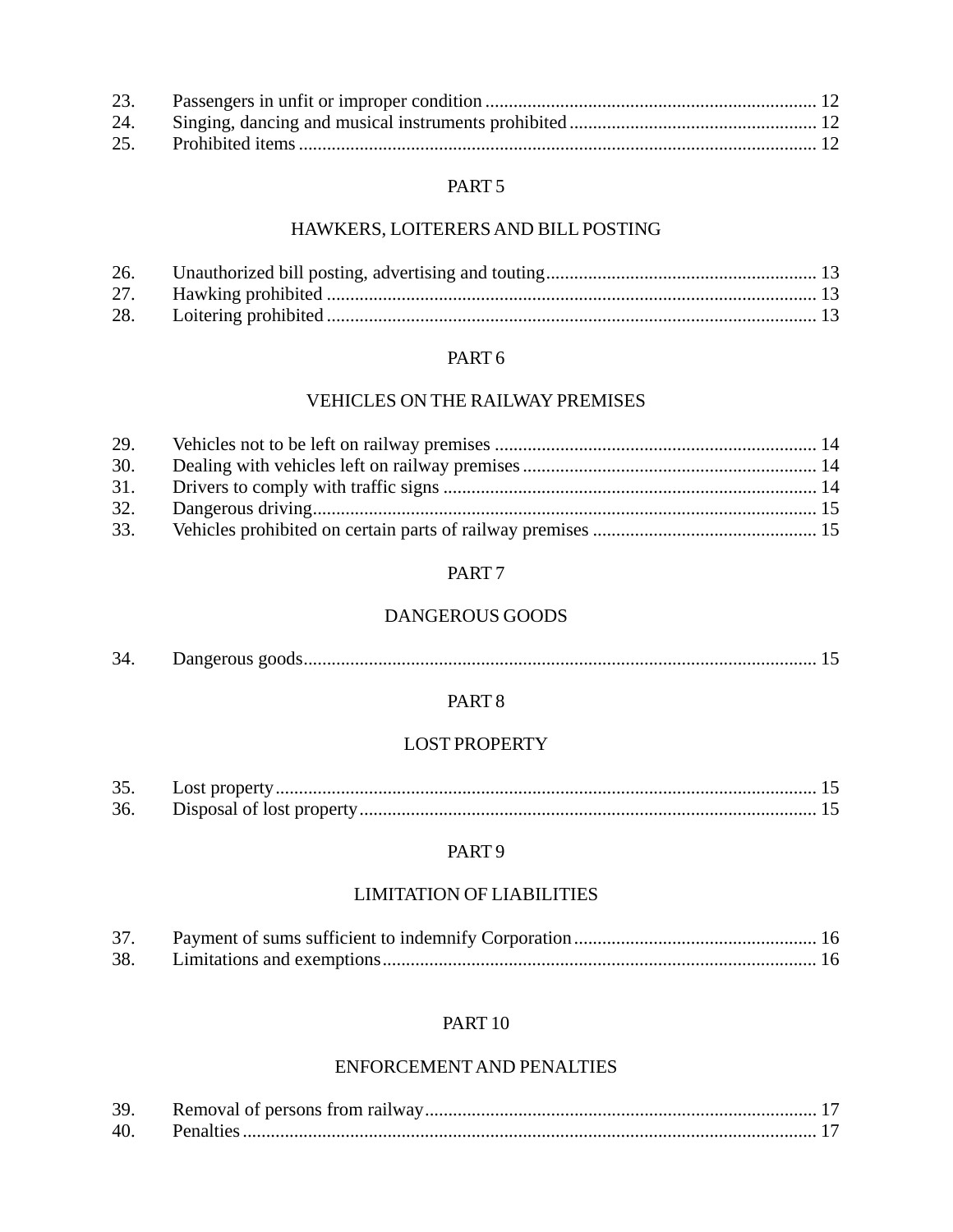23. Passengers in unfit or improper condition ...... 12
24. Singing, dancing and musical instruments prohibited ...... 12
25. Prohibited items ...... 12

PART 5

HAWKERS, LOITERERS AND BILL POSTING

26. Unauthorized bill posting, advertising and touting ...... 13
27. Hawking prohibited ...... 13
28. Loitering prohibited ...... 13

PART 6

VEHICLES ON THE RAILWAY PREMISES

29. Vehicles not to be left on railway premises ...... 14
30. Dealing with vehicles left on railway premises ...... 14
31. Drivers to comply with traffic signs ...... 14
32. Dangerous driving ...... 15
33. Vehicles prohibited on certain parts of railway premises ...... 15

PART 7

DANGEROUS GOODS

34. Dangerous goods ...... 15

PART 8

LOST PROPERTY

35. Lost property ...... 15
36. Disposal of lost property ...... 15

PART 9

LIMITATION OF LIABILITIES

37. Payment of sums sufficient to indemnify Corporation ...... 16
38. Limitations and exemptions ...... 16

PART 10

ENFORCEMENT AND PENALTIES

39. Removal of persons from railway ...... 17
40. Penalties ...... 17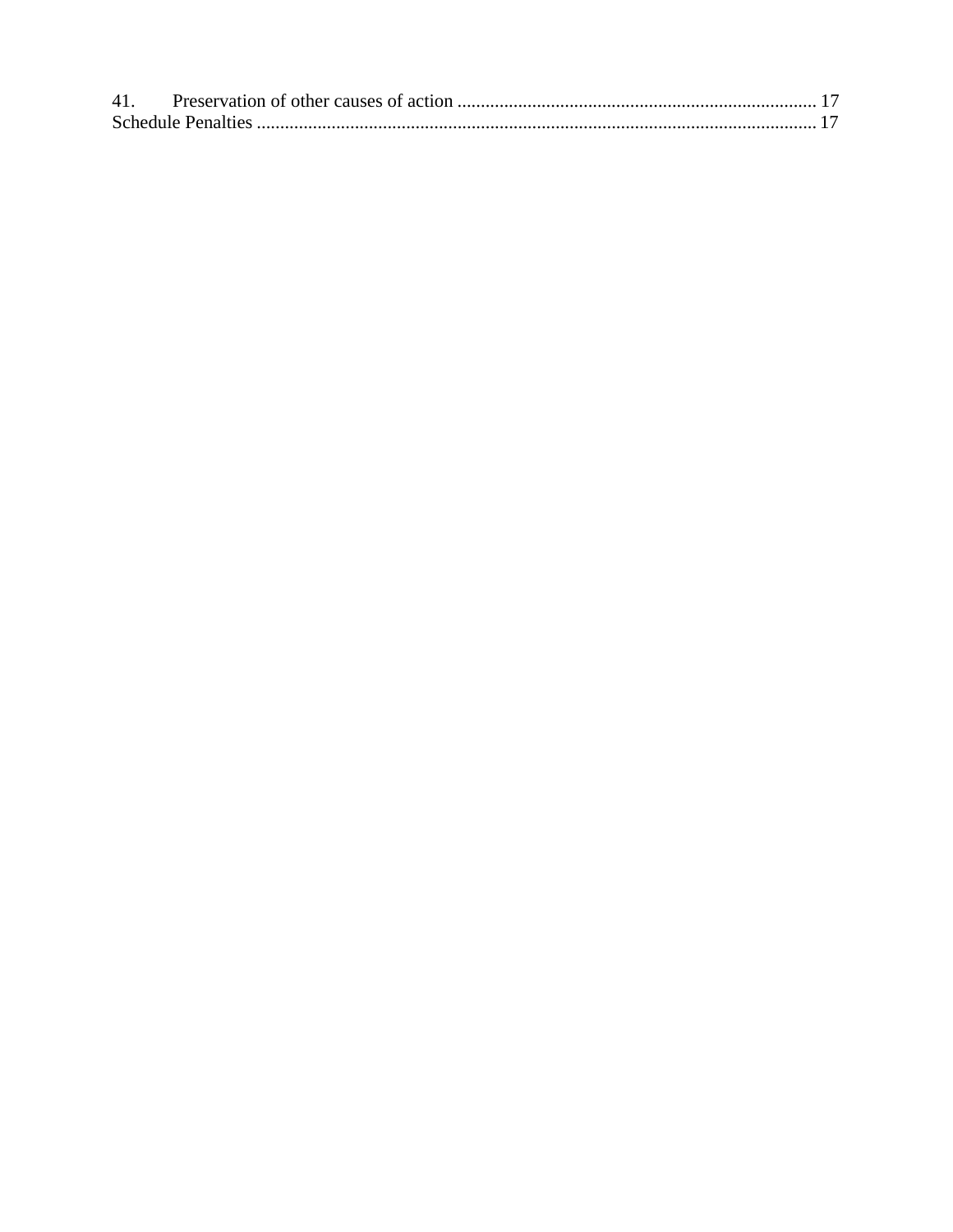41. Preservation of other causes of action ............................................................................ 17
Schedule Penalties ...................................................................................................................... 17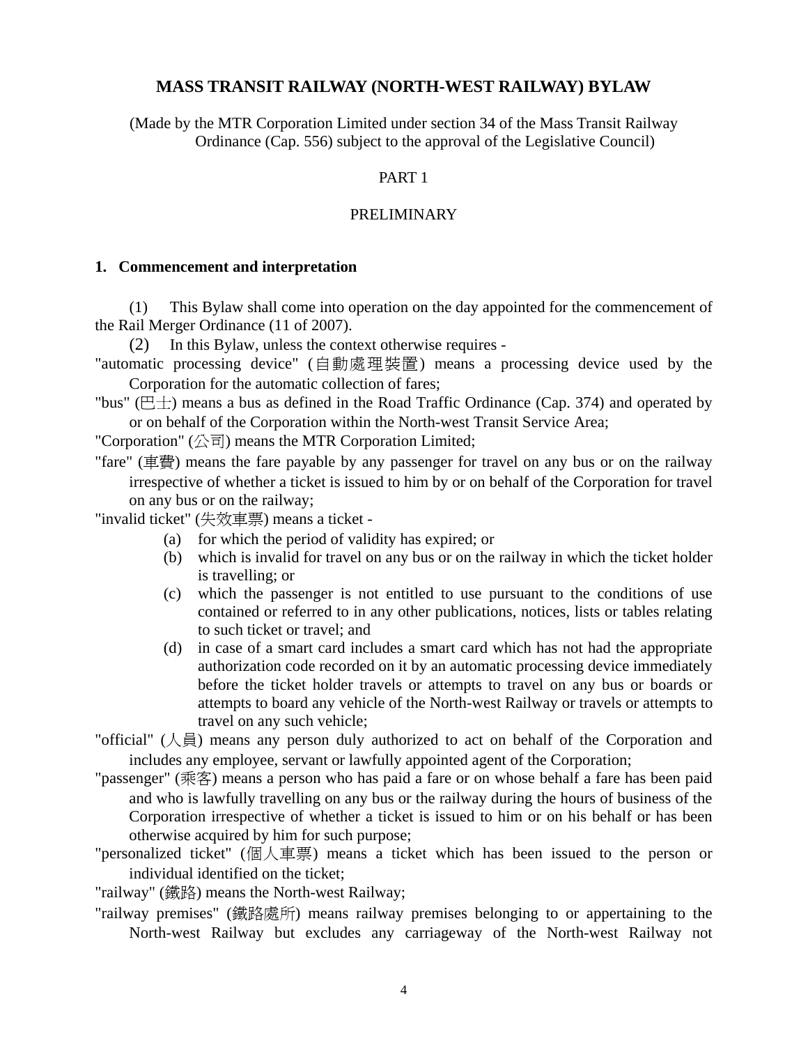# MASS TRANSIT RAILWAY (NORTH-WEST RAILWAY) BYLAW

(Made by the MTR Corporation Limited under section 34 of the Mass Transit Railway Ordinance (Cap. 556) subject to the approval of the Legislative Council)

PART 1

PRELIMINARY

### 1. Commencement and interpretation

(1) This Bylaw shall come into operation on the day appointed for the commencement of the Rail Merger Ordinance (11 of 2007).

(2) In this Bylaw, unless the context otherwise requires -

"automatic processing device" (自動處理裝置) means a processing device used by the Corporation for the automatic collection of fares;

"bus" (巴士) means a bus as defined in the Road Traffic Ordinance (Cap. 374) and operated by or on behalf of the Corporation within the North-west Transit Service Area;

"Corporation" (公司) means the MTR Corporation Limited;

"fare" (車費) means the fare payable by any passenger for travel on any bus or on the railway irrespective of whether a ticket is issued to him by or on behalf of the Corporation for travel on any bus or on the railway;

"invalid ticket" (失效車票) means a ticket -

- (a) for which the period of validity has expired; or
- (b) which is invalid for travel on any bus or on the railway in which the ticket holder is travelling; or
- (c) which the passenger is not entitled to use pursuant to the conditions of use contained or referred to in any other publications, notices, lists or tables relating to such ticket or travel; and
- (d) in case of a smart card includes a smart card which has not had the appropriate authorization code recorded on it by an automatic processing device immediately before the ticket holder travels or attempts to travel on any bus or boards or attempts to board any vehicle of the North-west Railway or travels or attempts to travel on any such vehicle;

"official" (人員) means any person duly authorized to act on behalf of the Corporation and includes any employee, servant or lawfully appointed agent of the Corporation;

"passenger" (乘客) means a person who has paid a fare or on whose behalf a fare has been paid and who is lawfully travelling on any bus or the railway during the hours of business of the Corporation irrespective of whether a ticket is issued to him or on his behalf or has been otherwise acquired by him for such purpose;

"personalized ticket" (個人車票) means a ticket which has been issued to the person or individual identified on the ticket;

"railway" (鐵路) means the North-west Railway;

"railway premises" (鐵路處所) means railway premises belonging to or appertaining to the North-west Railway but excludes any carriageway of the North-west Railway not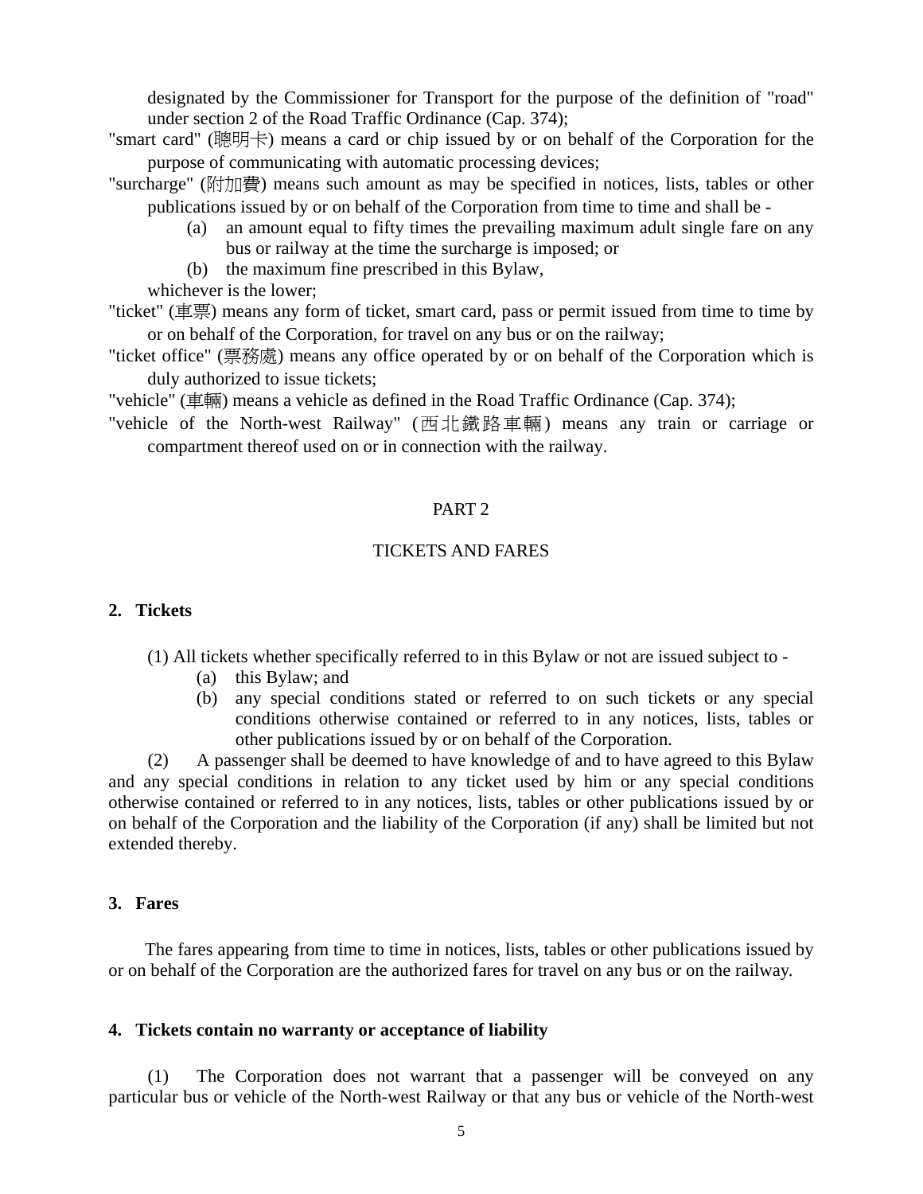designated by the Commissioner for Transport for the purpose of the definition of "road" under section 2 of the Road Traffic Ordinance (Cap. 374);

"smart card" (聰明卡) means a card or chip issued by or on behalf of the Corporation for the purpose of communicating with automatic processing devices;

"surcharge" (附加費) means such amount as may be specified in notices, lists, tables or other publications issued by or on behalf of the Corporation from time to time and shall be -

- (a) an amount equal to fifty times the prevailing maximum adult single fare on any bus or railway at the time the surcharge is imposed; or
- (b) the maximum fine prescribed in this Bylaw,

whichever is the lower;

"ticket" (車票) means any form of ticket, smart card, pass or permit issued from time to time by or on behalf of the Corporation, for travel on any bus or on the railway;

"ticket office" (票務處) means any office operated by or on behalf of the Corporation which is duly authorized to issue tickets;

"vehicle" (車輛) means a vehicle as defined in the Road Traffic Ordinance (Cap. 374);

"vehicle of the North-west Railway" (西北鐵路車輛) means any train or carriage or compartment thereof used on or in connection with the railway.

## PART 2

## TICKETS AND FARES

### 2. Tickets

(1) All tickets whether specifically referred to in this Bylaw or not are issued subject to -

- (a) this Bylaw; and
- (b) any special conditions stated or referred to on such tickets or any special conditions otherwise contained or referred to in any notices, lists, tables or other publications issued by or on behalf of the Corporation.

(2) A passenger shall be deemed to have knowledge of and to have agreed to this Bylaw and any special conditions in relation to any ticket used by him or any special conditions otherwise contained or referred to in any notices, lists, tables or other publications issued by or on behalf of the Corporation and the liability of the Corporation (if any) shall be limited but not extended thereby.

### 3. Fares

The fares appearing from time to time in notices, lists, tables or other publications issued by or on behalf of the Corporation are the authorized fares for travel on any bus or on the railway.

### 4. Tickets contain no warranty or acceptance of liability

(1) The Corporation does not warrant that a passenger will be conveyed on any particular bus or vehicle of the North-west Railway or that any bus or vehicle of the North-west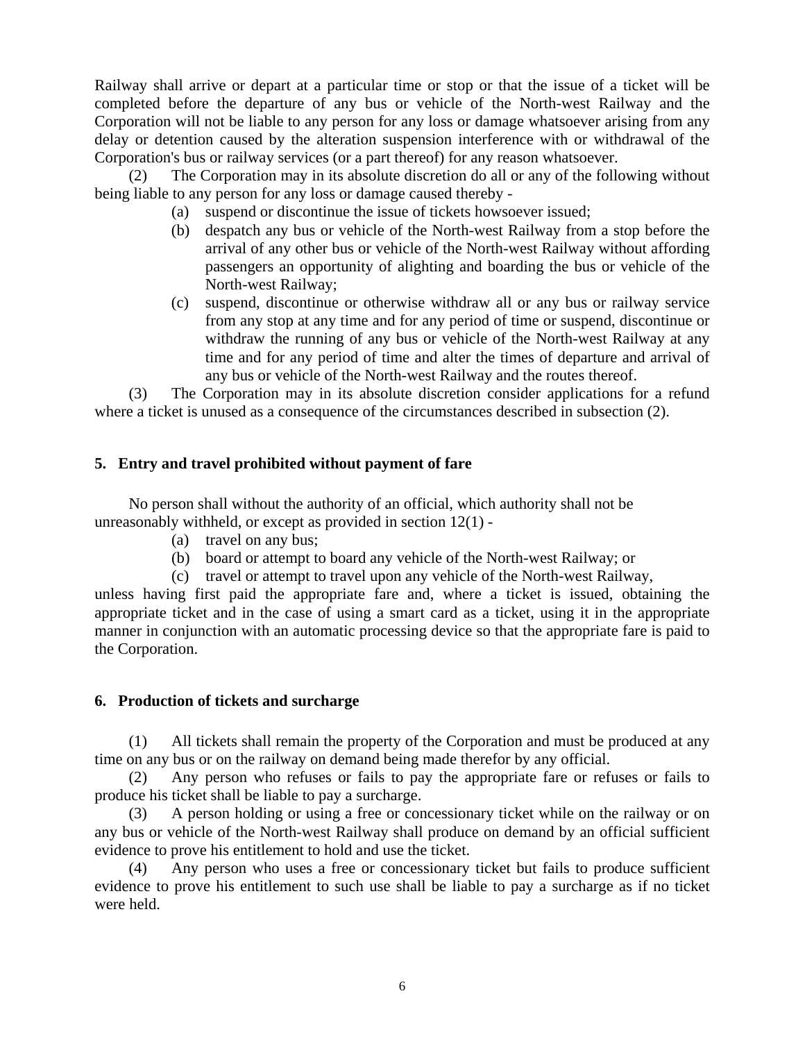Railway shall arrive or depart at a particular time or stop or that the issue of a ticket will be completed before the departure of any bus or vehicle of the North-west Railway and the Corporation will not be liable to any person for any loss or damage whatsoever arising from any delay or detention caused by the alteration suspension interference with or withdrawal of the Corporation's bus or railway services (or a part thereof) for any reason whatsoever.

(2) The Corporation may in its absolute discretion do all or any of the following without being liable to any person for any loss or damage caused thereby -

- (a) suspend or discontinue the issue of tickets howsoever issued;
- (b) despatch any bus or vehicle of the North-west Railway from a stop before the arrival of any other bus or vehicle of the North-west Railway without affording passengers an opportunity of alighting and boarding the bus or vehicle of the North-west Railway;
- (c) suspend, discontinue or otherwise withdraw all or any bus or railway service from any stop at any time and for any period of time or suspend, discontinue or withdraw the running of any bus or vehicle of the North-west Railway at any time and for any period of time and alter the times of departure and arrival of any bus or vehicle of the North-west Railway and the routes thereof.

(3) The Corporation may in its absolute discretion consider applications for a refund where a ticket is unused as a consequence of the circumstances described in subsection (2).

### 5. Entry and travel prohibited without payment of fare

No person shall without the authority of an official, which authority shall not be unreasonably withheld, or except as provided in section 12(1) -

- (a) travel on any bus;
- (b) board or attempt to board any vehicle of the North-west Railway; or
- (c) travel or attempt to travel upon any vehicle of the North-west Railway,

unless having first paid the appropriate fare and, where a ticket is issued, obtaining the appropriate ticket and in the case of using a smart card as a ticket, using it in the appropriate manner in conjunction with an automatic processing device so that the appropriate fare is paid to the Corporation.

### 6. Production of tickets and surcharge

(1) All tickets shall remain the property of the Corporation and must be produced at any time on any bus or on the railway on demand being made therefor by any official.

(2) Any person who refuses or fails to pay the appropriate fare or refuses or fails to produce his ticket shall be liable to pay a surcharge.

(3) A person holding or using a free or concessionary ticket while on the railway or on any bus or vehicle of the North-west Railway shall produce on demand by an official sufficient evidence to prove his entitlement to hold and use the ticket.

(4) Any person who uses a free or concessionary ticket but fails to produce sufficient evidence to prove his entitlement to such use shall be liable to pay a surcharge as if no ticket were held.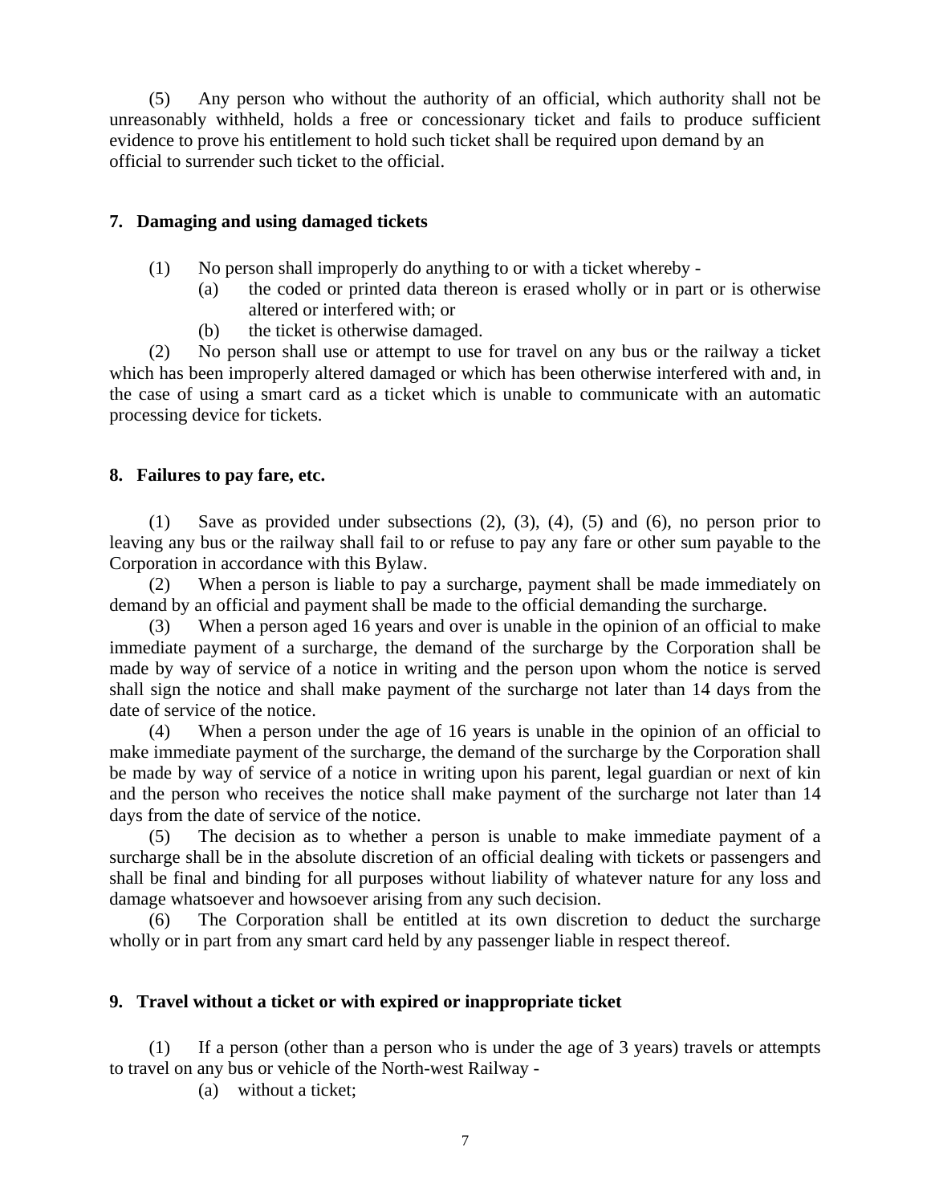(5) Any person who without the authority of an official, which authority shall not be unreasonably withheld, holds a free or concessionary ticket and fails to produce sufficient evidence to prove his entitlement to hold such ticket shall be required upon demand by an official to surrender such ticket to the official.

**7. Damaging and using damaged tickets**

(1) No person shall improperly do anything to or with a ticket whereby -

(a) the coded or printed data thereon is erased wholly or in part or is otherwise altered or interfered with; or

(b) the ticket is otherwise damaged.

(2) No person shall use or attempt to use for travel on any bus or the railway a ticket which has been improperly altered damaged or which has been otherwise interfered with and, in the case of using a smart card as a ticket which is unable to communicate with an automatic processing device for tickets.

**8. Failures to pay fare, etc.**

(1) Save as provided under subsections (2), (3), (4), (5) and (6), no person prior to leaving any bus or the railway shall fail to or refuse to pay any fare or other sum payable to the Corporation in accordance with this Bylaw.

(2) When a person is liable to pay a surcharge, payment shall be made immediately on demand by an official and payment shall be made to the official demanding the surcharge.

(3) When a person aged 16 years and over is unable in the opinion of an official to make immediate payment of a surcharge, the demand of the surcharge by the Corporation shall be made by way of service of a notice in writing and the person upon whom the notice is served shall sign the notice and shall make payment of the surcharge not later than 14 days from the date of service of the notice.

(4) When a person under the age of 16 years is unable in the opinion of an official to make immediate payment of the surcharge, the demand of the surcharge by the Corporation shall be made by way of service of a notice in writing upon his parent, legal guardian or next of kin and the person who receives the notice shall make payment of the surcharge not later than 14 days from the date of service of the notice.

(5) The decision as to whether a person is unable to make immediate payment of a surcharge shall be in the absolute discretion of an official dealing with tickets or passengers and shall be final and binding for all purposes without liability of whatever nature for any loss and damage whatsoever and howsoever arising from any such decision.

(6) The Corporation shall be entitled at its own discretion to deduct the surcharge wholly or in part from any smart card held by any passenger liable in respect thereof.

**9. Travel without a ticket or with expired or inappropriate ticket**

(1) If a person (other than a person who is under the age of 3 years) travels or attempts to travel on any bus or vehicle of the North-west Railway -

(a) without a ticket;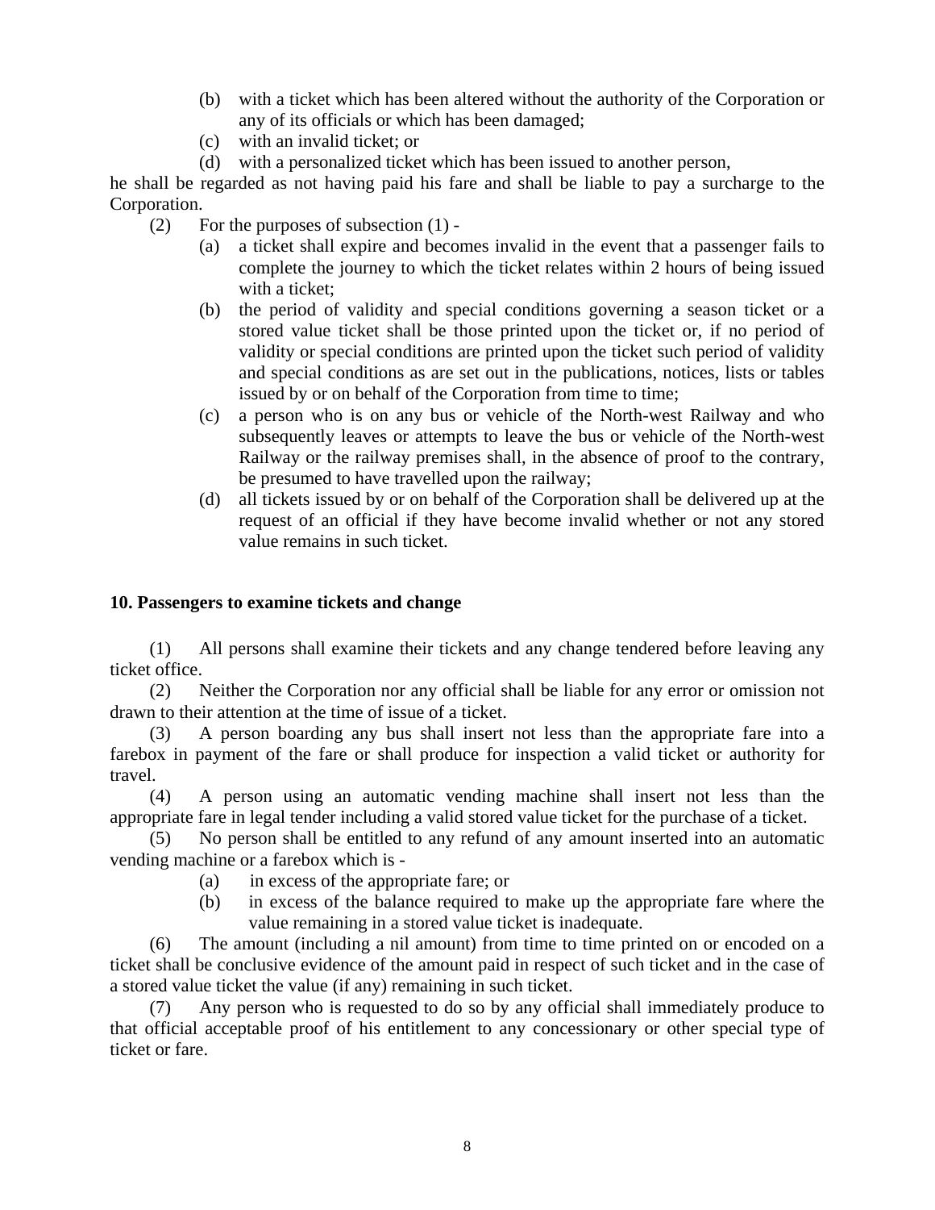(b) with a ticket which has been altered without the authority of the Corporation or any of its officials or which has been damaged;

(c) with an invalid ticket; or

(d) with a personalized ticket which has been issued to another person,

he shall be regarded as not having paid his fare and shall be liable to pay a surcharge to the Corporation.

(2) For the purposes of subsection (1) -

(a) a ticket shall expire and becomes invalid in the event that a passenger fails to complete the journey to which the ticket relates within 2 hours of being issued with a ticket;

(b) the period of validity and special conditions governing a season ticket or a stored value ticket shall be those printed upon the ticket or, if no period of validity or special conditions are printed upon the ticket such period of validity and special conditions as are set out in the publications, notices, lists or tables issued by or on behalf of the Corporation from time to time;

(c) a person who is on any bus or vehicle of the North-west Railway and who subsequently leaves or attempts to leave the bus or vehicle of the North-west Railway or the railway premises shall, in the absence of proof to the contrary, be presumed to have travelled upon the railway;

(d) all tickets issued by or on behalf of the Corporation shall be delivered up at the request of an official if they have become invalid whether or not any stored value remains in such ticket.

**10. Passengers to examine tickets and change**

(1) All persons shall examine their tickets and any change tendered before leaving any ticket office.

(2) Neither the Corporation nor any official shall be liable for any error or omission not drawn to their attention at the time of issue of a ticket.

(3) A person boarding any bus shall insert not less than the appropriate fare into a farebox in payment of the fare or shall produce for inspection a valid ticket or authority for travel.

(4) A person using an automatic vending machine shall insert not less than the appropriate fare in legal tender including a valid stored value ticket for the purchase of a ticket.

(5) No person shall be entitled to any refund of any amount inserted into an automatic vending machine or a farebox which is -

(a) in excess of the appropriate fare; or

(b) in excess of the balance required to make up the appropriate fare where the value remaining in a stored value ticket is inadequate.

(6) The amount (including a nil amount) from time to time printed on or encoded on a ticket shall be conclusive evidence of the amount paid in respect of such ticket and in the case of a stored value ticket the value (if any) remaining in such ticket.

(7) Any person who is requested to do so by any official shall immediately produce to that official acceptable proof of his entitlement to any concessionary or other special type of ticket or fare.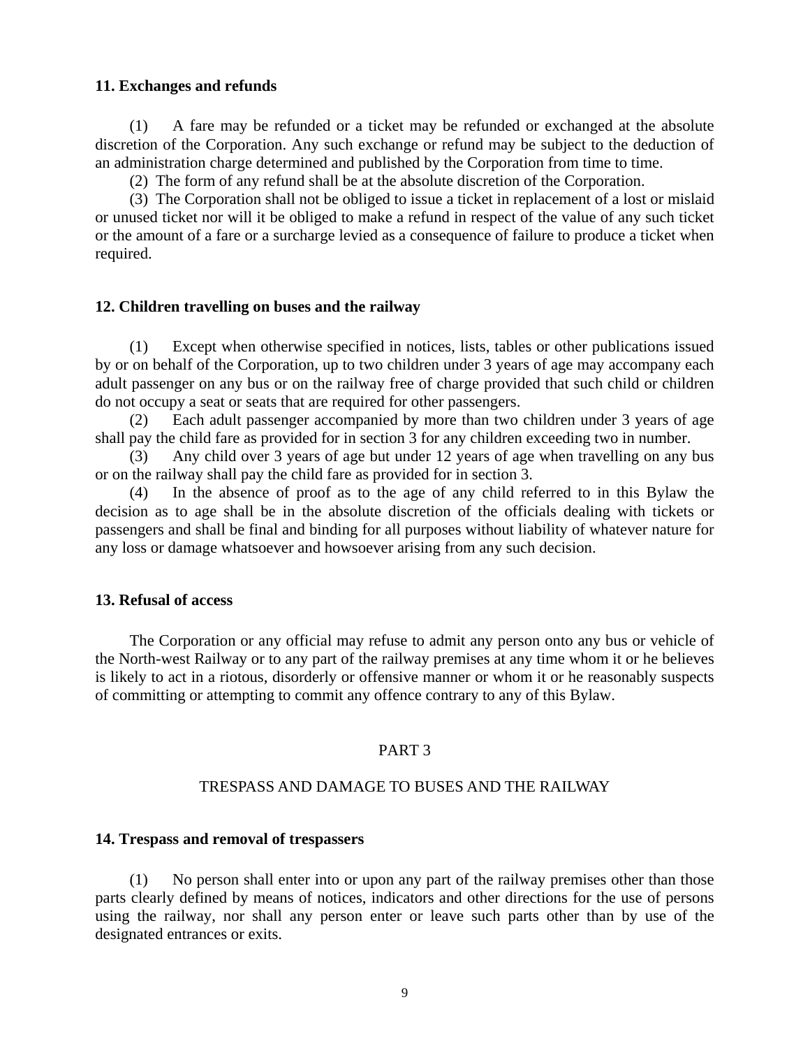**11. Exchanges and refunds**

(1) A fare may be refunded or a ticket may be refunded or exchanged at the absolute discretion of the Corporation. Any such exchange or refund may be subject to the deduction of an administration charge determined and published by the Corporation from time to time.

(2) The form of any refund shall be at the absolute discretion of the Corporation.

(3) The Corporation shall not be obliged to issue a ticket in replacement of a lost or mislaid or unused ticket nor will it be obliged to make a refund in respect of the value of any such ticket or the amount of a fare or a surcharge levied as a consequence of failure to produce a ticket when required.

**12. Children travelling on buses and the railway**

(1) Except when otherwise specified in notices, lists, tables or other publications issued by or on behalf of the Corporation, up to two children under 3 years of age may accompany each adult passenger on any bus or on the railway free of charge provided that such child or children do not occupy a seat or seats that are required for other passengers.

(2) Each adult passenger accompanied by more than two children under 3 years of age shall pay the child fare as provided for in section 3 for any children exceeding two in number.

(3) Any child over 3 years of age but under 12 years of age when travelling on any bus or on the railway shall pay the child fare as provided for in section 3.

(4) In the absence of proof as to the age of any child referred to in this Bylaw the decision as to age shall be in the absolute discretion of the officials dealing with tickets or passengers and shall be final and binding for all purposes without liability of whatever nature for any loss or damage whatsoever and howsoever arising from any such decision.

**13. Refusal of access**

The Corporation or any official may refuse to admit any person onto any bus or vehicle of the North-west Railway or to any part of the railway premises at any time whom it or he believes is likely to act in a riotous, disorderly or offensive manner or whom it or he reasonably suspects of committing or attempting to commit any offence contrary to any of this Bylaw.

PART 3

TRESPASS AND DAMAGE TO BUSES AND THE RAILWAY

**14. Trespass and removal of trespassers**

(1) No person shall enter into or upon any part of the railway premises other than those parts clearly defined by means of notices, indicators and other directions for the use of persons using the railway, nor shall any person enter or leave such parts other than by use of the designated entrances or exits.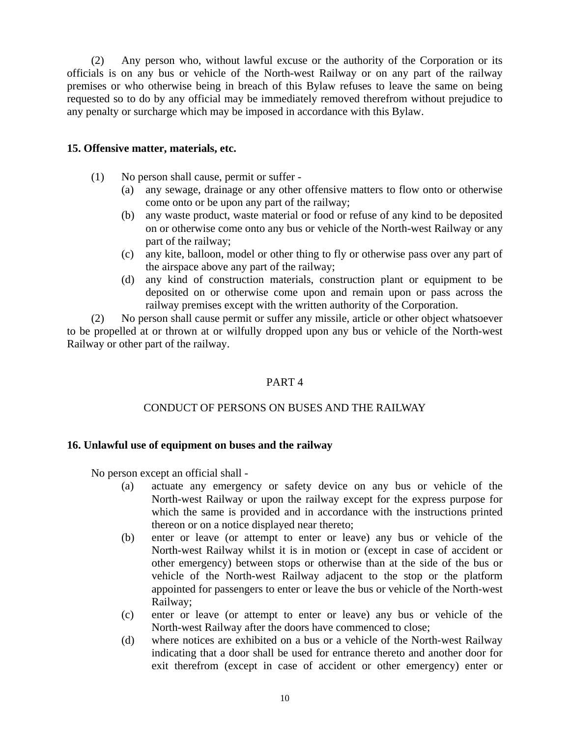(2) Any person who, without lawful excuse or the authority of the Corporation or its officials is on any bus or vehicle of the North-west Railway or on any part of the railway premises or who otherwise being in breach of this Bylaw refuses to leave the same on being requested so to do by any official may be immediately removed therefrom without prejudice to any penalty or surcharge which may be imposed in accordance with this Bylaw.

### 15. Offensive matter, materials, etc.

(1) No person shall cause, permit or suffer -

- (a) any sewage, drainage or any other offensive matters to flow onto or otherwise come onto or be upon any part of the railway;
- (b) any waste product, waste material or food or refuse of any kind to be deposited on or otherwise come onto any bus or vehicle of the North-west Railway or any part of the railway;
- (c) any kite, balloon, model or other thing to fly or otherwise pass over any part of the airspace above any part of the railway;
- (d) any kind of construction materials, construction plant or equipment to be deposited on or otherwise come upon and remain upon or pass across the railway premises except with the written authority of the Corporation.

(2) No person shall cause permit or suffer any missile, article or other object whatsoever to be propelled at or thrown at or wilfully dropped upon any bus or vehicle of the North-west Railway or other part of the railway.

## PART 4

## CONDUCT OF PERSONS ON BUSES AND THE RAILWAY

### 16. Unlawful use of equipment on buses and the railway

No person except an official shall -

- (a) actuate any emergency or safety device on any bus or vehicle of the North-west Railway or upon the railway except for the express purpose for which the same is provided and in accordance with the instructions printed thereon or on a notice displayed near thereto;
- (b) enter or leave (or attempt to enter or leave) any bus or vehicle of the North-west Railway whilst it is in motion or (except in case of accident or other emergency) between stops or otherwise than at the side of the bus or vehicle of the North-west Railway adjacent to the stop or the platform appointed for passengers to enter or leave the bus or vehicle of the North-west Railway;
- (c) enter or leave (or attempt to enter or leave) any bus or vehicle of the North-west Railway after the doors have commenced to close;
- (d) where notices are exhibited on a bus or a vehicle of the North-west Railway indicating that a door shall be used for entrance thereto and another door for exit therefrom (except in case of accident or other emergency) enter or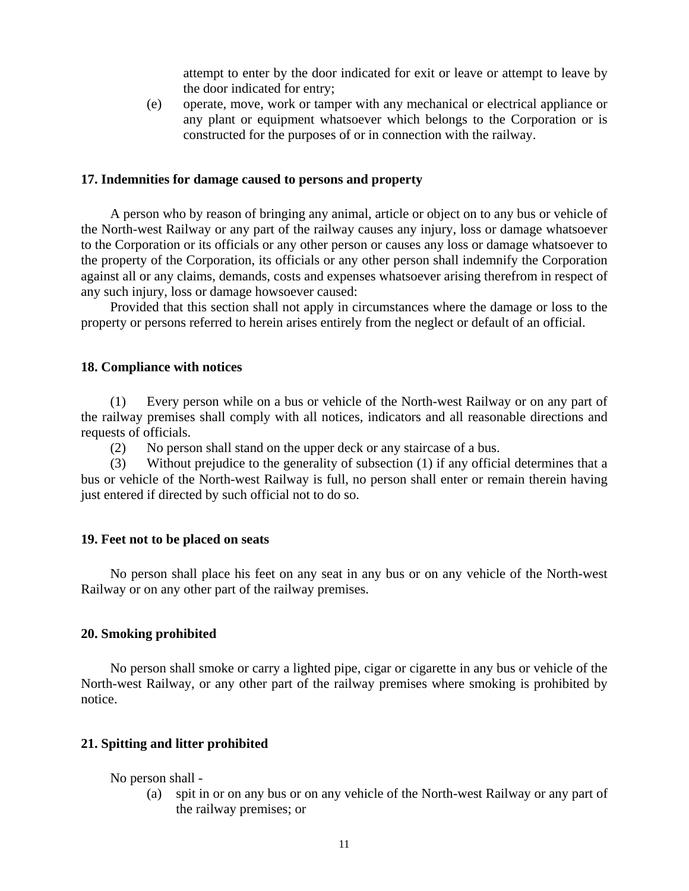attempt to enter by the door indicated for exit or leave or attempt to leave by the door indicated for entry;

(e) operate, move, work or tamper with any mechanical or electrical appliance or any plant or equipment whatsoever which belongs to the Corporation or is constructed for the purposes of or in connection with the railway.

**17. Indemnities for damage caused to persons and property**

A person who by reason of bringing any animal, article or object on to any bus or vehicle of the North-west Railway or any part of the railway causes any injury, loss or damage whatsoever to the Corporation or its officials or any other person or causes any loss or damage whatsoever to the property of the Corporation, its officials or any other person shall indemnify the Corporation against all or any claims, demands, costs and expenses whatsoever arising therefrom in respect of any such injury, loss or damage howsoever caused:

Provided that this section shall not apply in circumstances where the damage or loss to the property or persons referred to herein arises entirely from the neglect or default of an official.

**18. Compliance with notices**

(1) Every person while on a bus or vehicle of the North-west Railway or on any part of the railway premises shall comply with all notices, indicators and all reasonable directions and requests of officials.

(2) No person shall stand on the upper deck or any staircase of a bus.

(3) Without prejudice to the generality of subsection (1) if any official determines that a bus or vehicle of the North-west Railway is full, no person shall enter or remain therein having just entered if directed by such official not to do so.

**19. Feet not to be placed on seats**

No person shall place his feet on any seat in any bus or on any vehicle of the North-west Railway or on any other part of the railway premises.

**20. Smoking prohibited**

No person shall smoke or carry a lighted pipe, cigar or cigarette in any bus or vehicle of the North-west Railway, or any other part of the railway premises where smoking is prohibited by notice.

**21. Spitting and litter prohibited**

No person shall -

(a) spit in or on any bus or on any vehicle of the North-west Railway or any part of the railway premises; or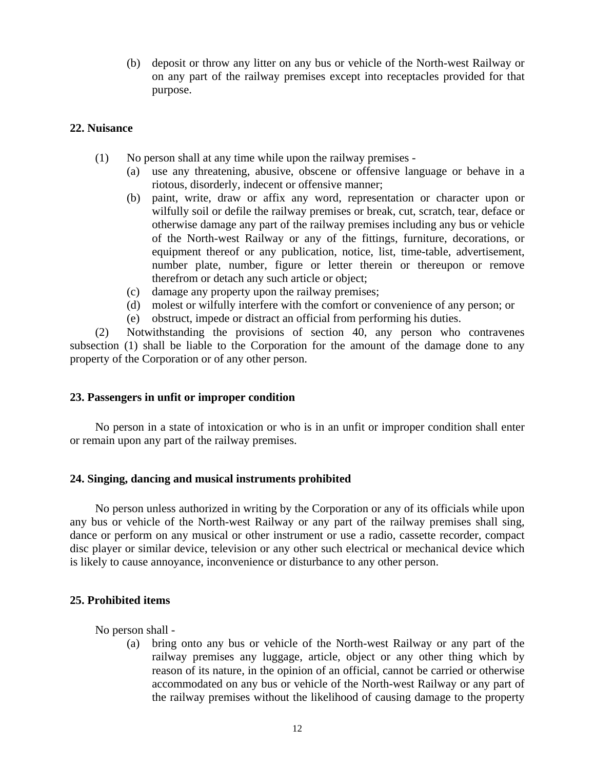(b) deposit or throw any litter on any bus or vehicle of the North-west Railway or on any part of the railway premises except into receptacles provided for that purpose.

**22. Nuisance**

(1) No person shall at any time while upon the railway premises -

(a) use any threatening, abusive, obscene or offensive language or behave in a riotous, disorderly, indecent or offensive manner;

(b) paint, write, draw or affix any word, representation or character upon or wilfully soil or defile the railway premises or break, cut, scratch, tear, deface or otherwise damage any part of the railway premises including any bus or vehicle of the North-west Railway or any of the fittings, furniture, decorations, or equipment thereof or any publication, notice, list, time-table, advertisement, number plate, number, figure or letter therein or thereupon or remove therefrom or detach any such article or object;

(c) damage any property upon the railway premises;

(d) molest or wilfully interfere with the comfort or convenience of any person; or

(e) obstruct, impede or distract an official from performing his duties.

(2) Notwithstanding the provisions of section 40, any person who contravenes subsection (1) shall be liable to the Corporation for the amount of the damage done to any property of the Corporation or of any other person.

**23. Passengers in unfit or improper condition**

No person in a state of intoxication or who is in an unfit or improper condition shall enter or remain upon any part of the railway premises.

**24. Singing, dancing and musical instruments prohibited**

No person unless authorized in writing by the Corporation or any of its officials while upon any bus or vehicle of the North-west Railway or any part of the railway premises shall sing, dance or perform on any musical or other instrument or use a radio, cassette recorder, compact disc player or similar device, television or any other such electrical or mechanical device which is likely to cause annoyance, inconvenience or disturbance to any other person.

**25. Prohibited items**

No person shall -

(a) bring onto any bus or vehicle of the North-west Railway or any part of the railway premises any luggage, article, object or any other thing which by reason of its nature, in the opinion of an official, cannot be carried or otherwise accommodated on any bus or vehicle of the North-west Railway or any part of the railway premises without the likelihood of causing damage to the property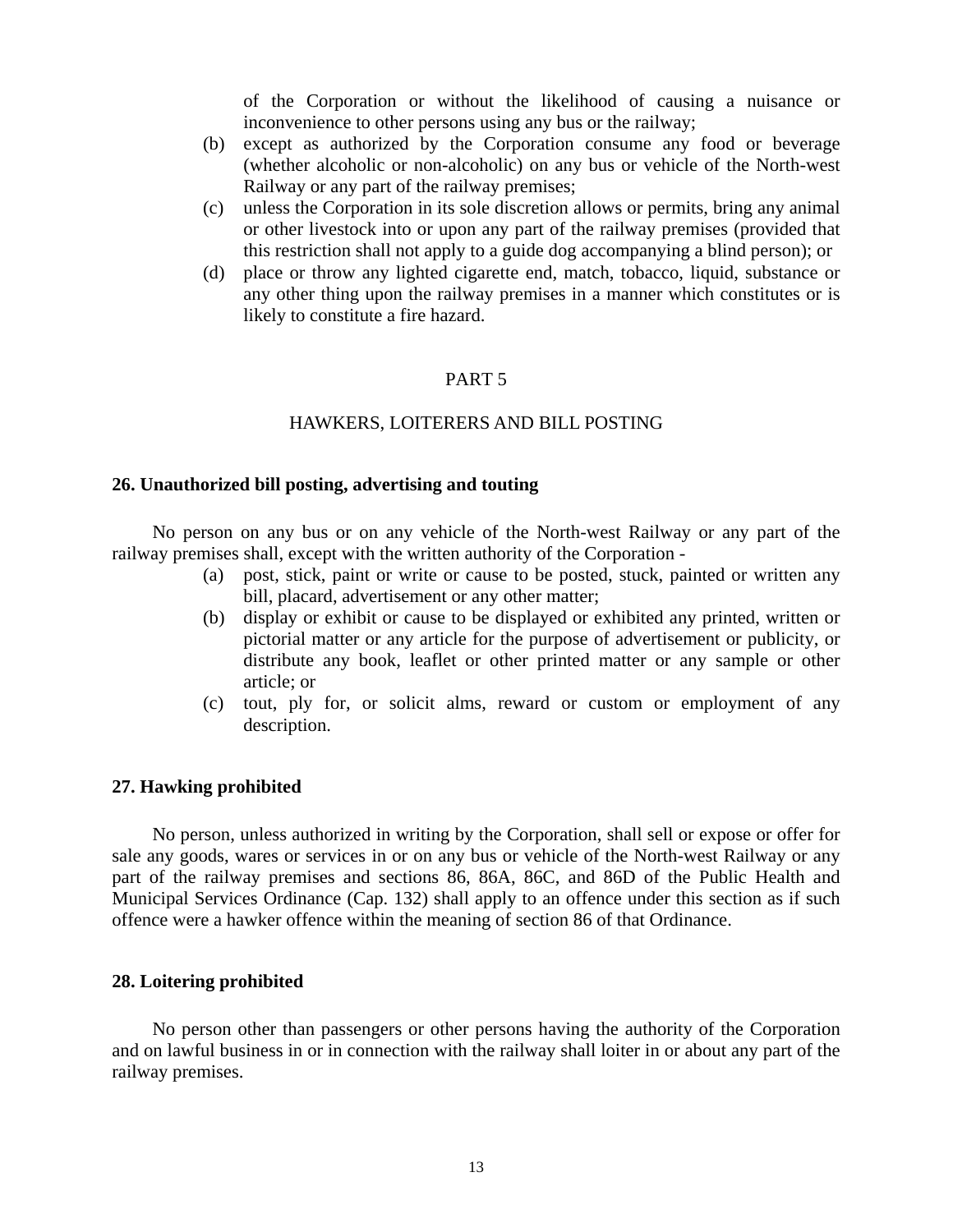of the Corporation or without the likelihood of causing a nuisance or inconvenience to other persons using any bus or the railway;

(b) except as authorized by the Corporation consume any food or beverage (whether alcoholic or non-alcoholic) on any bus or vehicle of the North-west Railway or any part of the railway premises;

(c) unless the Corporation in its sole discretion allows or permits, bring any animal or other livestock into or upon any part of the railway premises (provided that this restriction shall not apply to a guide dog accompanying a blind person); or

(d) place or throw any lighted cigarette end, match, tobacco, liquid, substance or any other thing upon the railway premises in a manner which constitutes or is likely to constitute a fire hazard.

## PART 5

## HAWKERS, LOITERERS AND BILL POSTING

### 26. Unauthorized bill posting, advertising and touting

No person on any bus or on any vehicle of the North-west Railway or any part of the railway premises shall, except with the written authority of the Corporation -

(a) post, stick, paint or write or cause to be posted, stuck, painted or written any bill, placard, advertisement or any other matter;

(b) display or exhibit or cause to be displayed or exhibited any printed, written or pictorial matter or any article for the purpose of advertisement or publicity, or distribute any book, leaflet or other printed matter or any sample or other article; or

(c) tout, ply for, or solicit alms, reward or custom or employment of any description.

### 27. Hawking prohibited

No person, unless authorized in writing by the Corporation, shall sell or expose or offer for sale any goods, wares or services in or on any bus or vehicle of the North-west Railway or any part of the railway premises and sections 86, 86A, 86C, and 86D of the Public Health and Municipal Services Ordinance (Cap. 132) shall apply to an offence under this section as if such offence were a hawker offence within the meaning of section 86 of that Ordinance.

### 28. Loitering prohibited

No person other than passengers or other persons having the authority of the Corporation and on lawful business in or in connection with the railway shall loiter in or about any part of the railway premises.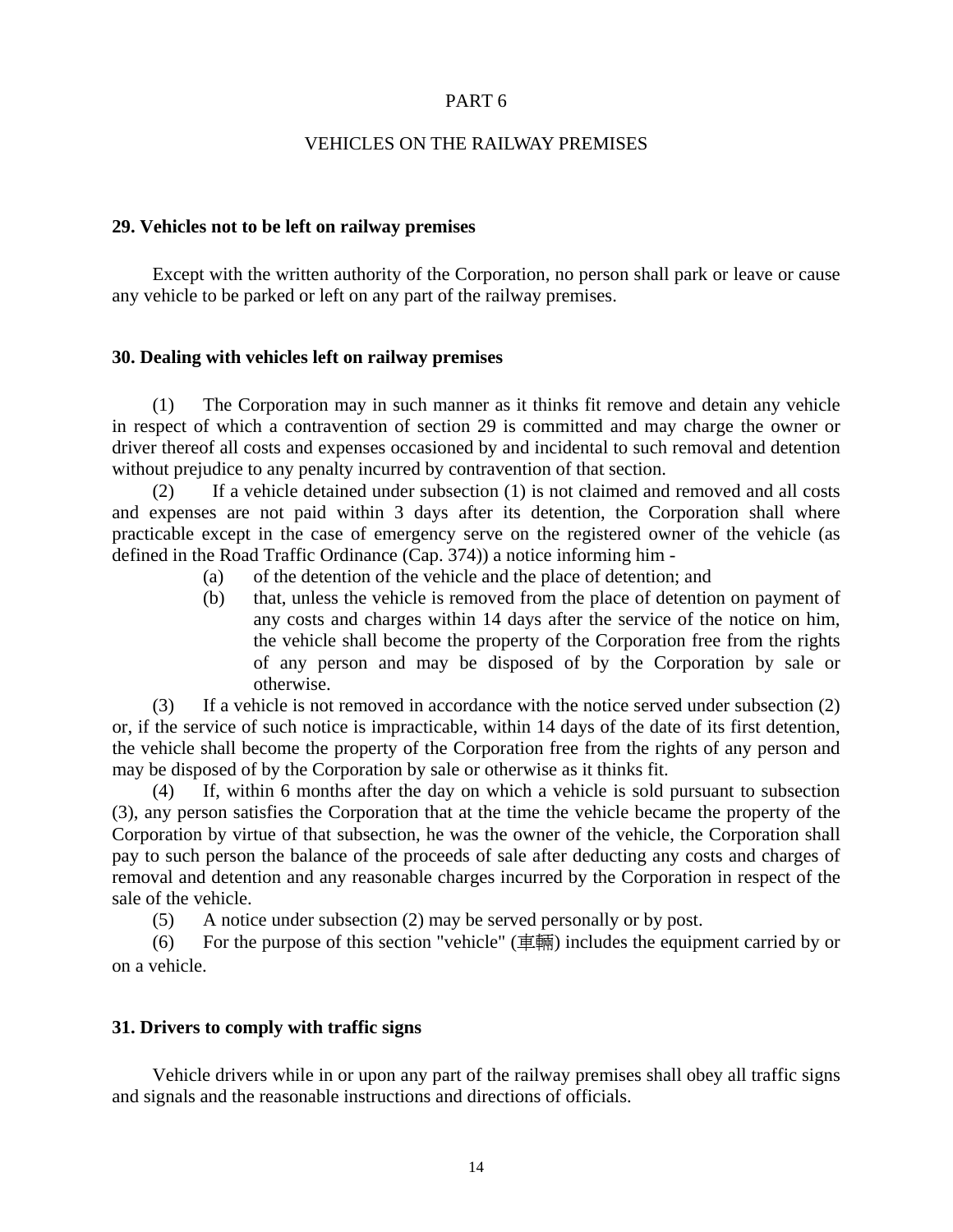# PART 6

## VEHICLES ON THE RAILWAY PREMISES

### 29. Vehicles not to be left on railway premises

Except with the written authority of the Corporation, no person shall park or leave or cause any vehicle to be parked or left on any part of the railway premises.

### 30. Dealing with vehicles left on railway premises

(1) The Corporation may in such manner as it thinks fit remove and detain any vehicle in respect of which a contravention of section 29 is committed and may charge the owner or driver thereof all costs and expenses occasioned by and incidental to such removal and detention without prejudice to any penalty incurred by contravention of that section.

(2) If a vehicle detained under subsection (1) is not claimed and removed and all costs and expenses are not paid within 3 days after its detention, the Corporation shall where practicable except in the case of emergency serve on the registered owner of the vehicle (as defined in the Road Traffic Ordinance (Cap. 374)) a notice informing him -

- (a) of the detention of the vehicle and the place of detention; and
- (b) that, unless the vehicle is removed from the place of detention on payment of any costs and charges within 14 days after the service of the notice on him, the vehicle shall become the property of the Corporation free from the rights of any person and may be disposed of by the Corporation by sale or otherwise.

(3) If a vehicle is not removed in accordance with the notice served under subsection (2) or, if the service of such notice is impracticable, within 14 days of the date of its first detention, the vehicle shall become the property of the Corporation free from the rights of any person and may be disposed of by the Corporation by sale or otherwise as it thinks fit.

(4) If, within 6 months after the day on which a vehicle is sold pursuant to subsection (3), any person satisfies the Corporation that at the time the vehicle became the property of the Corporation by virtue of that subsection, he was the owner of the vehicle, the Corporation shall pay to such person the balance of the proceeds of sale after deducting any costs and charges of removal and detention and any reasonable charges incurred by the Corporation in respect of the sale of the vehicle.

(5) A notice under subsection (2) may be served personally or by post.

(6) For the purpose of this section "vehicle" (車輛) includes the equipment carried by or on a vehicle.

### 31. Drivers to comply with traffic signs

Vehicle drivers while in or upon any part of the railway premises shall obey all traffic signs and signals and the reasonable instructions and directions of officials.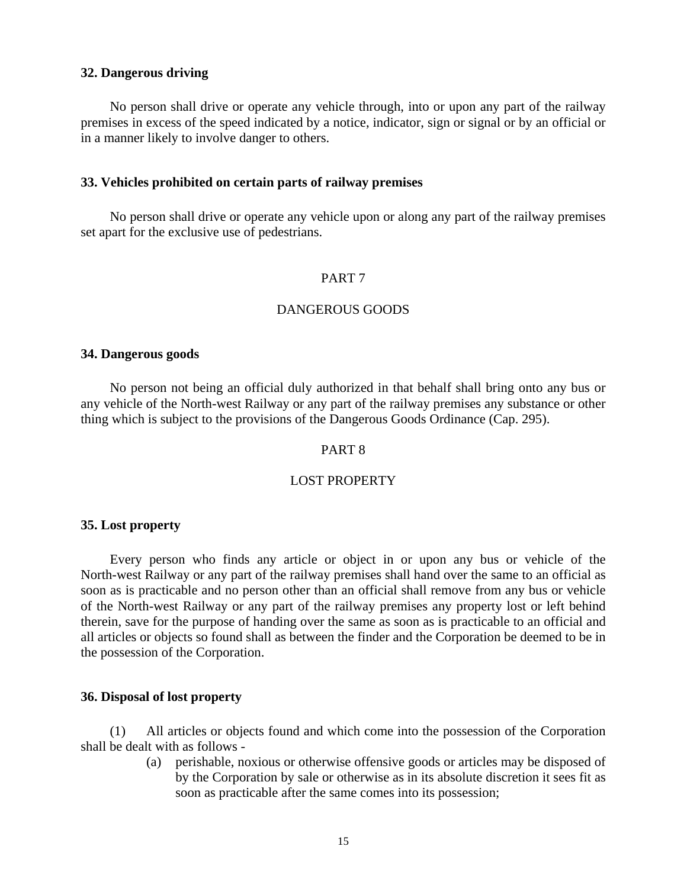**32. Dangerous driving**

No person shall drive or operate any vehicle through, into or upon any part of the railway premises in excess of the speed indicated by a notice, indicator, sign or signal or by an official or in a manner likely to involve danger to others.

**33. Vehicles prohibited on certain parts of railway premises**

No person shall drive or operate any vehicle upon or along any part of the railway premises set apart for the exclusive use of pedestrians.

PART 7

DANGEROUS GOODS

**34. Dangerous goods**

No person not being an official duly authorized in that behalf shall bring onto any bus or any vehicle of the North-west Railway or any part of the railway premises any substance or other thing which is subject to the provisions of the Dangerous Goods Ordinance (Cap. 295).

PART 8

LOST PROPERTY

**35. Lost property**

Every person who finds any article or object in or upon any bus or vehicle of the North-west Railway or any part of the railway premises shall hand over the same to an official as soon as is practicable and no person other than an official shall remove from any bus or vehicle of the North-west Railway or any part of the railway premises any property lost or left behind therein, save for the purpose of handing over the same as soon as is practicable to an official and all articles or objects so found shall as between the finder and the Corporation be deemed to be in the possession of the Corporation.

**36. Disposal of lost property**

(1) All articles or objects found and which come into the possession of the Corporation shall be dealt with as follows -

(a) perishable, noxious or otherwise offensive goods or articles may be disposed of by the Corporation by sale or otherwise as in its absolute discretion it sees fit as soon as practicable after the same comes into its possession;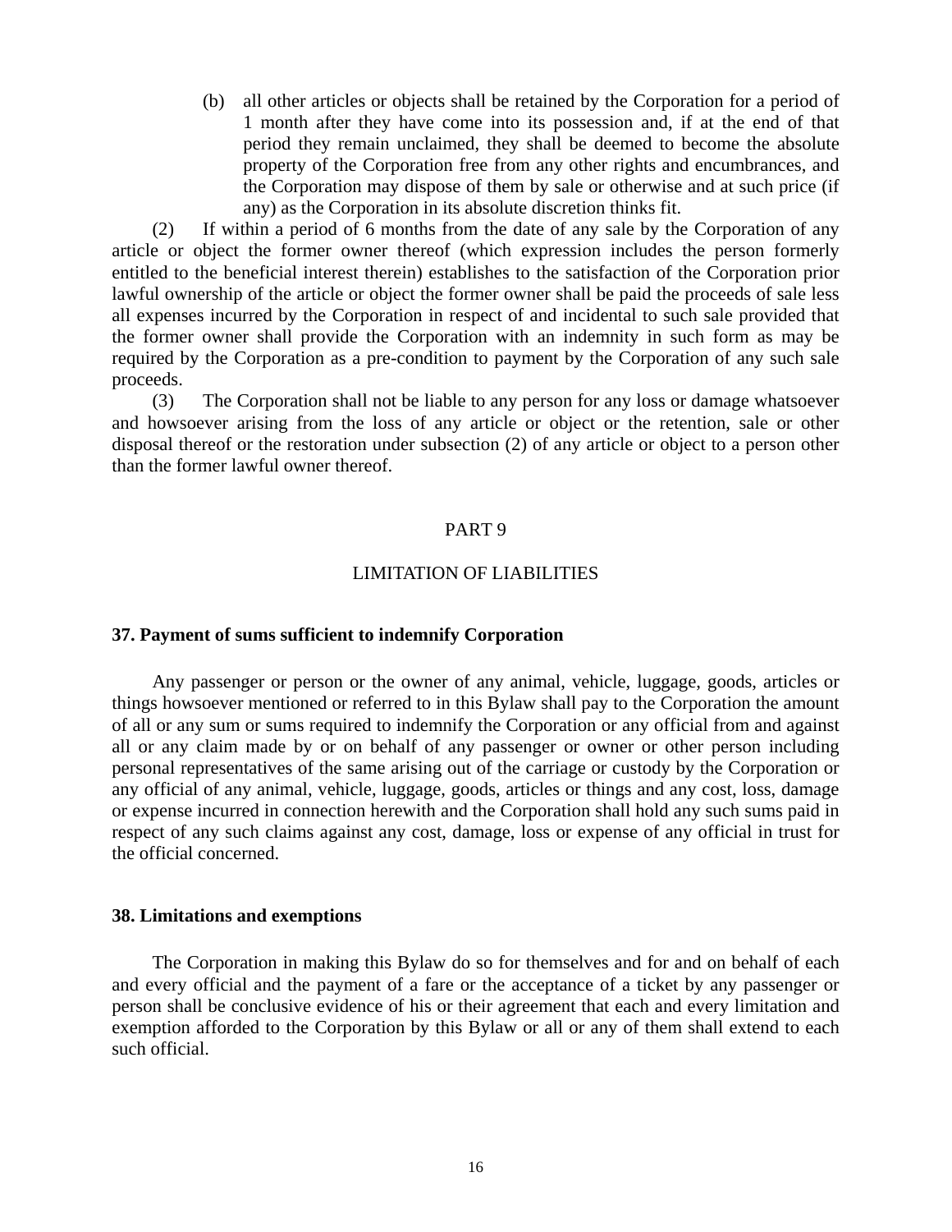(b) all other articles or objects shall be retained by the Corporation for a period of 1 month after they have come into its possession and, if at the end of that period they remain unclaimed, they shall be deemed to become the absolute property of the Corporation free from any other rights and encumbrances, and the Corporation may dispose of them by sale or otherwise and at such price (if any) as the Corporation in its absolute discretion thinks fit.

(2) If within a period of 6 months from the date of any sale by the Corporation of any article or object the former owner thereof (which expression includes the person formerly entitled to the beneficial interest therein) establishes to the satisfaction of the Corporation prior lawful ownership of the article or object the former owner shall be paid the proceeds of sale less all expenses incurred by the Corporation in respect of and incidental to such sale provided that the former owner shall provide the Corporation with an indemnity in such form as may be required by the Corporation as a pre-condition to payment by the Corporation of any such sale proceeds.

(3) The Corporation shall not be liable to any person for any loss or damage whatsoever and howsoever arising from the loss of any article or object or the retention, sale or other disposal thereof or the restoration under subsection (2) of any article or object to a person other than the former lawful owner thereof.

## PART 9

## LIMITATION OF LIABILITIES

### 37. Payment of sums sufficient to indemnify Corporation

Any passenger or person or the owner of any animal, vehicle, luggage, goods, articles or things howsoever mentioned or referred to in this Bylaw shall pay to the Corporation the amount of all or any sum or sums required to indemnify the Corporation or any official from and against all or any claim made by or on behalf of any passenger or owner or other person including personal representatives of the same arising out of the carriage or custody by the Corporation or any official of any animal, vehicle, luggage, goods, articles or things and any cost, loss, damage or expense incurred in connection herewith and the Corporation shall hold any such sums paid in respect of any such claims against any cost, damage, loss or expense of any official in trust for the official concerned.

### 38. Limitations and exemptions

The Corporation in making this Bylaw do so for themselves and for and on behalf of each and every official and the payment of a fare or the acceptance of a ticket by any passenger or person shall be conclusive evidence of his or their agreement that each and every limitation and exemption afforded to the Corporation by this Bylaw or all or any of them shall extend to each such official.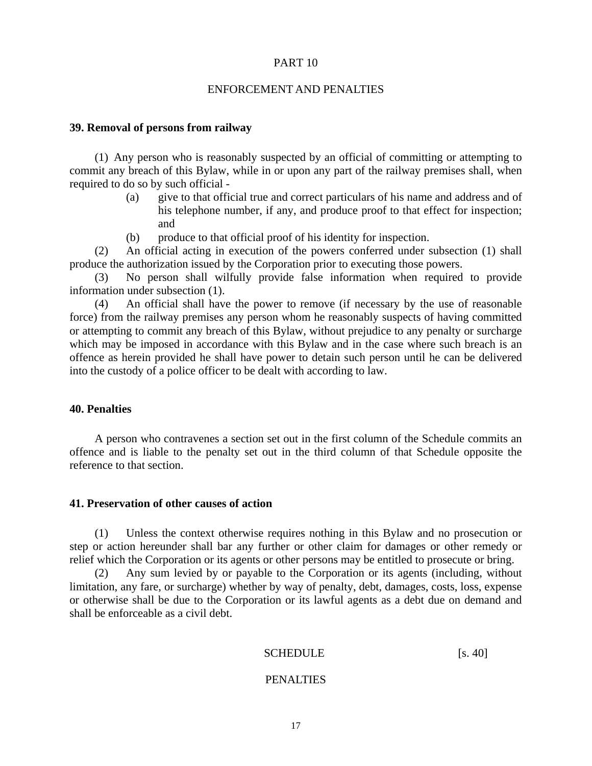PART 10

ENFORCEMENT AND PENALTIES

**39. Removal of persons from railway**

(1) Any person who is reasonably suspected by an official of committing or attempting to commit any breach of this Bylaw, while in or upon any part of the railway premises shall, when required to do so by such official -

(a) give to that official true and correct particulars of his name and address and of his telephone number, if any, and produce proof to that effect for inspection; and

(b) produce to that official proof of his identity for inspection.

(2) An official acting in execution of the powers conferred under subsection (1) shall produce the authorization issued by the Corporation prior to executing those powers.

(3) No person shall wilfully provide false information when required to provide information under subsection (1).

(4) An official shall have the power to remove (if necessary by the use of reasonable force) from the railway premises any person whom he reasonably suspects of having committed or attempting to commit any breach of this Bylaw, without prejudice to any penalty or surcharge which may be imposed in accordance with this Bylaw and in the case where such breach is an offence as herein provided he shall have power to detain such person until he can be delivered into the custody of a police officer to be dealt with according to law.

**40. Penalties**

A person who contravenes a section set out in the first column of the Schedule commits an offence and is liable to the penalty set out in the third column of that Schedule opposite the reference to that section.

**41. Preservation of other causes of action**

(1) Unless the context otherwise requires nothing in this Bylaw and no prosecution or step or action hereunder shall bar any further or other claim for damages or other remedy or relief which the Corporation or its agents or other persons may be entitled to prosecute or bring.

(2) Any sum levied by or payable to the Corporation or its agents (including, without limitation, any fare, or surcharge) whether by way of penalty, debt, damages, costs, loss, expense or otherwise shall be due to the Corporation or its lawful agents as a debt due on demand and shall be enforceable as a civil debt.

SCHEDULE [s. 40]

PENALTIES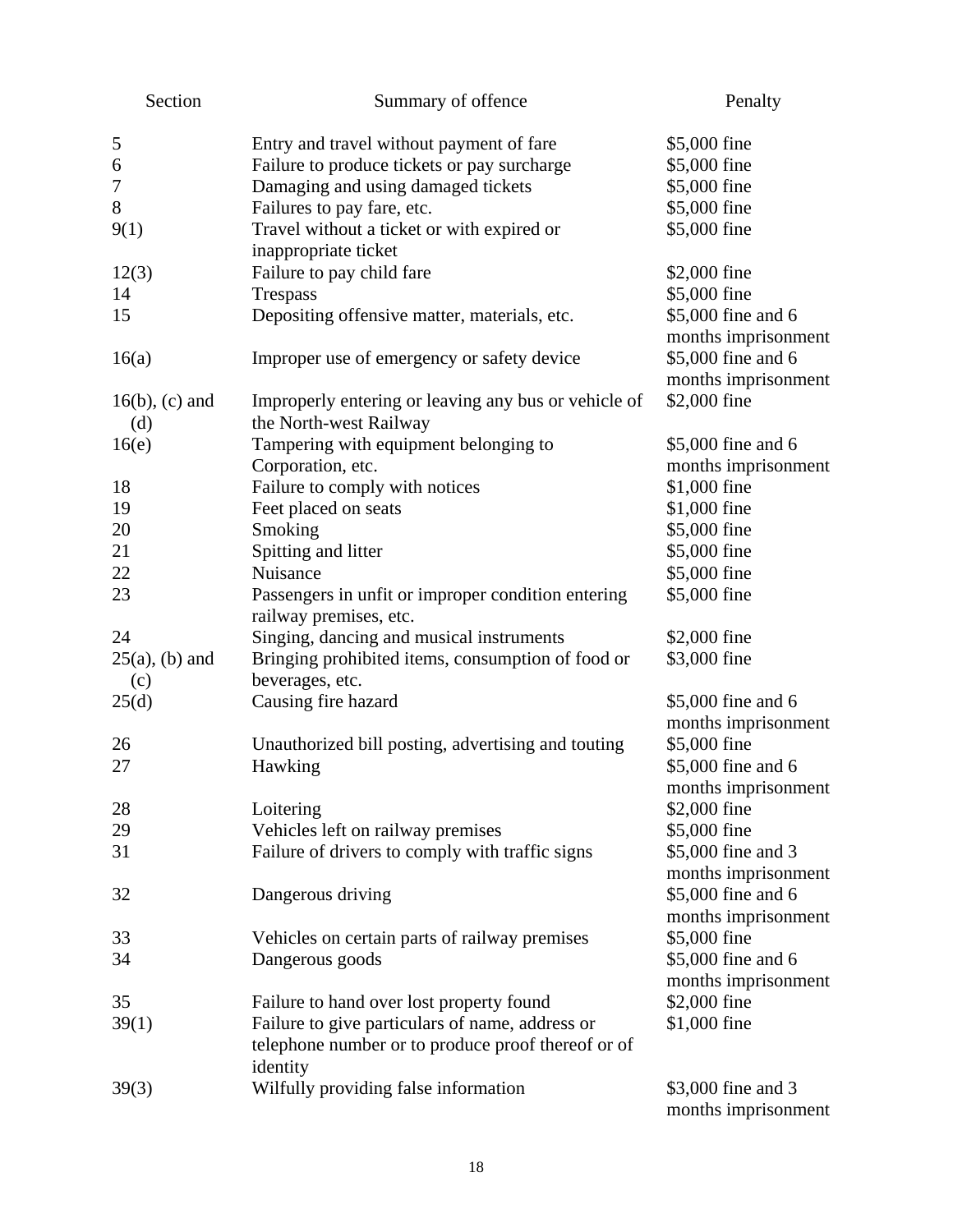| Section | Summary of offence | Penalty |
| --- | --- | --- |
| 5 | Entry and travel without payment of fare | $5,000 fine |
| 6 | Failure to produce tickets or pay surcharge | $5,000 fine |
| 7 | Damaging and using damaged tickets | $5,000 fine |
| 8 | Failures to pay fare, etc. | $5,000 fine |
| 9(1) | Travel without a ticket or with expired or inappropriate ticket | $5,000 fine |
| 12(3) | Failure to pay child fare | $2,000 fine |
| 14 | Trespass | $5,000 fine |
| 15 | Depositing offensive matter, materials, etc. | $5,000 fine and 6 months imprisonment |
| 16(a) | Improper use of emergency or safety device | $5,000 fine and 6 months imprisonment |
| 16(b), (c) and (d) | Improperly entering or leaving any bus or vehicle of the North-west Railway | $2,000 fine |
| 16(e) | Tampering with equipment belonging to Corporation, etc. | $5,000 fine and 6 months imprisonment |
| 18 | Failure to comply with notices | $1,000 fine |
| 19 | Feet placed on seats | $1,000 fine |
| 20 | Smoking | $5,000 fine |
| 21 | Spitting and litter | $5,000 fine |
| 22 | Nuisance | $5,000 fine |
| 23 | Passengers in unfit or improper condition entering railway premises, etc. | $5,000 fine |
| 24 | Singing, dancing and musical instruments | $2,000 fine |
| 25(a), (b) and (c) | Bringing prohibited items, consumption of food or beverages, etc. | $3,000 fine |
| 25(d) | Causing fire hazard | $5,000 fine and 6 months imprisonment |
| 26 | Unauthorized bill posting, advertising and touting | $5,000 fine |
| 27 | Hawking | $5,000 fine and 6 months imprisonment |
| 28 | Loitering | $2,000 fine |
| 29 | Vehicles left on railway premises | $5,000 fine |
| 31 | Failure of drivers to comply with traffic signs | $5,000 fine and 3 months imprisonment |
| 32 | Dangerous driving | $5,000 fine and 6 months imprisonment |
| 33 | Vehicles on certain parts of railway premises | $5,000 fine |
| 34 | Dangerous goods | $5,000 fine and 6 months imprisonment |
| 35 | Failure to hand over lost property found | $2,000 fine |
| 39(1) | Failure to give particulars of name, address or telephone number or to produce proof thereof or of identity | $1,000 fine |
| 39(3) | Wilfully providing false information | $3,000 fine and 3 months imprisonment |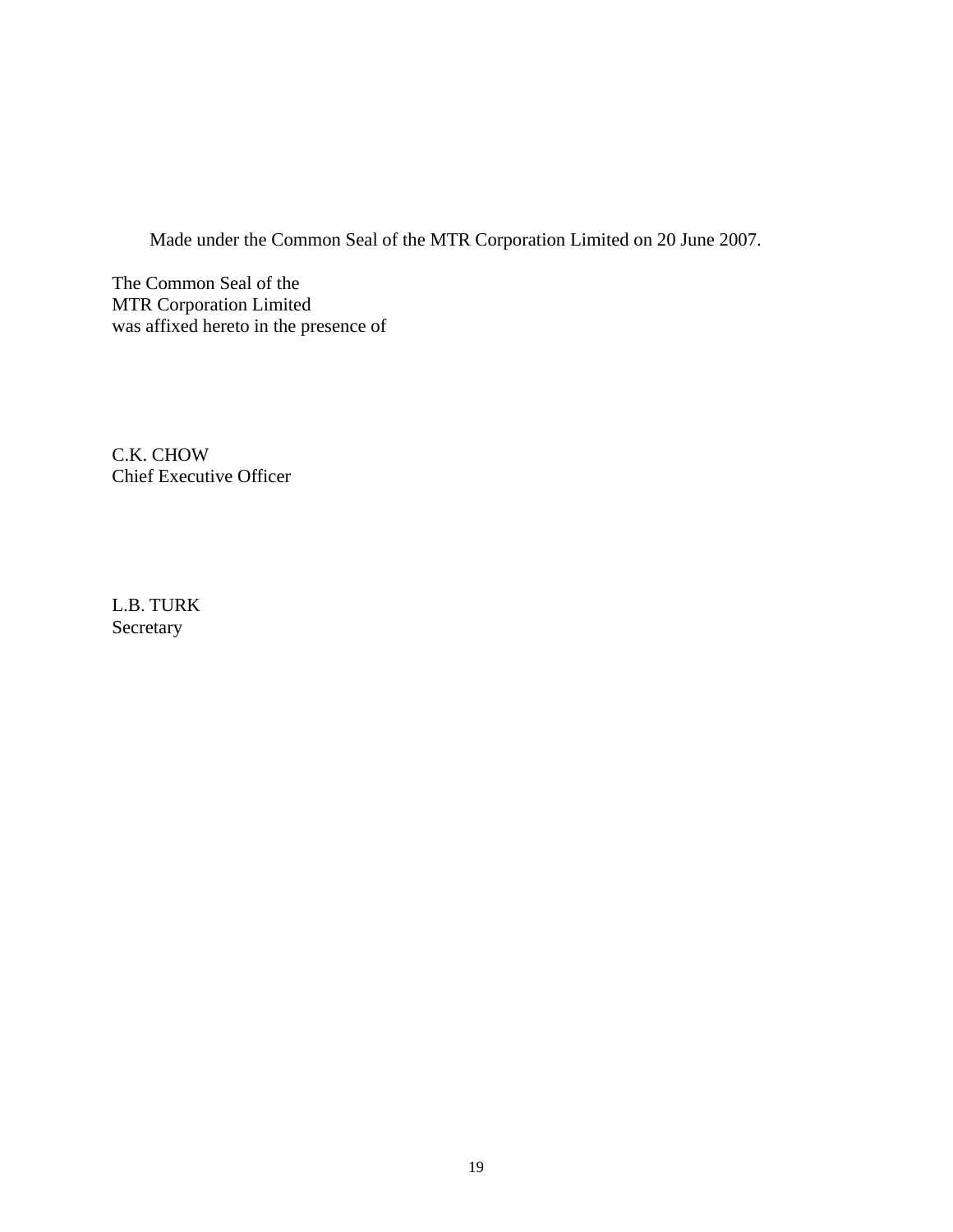Made under the Common Seal of the MTR Corporation Limited on 20 June 2007.

The Common Seal of the
MTR Corporation Limited
was affixed hereto in the presence of

C.K. CHOW
Chief Executive Officer

L.B. TURK
Secretary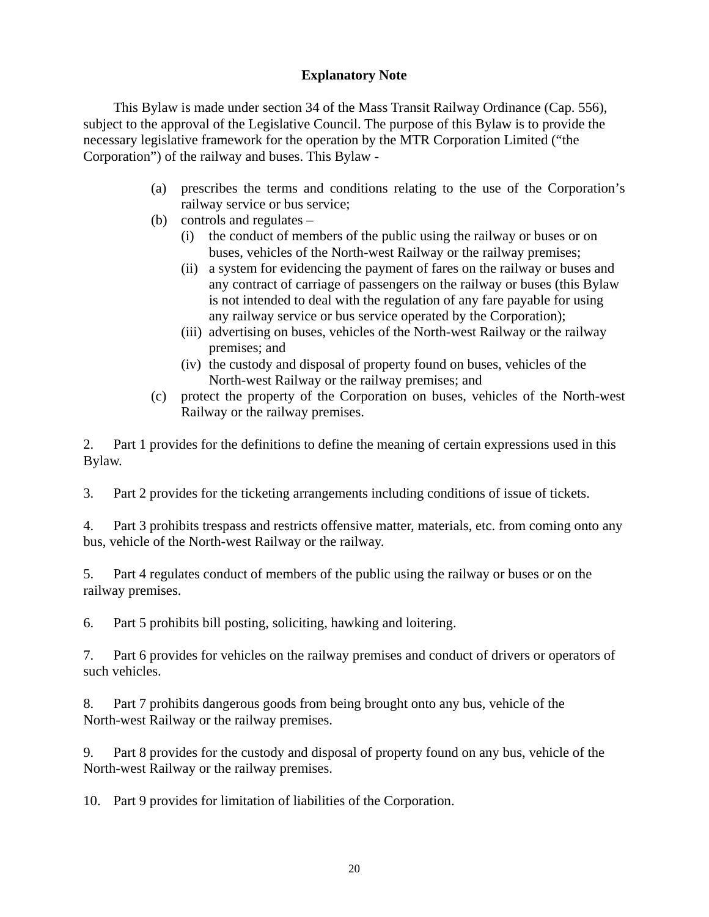**Explanatory Note**

This Bylaw is made under section 34 of the Mass Transit Railway Ordinance (Cap. 556), subject to the approval of the Legislative Council. The purpose of this Bylaw is to provide the necessary legislative framework for the operation by the MTR Corporation Limited ("the Corporation") of the railway and buses. This Bylaw -

(a) prescribes the terms and conditions relating to the use of the Corporation's railway service or bus service;

(b) controls and regulates –

  (i) the conduct of members of the public using the railway or buses or on buses, vehicles of the North-west Railway or the railway premises;

  (ii) a system for evidencing the payment of fares on the railway or buses and any contract of carriage of passengers on the railway or buses (this Bylaw is not intended to deal with the regulation of any fare payable for using any railway service or bus service operated by the Corporation);

  (iii) advertising on buses, vehicles of the North-west Railway or the railway premises; and

  (iv) the custody and disposal of property found on buses, vehicles of the North-west Railway or the railway premises; and

(c) protect the property of the Corporation on buses, vehicles of the North-west Railway or the railway premises.

2. Part 1 provides for the definitions to define the meaning of certain expressions used in this Bylaw.

3. Part 2 provides for the ticketing arrangements including conditions of issue of tickets.

4. Part 3 prohibits trespass and restricts offensive matter, materials, etc. from coming onto any bus, vehicle of the North-west Railway or the railway.

5. Part 4 regulates conduct of members of the public using the railway or buses or on the railway premises.

6. Part 5 prohibits bill posting, soliciting, hawking and loitering.

7. Part 6 provides for vehicles on the railway premises and conduct of drivers or operators of such vehicles.

8. Part 7 prohibits dangerous goods from being brought onto any bus, vehicle of the North-west Railway or the railway premises.

9. Part 8 provides for the custody and disposal of property found on any bus, vehicle of the North-west Railway or the railway premises.

10. Part 9 provides for limitation of liabilities of the Corporation.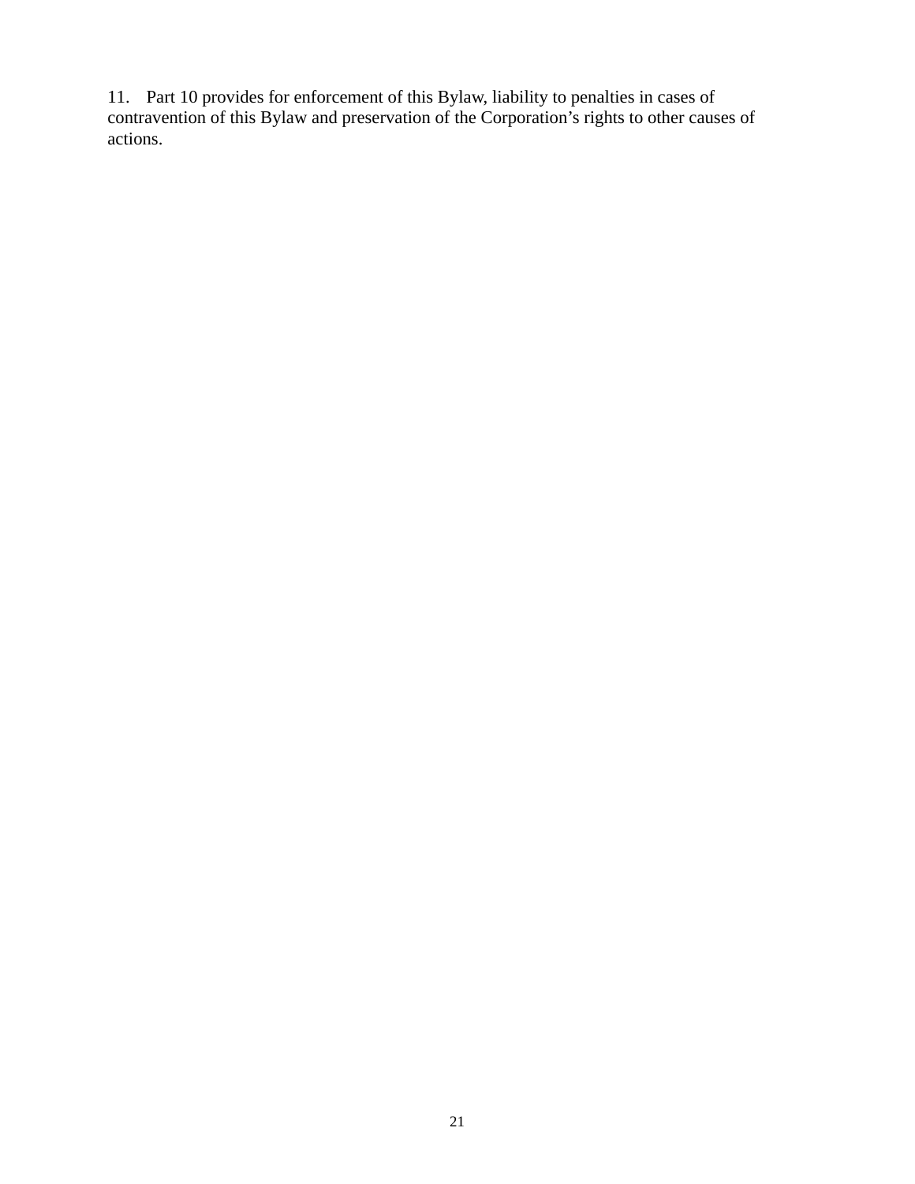11. Part 10 provides for enforcement of this Bylaw, liability to penalties in cases of contravention of this Bylaw and preservation of the Corporation's rights to other causes of actions.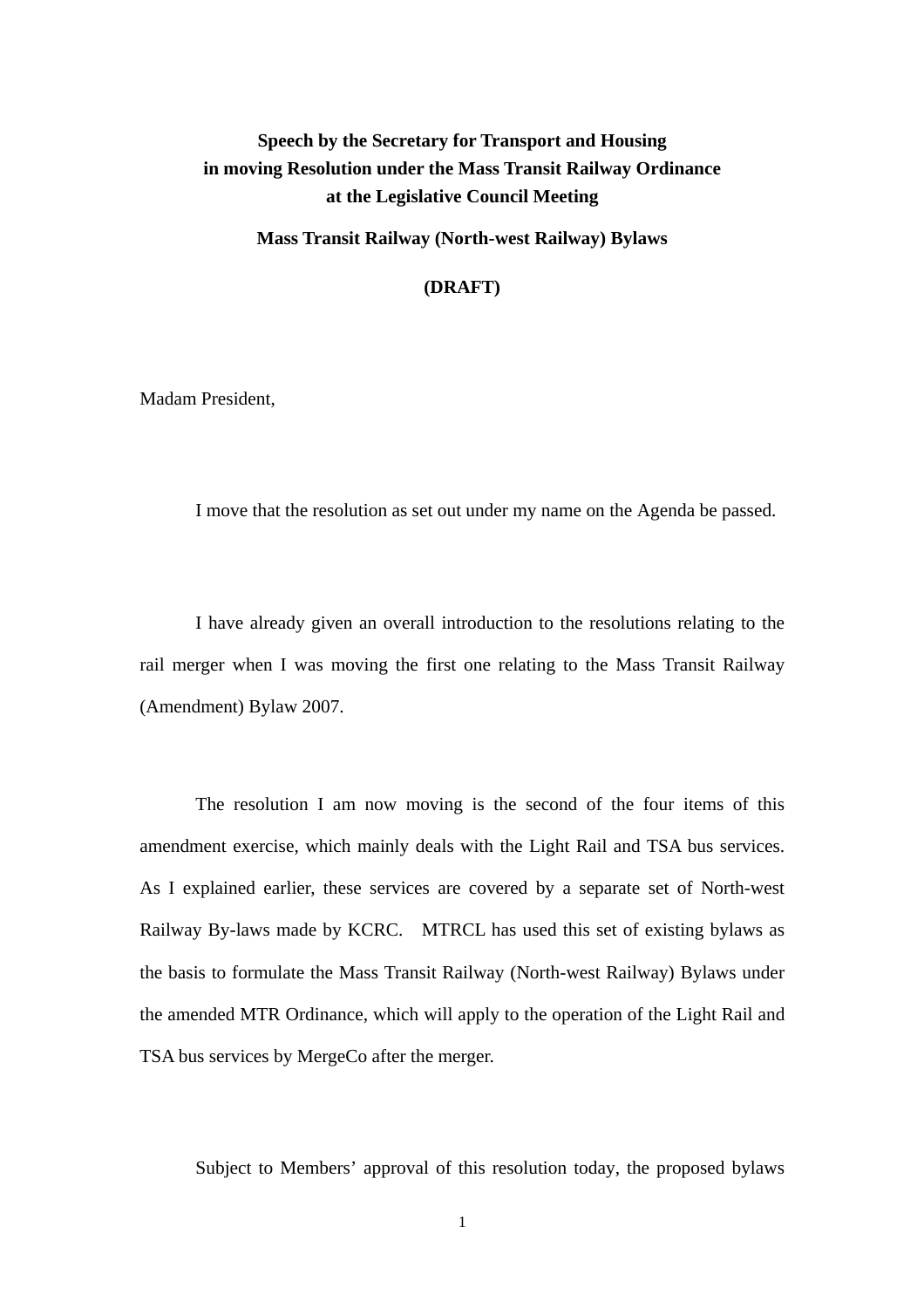**Speech by the Secretary for Transport and Housing in moving Resolution under the Mass Transit Railway Ordinance at the Legislative Council Meeting**

**Mass Transit Railway (North-west Railway) Bylaws**

**(DRAFT)**

Madam President,

I move that the resolution as set out under my name on the Agenda be passed.

I have already given an overall introduction to the resolutions relating to the rail merger when I was moving the first one relating to the Mass Transit Railway (Amendment) Bylaw 2007.

The resolution I am now moving is the second of the four items of this amendment exercise, which mainly deals with the Light Rail and TSA bus services. As I explained earlier, these services are covered by a separate set of North-west Railway By-laws made by KCRC. MTRCL has used this set of existing bylaws as the basis to formulate the Mass Transit Railway (North-west Railway) Bylaws under the amended MTR Ordinance, which will apply to the operation of the Light Rail and TSA bus services by MergeCo after the merger.

Subject to Members' approval of this resolution today, the proposed bylaws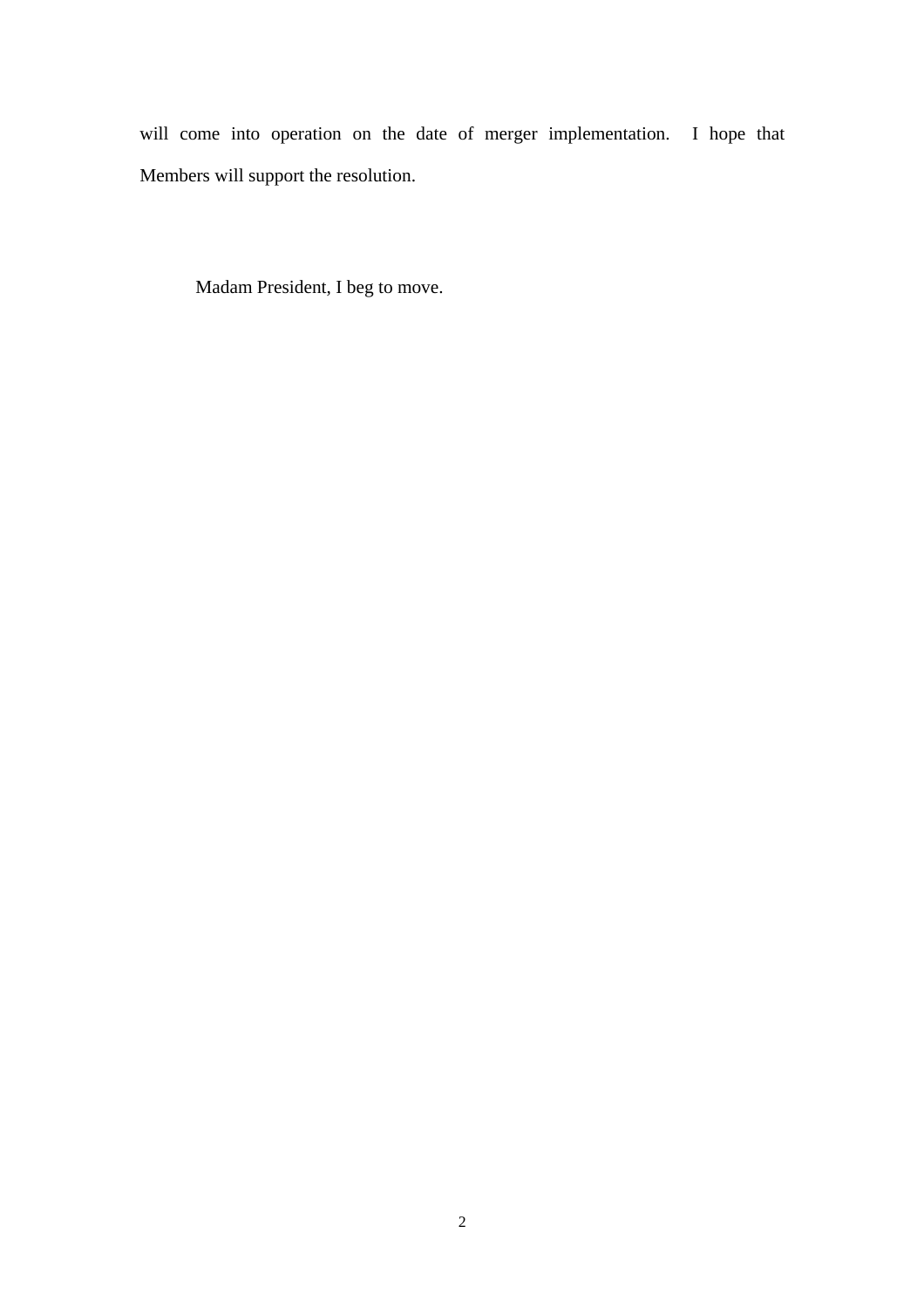will come into operation on the date of merger implementation. I hope that Members will support the resolution.

Madam President, I beg to move.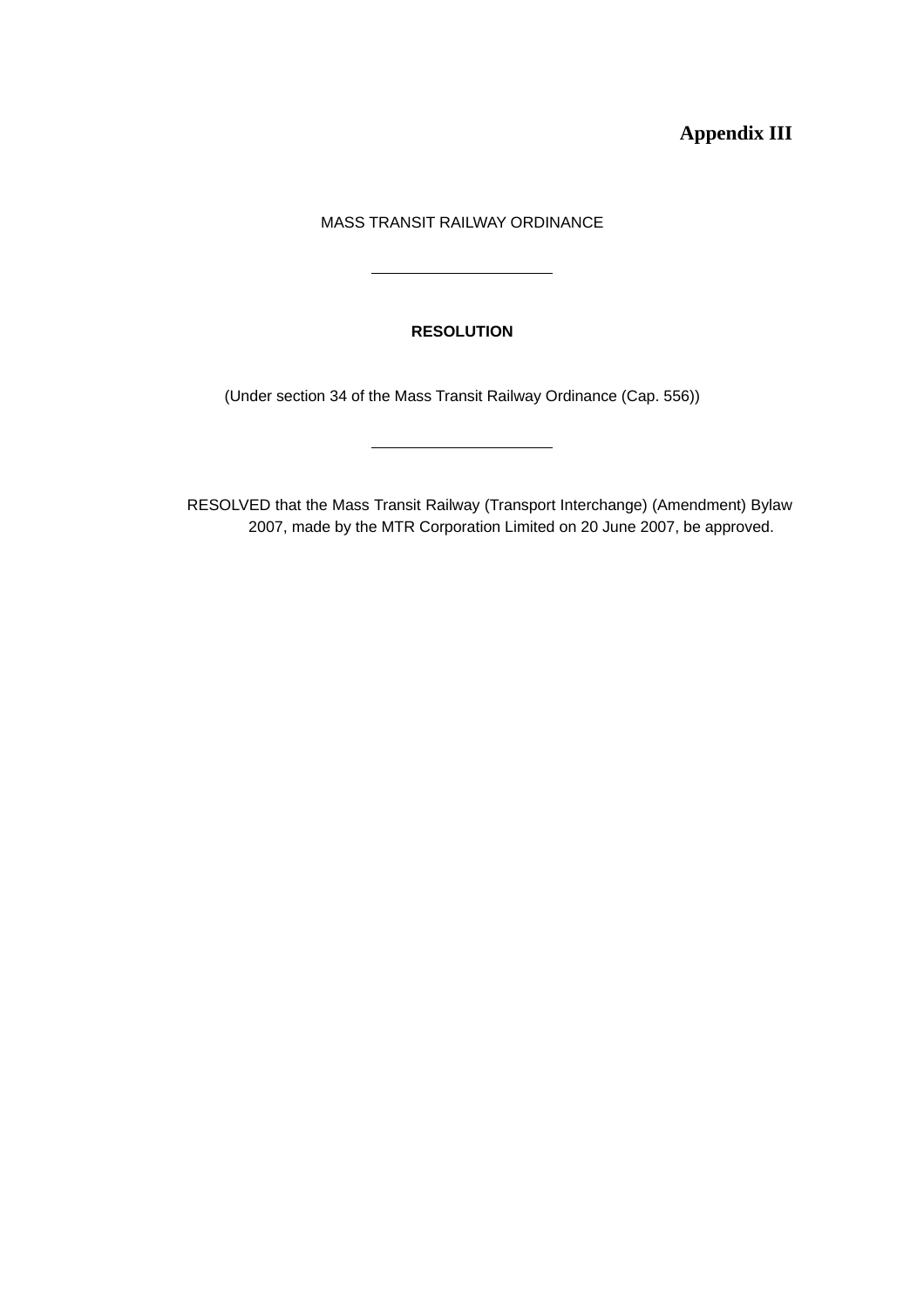**Appendix III**

MASS TRANSIT RAILWAY ORDINANCE

---

**RESOLUTION**

(Under section 34 of the Mass Transit Railway Ordinance (Cap. 556))

---

RESOLVED that the Mass Transit Railway (Transport Interchange) (Amendment) Bylaw 2007, made by the MTR Corporation Limited on 20 June 2007, be approved.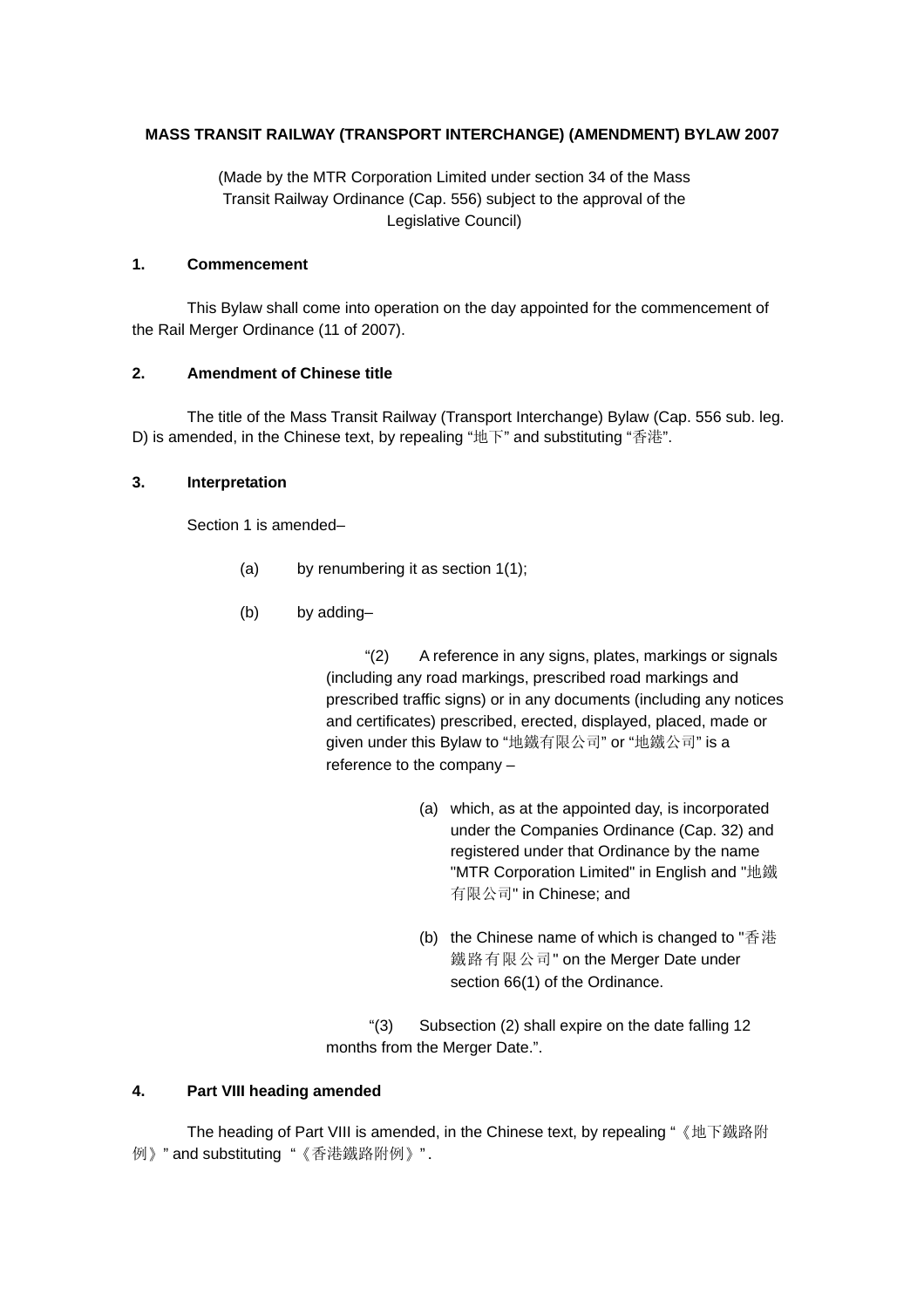**MASS TRANSIT RAILWAY (TRANSPORT INTERCHANGE) (AMENDMENT) BYLAW 2007**

(Made by the MTR Corporation Limited under section 34 of the Mass Transit Railway Ordinance (Cap. 556) subject to the approval of the Legislative Council)

**1. Commencement**

This Bylaw shall come into operation on the day appointed for the commencement of the Rail Merger Ordinance (11 of 2007).

**2. Amendment of Chinese title**

The title of the Mass Transit Railway (Transport Interchange) Bylaw (Cap. 556 sub. leg. D) is amended, in the Chinese text, by repealing "地下" and substituting "香港".

**3. Interpretation**

Section 1 is amended–

(a) by renumbering it as section 1(1);

(b) by adding–

"(2) A reference in any signs, plates, markings or signals (including any road markings, prescribed road markings and prescribed traffic signs) or in any documents (including any notices and certificates) prescribed, erected, displayed, placed, made or given under this Bylaw to "地鐵有限公司" or "地鐵公司" is a reference to the company –

(a) which, as at the appointed day, is incorporated under the Companies Ordinance (Cap. 32) and registered under that Ordinance by the name "MTR Corporation Limited" in English and "地鐵有限公司" in Chinese; and

(b) the Chinese name of which is changed to "香港鐵路有限公司" on the Merger Date under section 66(1) of the Ordinance.

"(3) Subsection (2) shall expire on the date falling 12 months from the Merger Date.".

**4. Part VIII heading amended**

The heading of Part VIII is amended, in the Chinese text, by repealing "《地下鐵路附例》" and substituting "《香港鐵路附例》".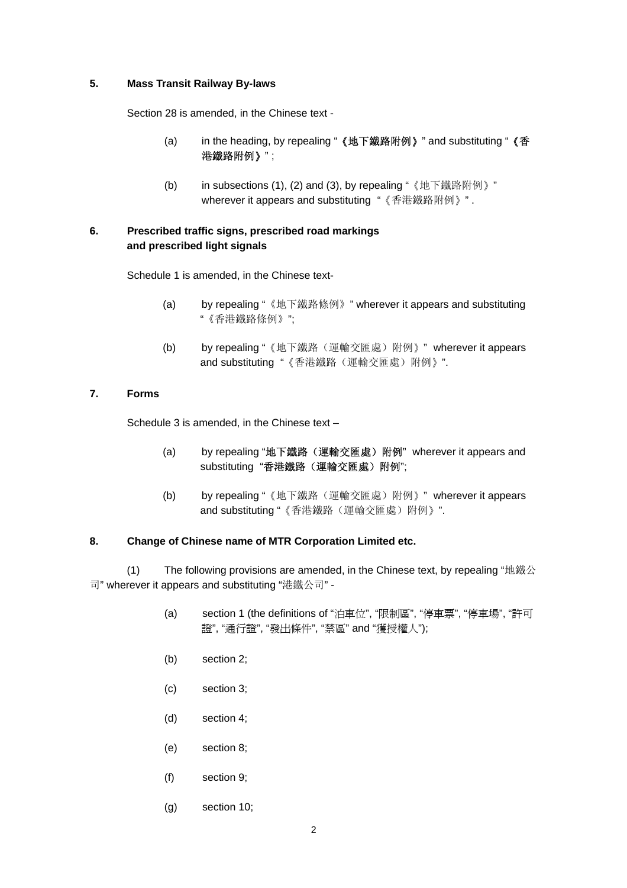**5. Mass Transit Railway By-laws**

Section 28 is amended, in the Chinese text -

(a) in the heading, by repealing "《地下鐵路附例》" and substituting "《香港鐵路附例》" ;

(b) in subsections (1), (2) and (3), by repealing "《地下鐵路附例》" wherever it appears and substituting "《香港鐵路附例》" .

**6. Prescribed traffic signs, prescribed road markings and prescribed light signals**

Schedule 1 is amended, in the Chinese text-

(a) by repealing "《地下鐵路條例》" wherever it appears and substituting "《香港鐵路條例》";

(b) by repealing "《地下鐵路（運輸交匯處）附例》" wherever it appears and substituting "《香港鐵路（運輸交匯處）附例》".

**7. Forms**

Schedule 3 is amended, in the Chinese text –

(a) by repealing "地下鐵路（運輸交匯處）附例" wherever it appears and substituting "香港鐵路（運輸交匯處）附例";

(b) by repealing "《地下鐵路（運輸交匯處）附例》" wherever it appears and substituting "《香港鐵路（運輸交匯處）附例》".

**8. Change of Chinese name of MTR Corporation Limited etc.**

(1) The following provisions are amended, in the Chinese text, by repealing "地鐵公司" wherever it appears and substituting "港鐵公司" -

(a) section 1 (the definitions of "泊車位", "限制區", "停車票", "停車場", "許可證", "通行證", "發出條件", "禁區" and "獲授權人");

(b) section 2;

(c) section 3;

(d) section 4;

(e) section 8;

(f) section 9;

(g) section 10;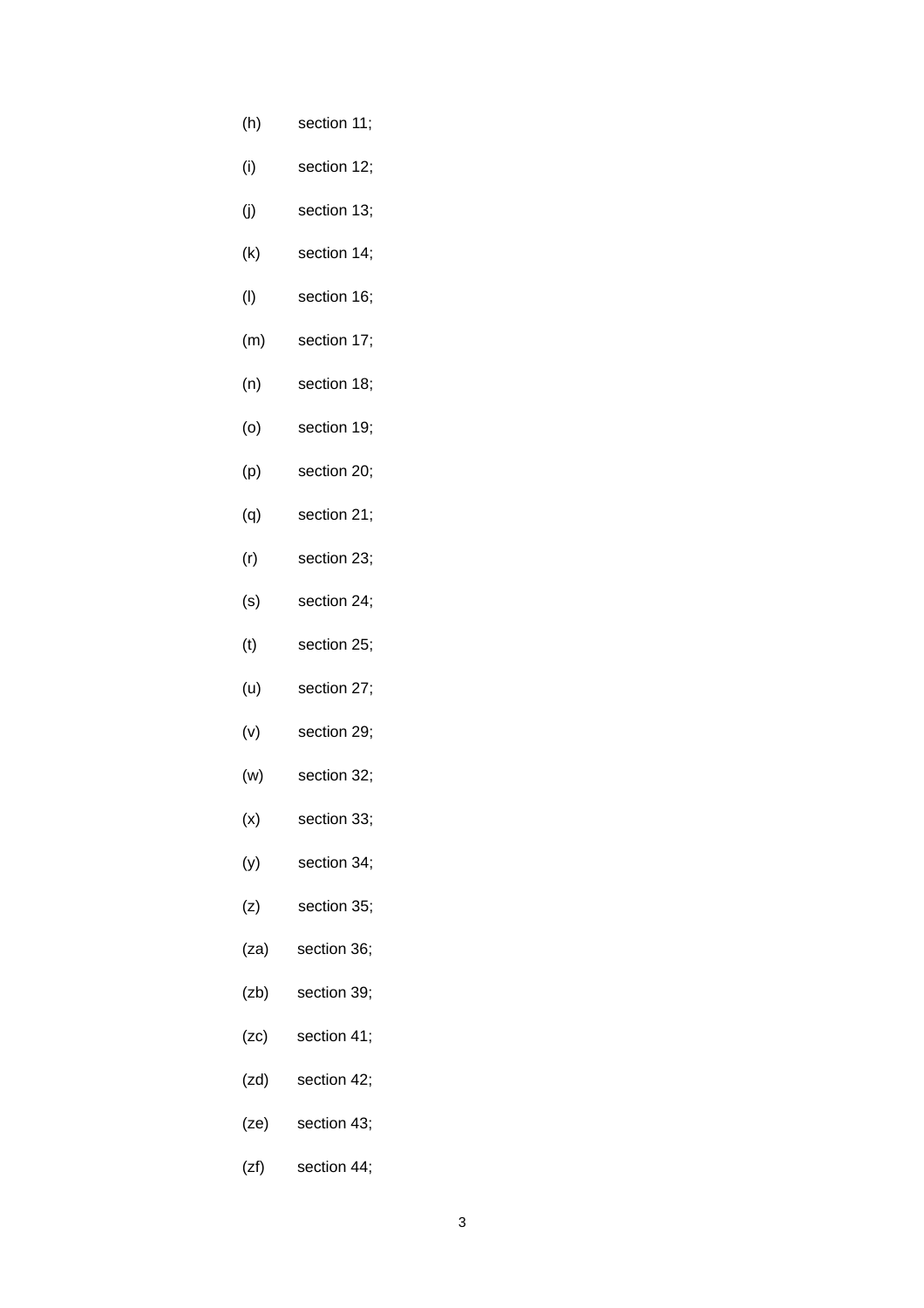(h) section 11;

(i) section 12;

(j) section 13;

(k) section 14;

(l) section 16;

(m) section 17;

(n) section 18;

(o) section 19;

(p) section 20;

(q) section 21;

(r) section 23;

(s) section 24;

(t) section 25;

(u) section 27;

(v) section 29;

(w) section 32;

(x) section 33;

(y) section 34;

(z) section 35;

(za) section 36;

(zb) section 39;

(zc) section 41;

(zd) section 42;

(ze) section 43;

(zf) section 44;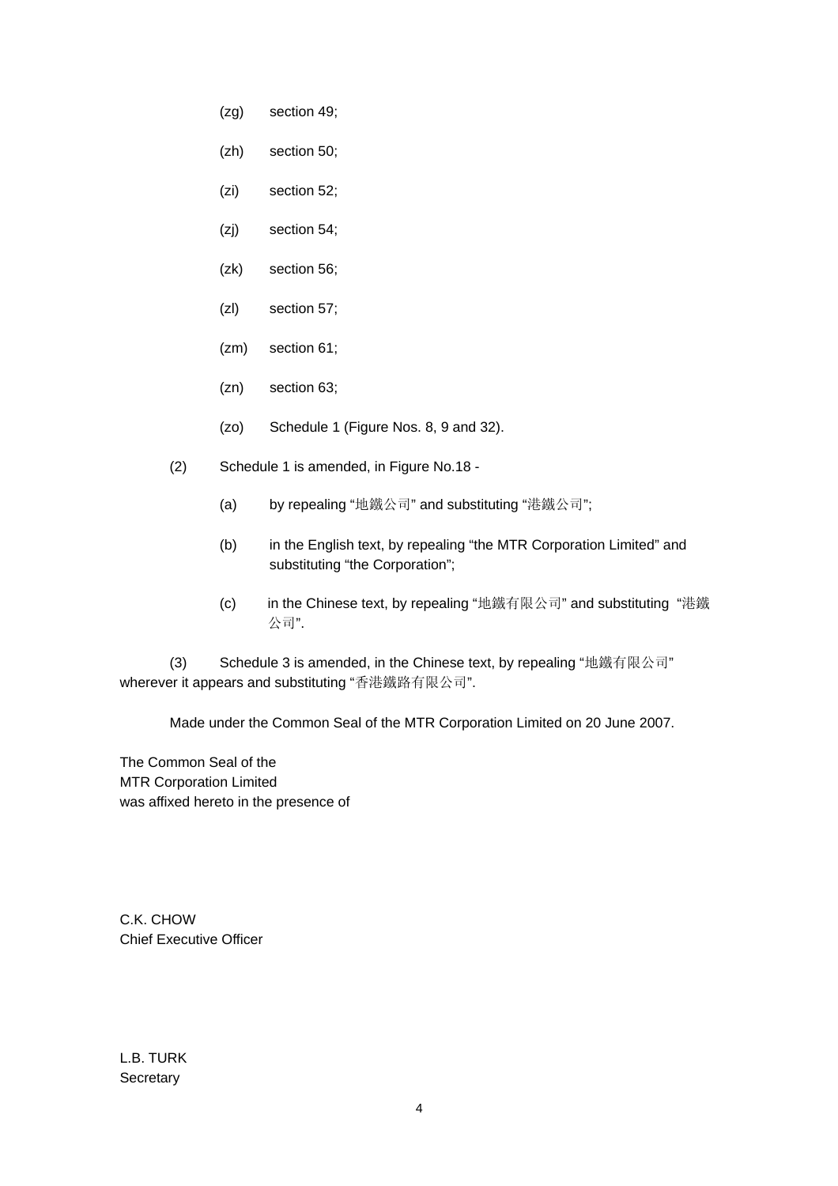(zg) section 49;

(zh) section 50;

(zi) section 52;

(zj) section 54;

(zk) section 56;

(zl) section 57;

(zm) section 61;

(zn) section 63;

(zo) Schedule 1 (Figure Nos. 8, 9 and 32).

(2) Schedule 1 is amended, in Figure No.18 -

(a) by repealing “地鐵公司” and substituting “港鐵公司”;

(b) in the English text, by repealing “the MTR Corporation Limited” and substituting “the Corporation”;

(c) in the Chinese text, by repealing “地鐵有限公司” and substituting “港鐵公司”.

(3) Schedule 3 is amended, in the Chinese text, by repealing “地鐵有限公司” wherever it appears and substituting “香港鐵路有限公司”.

Made under the Common Seal of the MTR Corporation Limited on 20 June 2007.

The Common Seal of the
MTR Corporation Limited
was affixed hereto in the presence of

C.K. CHOW
Chief Executive Officer

L.B. TURK
Secretary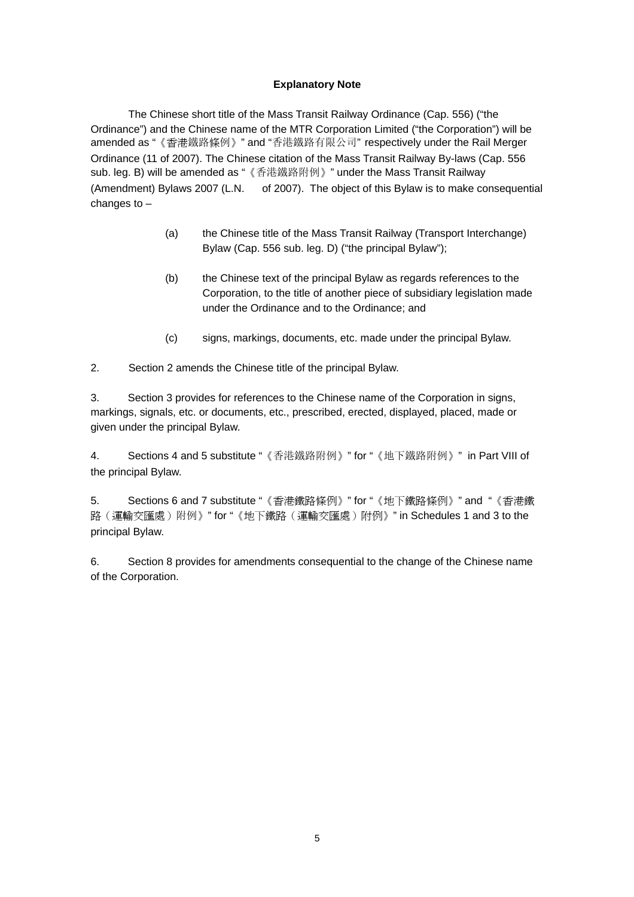**Explanatory Note**

The Chinese short title of the Mass Transit Railway Ordinance (Cap. 556) ("the Ordinance") and the Chinese name of the MTR Corporation Limited ("the Corporation") will be amended as "《香港鐵路條例》" and "香港鐵路有限公司" respectively under the Rail Merger Ordinance (11 of 2007). The Chinese citation of the Mass Transit Railway By-laws (Cap. 556 sub. leg. B) will be amended as "《香港鐵路附例》" under the Mass Transit Railway (Amendment) Bylaws 2007 (L.N. of 2007). The object of this Bylaw is to make consequential changes to –

(a) the Chinese title of the Mass Transit Railway (Transport Interchange) Bylaw (Cap. 556 sub. leg. D) ("the principal Bylaw");

(b) the Chinese text of the principal Bylaw as regards references to the Corporation, to the title of another piece of subsidiary legislation made under the Ordinance and to the Ordinance; and

(c) signs, markings, documents, etc. made under the principal Bylaw.

2. Section 2 amends the Chinese title of the principal Bylaw.

3. Section 3 provides for references to the Chinese name of the Corporation in signs, markings, signals, etc. or documents, etc., prescribed, erected, displayed, placed, made or given under the principal Bylaw.

4. Sections 4 and 5 substitute "《香港鐵路附例》" for "《地下鐵路附例》" in Part VIII of the principal Bylaw.

5. Sections 6 and 7 substitute "《香港鐵路條例》" for "《地下鐵路條例》" and "《香港鐵路（運輸交匯處）附例》" for "《地下鐵路（運輸交匯處）附例》" in Schedules 1 and 3 to the principal Bylaw.

6. Section 8 provides for amendments consequential to the change of the Chinese name of the Corporation.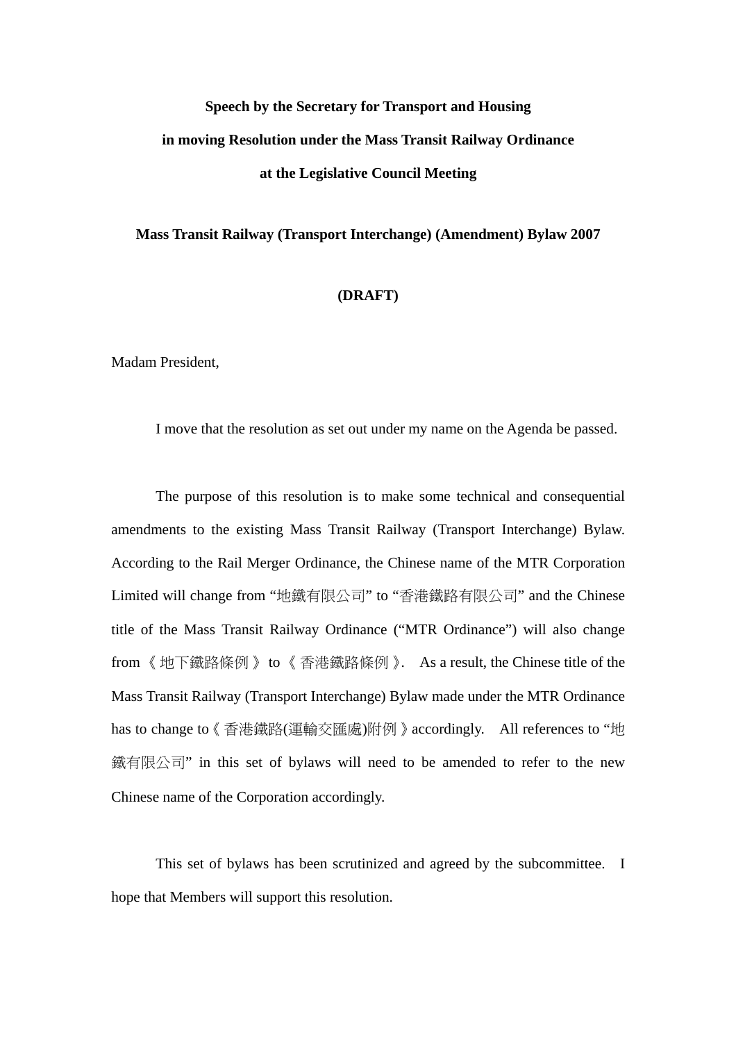**Speech by the Secretary for Transport and Housing**

**in moving Resolution under the Mass Transit Railway Ordinance**

**at the Legislative Council Meeting**

**Mass Transit Railway (Transport Interchange) (Amendment) Bylaw 2007**

**(DRAFT)**

Madam President,

I move that the resolution as set out under my name on the Agenda be passed.

The purpose of this resolution is to make some technical and consequential amendments to the existing Mass Transit Railway (Transport Interchange) Bylaw. According to the Rail Merger Ordinance, the Chinese name of the MTR Corporation Limited will change from "地鐵有限公司" to "香港鐵路有限公司" and the Chinese title of the Mass Transit Railway Ordinance ("MTR Ordinance") will also change from《地下鐵路條例》to《香港鐵路條例》. As a result, the Chinese title of the Mass Transit Railway (Transport Interchange) Bylaw made under the MTR Ordinance has to change to《香港鐵路(運輸交匯處)附例》accordingly. All references to "地鐵有限公司" in this set of bylaws will need to be amended to refer to the new Chinese name of the Corporation accordingly.

This set of bylaws has been scrutinized and agreed by the subcommittee. I hope that Members will support this resolution.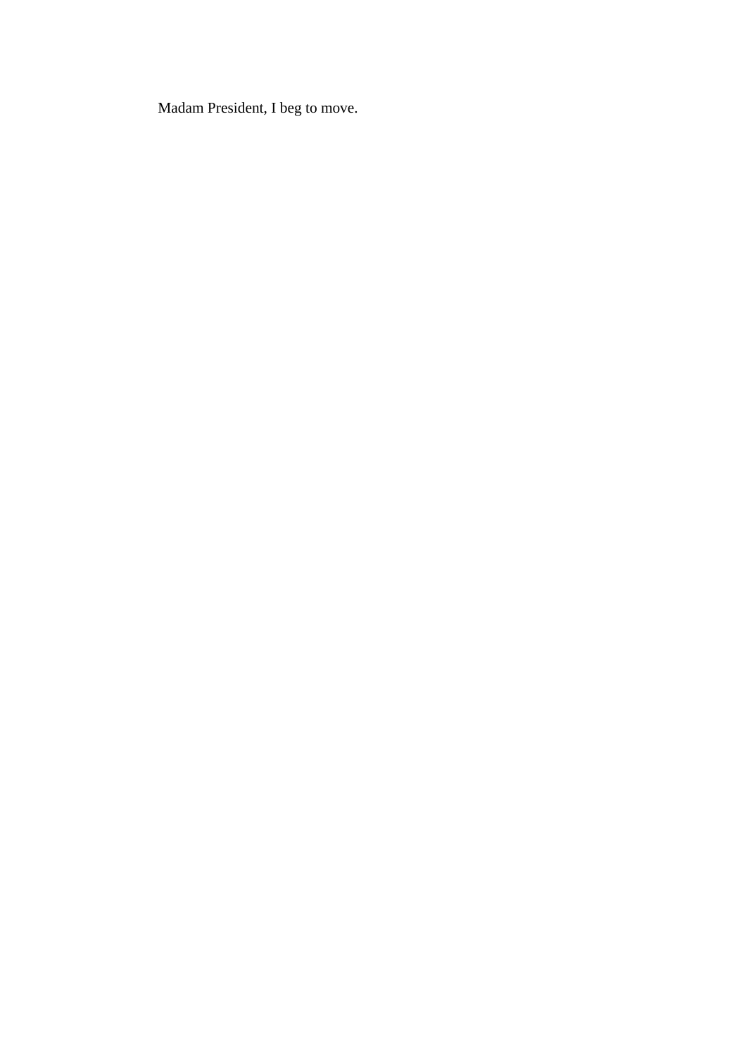Madam President, I beg to move.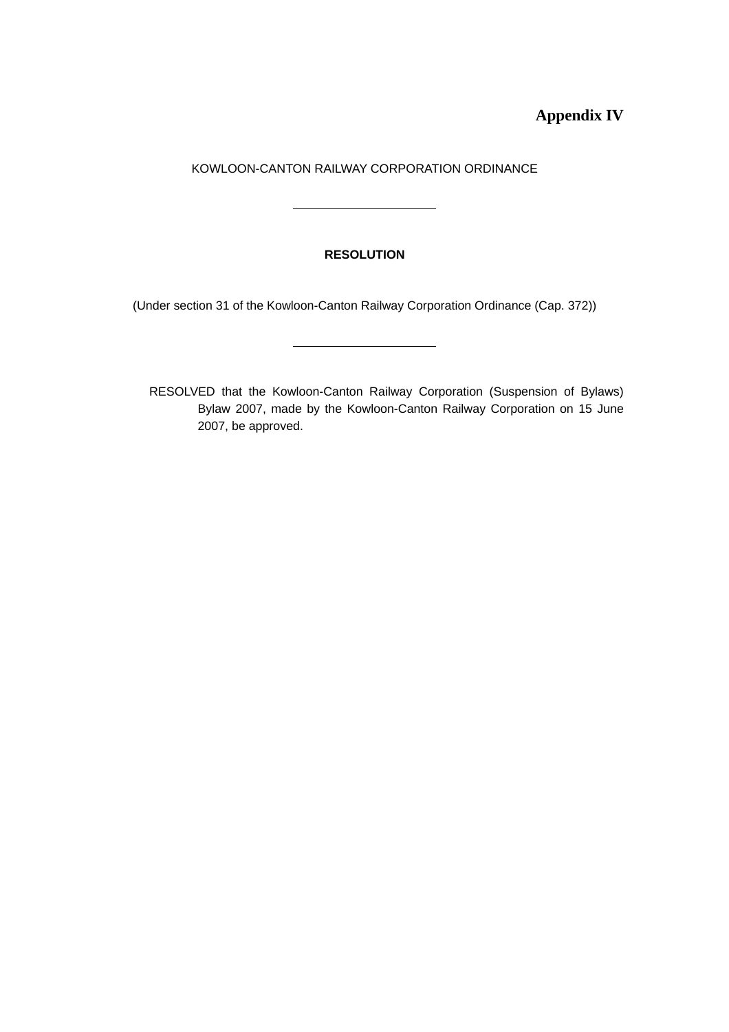**Appendix IV**

KOWLOON-CANTON RAILWAY CORPORATION ORDINANCE

---

**RESOLUTION**

(Under section 31 of the Kowloon-Canton Railway Corporation Ordinance (Cap. 372))

---

RESOLVED that the Kowloon-Canton Railway Corporation (Suspension of Bylaws) Bylaw 2007, made by the Kowloon-Canton Railway Corporation on 15 June 2007, be approved.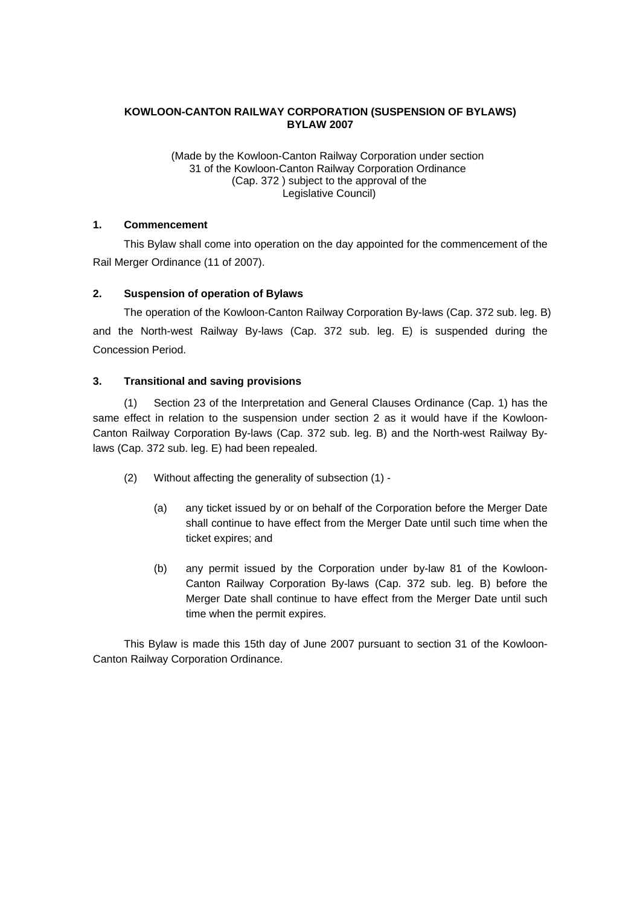**KOWLOON-CANTON RAILWAY CORPORATION (SUSPENSION OF BYLAWS) BYLAW 2007**

(Made by the Kowloon-Canton Railway Corporation under section 31 of the Kowloon-Canton Railway Corporation Ordinance (Cap. 372 ) subject to the approval of the Legislative Council)

**1. Commencement**

This Bylaw shall come into operation on the day appointed for the commencement of the Rail Merger Ordinance (11 of 2007).

**2. Suspension of operation of Bylaws**

The operation of the Kowloon-Canton Railway Corporation By-laws (Cap. 372 sub. leg. B) and the North-west Railway By-laws (Cap. 372 sub. leg. E) is suspended during the Concession Period.

**3. Transitional and saving provisions**

(1) Section 23 of the Interpretation and General Clauses Ordinance (Cap. 1) has the same effect in relation to the suspension under section 2 as it would have if the Kowloon-Canton Railway Corporation By-laws (Cap. 372 sub. leg. B) and the North-west Railway By-laws (Cap. 372 sub. leg. E) had been repealed.

(2) Without affecting the generality of subsection (1) -

(a) any ticket issued by or on behalf of the Corporation before the Merger Date shall continue to have effect from the Merger Date until such time when the ticket expires; and

(b) any permit issued by the Corporation under by-law 81 of the Kowloon-Canton Railway Corporation By-laws (Cap. 372 sub. leg. B) before the Merger Date shall continue to have effect from the Merger Date until such time when the permit expires.

This Bylaw is made this 15th day of June 2007 pursuant to section 31 of the Kowloon-Canton Railway Corporation Ordinance.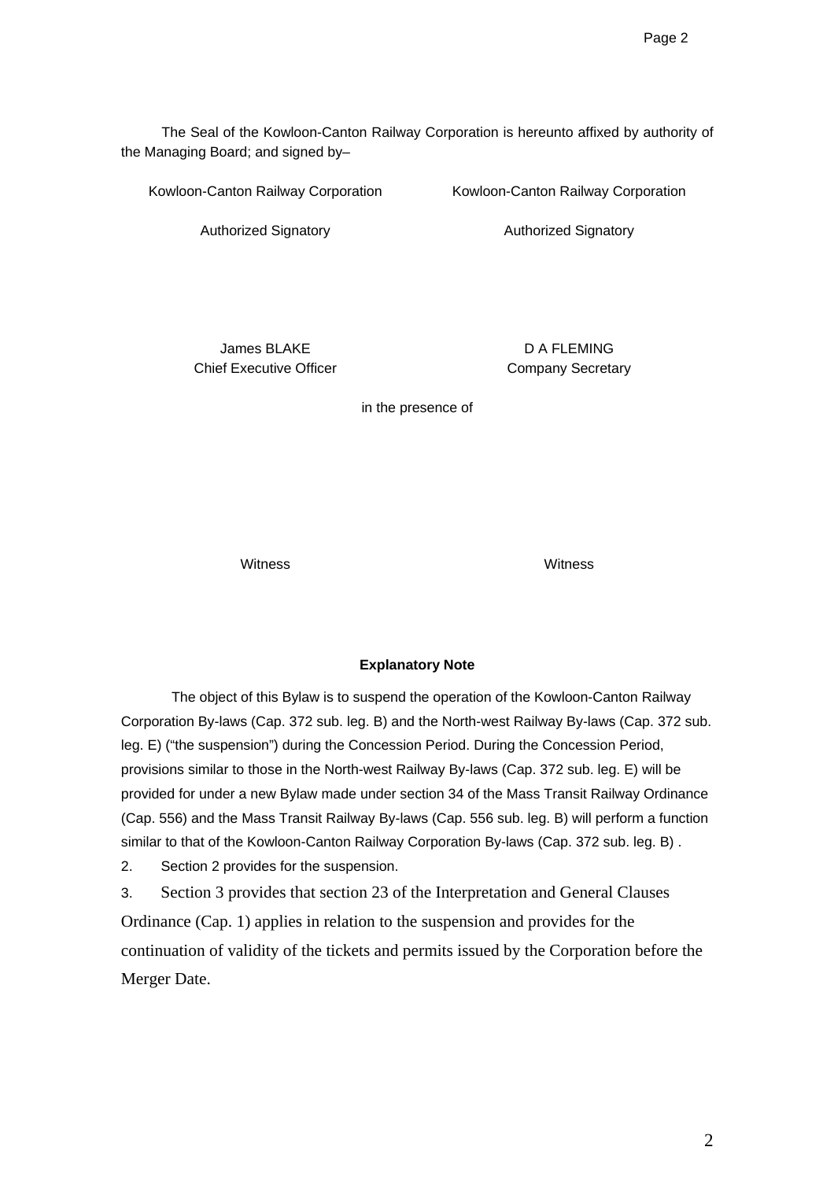The Seal of the Kowloon-Canton Railway Corporation is hereunto affixed by authority of the Managing Board; and signed by–

| Kowloon-Canton Railway Corporation | Kowloon-Canton Railway Corporation |
|---|---|
| Authorized Signatory | Authorized Signatory |
| James BLAKE<br>Chief Executive Officer | D A FLEMING<br>Company Secretary |

in the presence of

| Witness | Witness |
|---|---|

**Explanatory Note**

The object of this Bylaw is to suspend the operation of the Kowloon-Canton Railway Corporation By-laws (Cap. 372 sub. leg. B) and the North-west Railway By-laws (Cap. 372 sub. leg. E) ("the suspension") during the Concession Period. During the Concession Period, provisions similar to those in the North-west Railway By-laws (Cap. 372 sub. leg. E) will be provided for under a new Bylaw made under section 34 of the Mass Transit Railway Ordinance (Cap. 556) and the Mass Transit Railway By-laws (Cap. 556 sub. leg. B) will perform a function similar to that of the Kowloon-Canton Railway Corporation By-laws (Cap. 372 sub. leg. B) .

2. Section 2 provides for the suspension.

3. Section 3 provides that section 23 of the Interpretation and General Clauses Ordinance (Cap. 1) applies in relation to the suspension and provides for the continuation of validity of the tickets and permits issued by the Corporation before the Merger Date.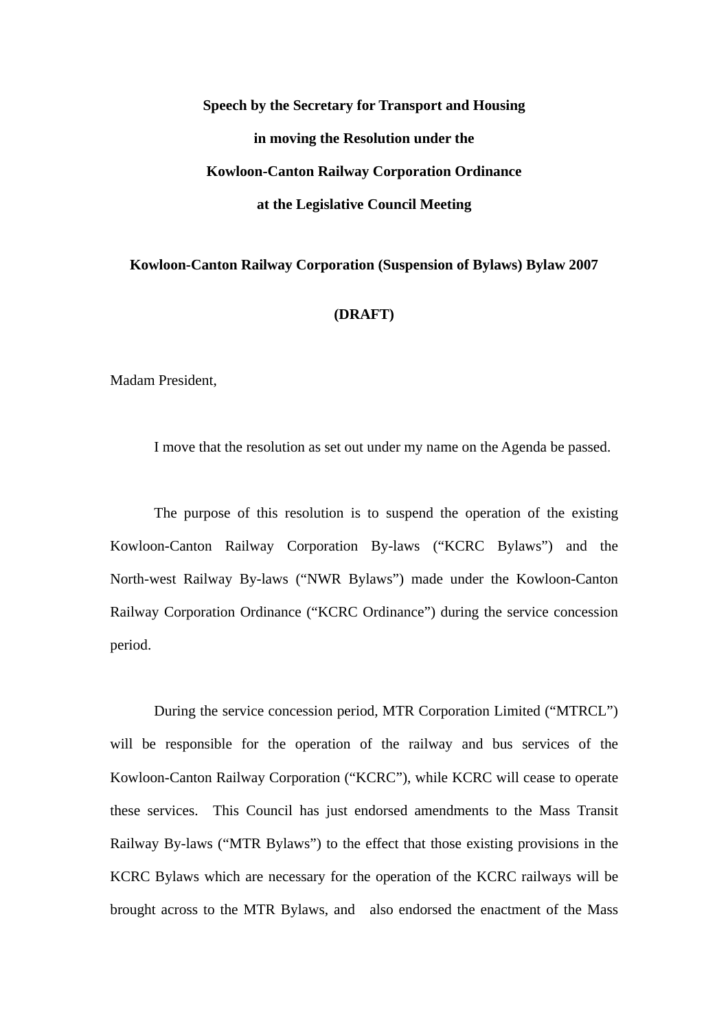**Speech by the Secretary for Transport and Housing**

**in moving the Resolution under the**

**Kowloon-Canton Railway Corporation Ordinance**

**at the Legislative Council Meeting**

**Kowloon-Canton Railway Corporation (Suspension of Bylaws) Bylaw 2007**

**(DRAFT)**

Madam President,

I move that the resolution as set out under my name on the Agenda be passed.

The purpose of this resolution is to suspend the operation of the existing Kowloon-Canton Railway Corporation By-laws ("KCRC Bylaws") and the North-west Railway By-laws ("NWR Bylaws") made under the Kowloon-Canton Railway Corporation Ordinance ("KCRC Ordinance") during the service concession period.

During the service concession period, MTR Corporation Limited ("MTRCL") will be responsible for the operation of the railway and bus services of the Kowloon-Canton Railway Corporation ("KCRC"), while KCRC will cease to operate these services. This Council has just endorsed amendments to the Mass Transit Railway By-laws ("MTR Bylaws") to the effect that those existing provisions in the KCRC Bylaws which are necessary for the operation of the KCRC railways will be brought across to the MTR Bylaws, and also endorsed the enactment of the Mass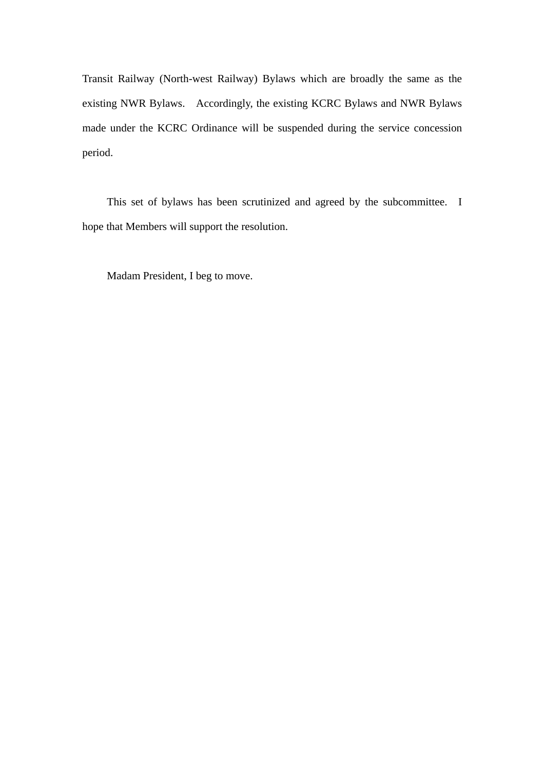Transit Railway (North-west Railway) Bylaws which are broadly the same as the existing NWR Bylaws. Accordingly, the existing KCRC Bylaws and NWR Bylaws made under the KCRC Ordinance will be suspended during the service concession period.

This set of bylaws has been scrutinized and agreed by the subcommittee. I hope that Members will support the resolution.

Madam President, I beg to move.